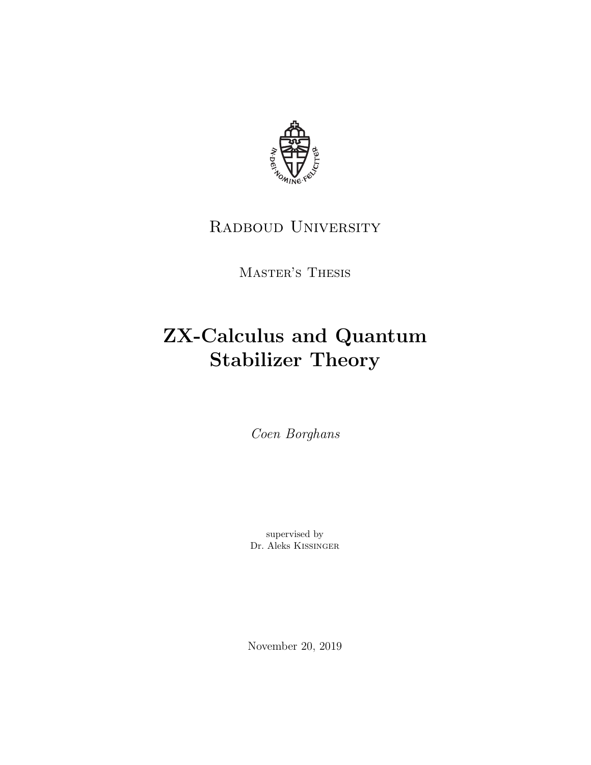Radboud University

Master's Thesis

# ZX-Calculus and Quantum Stabilizer Theory

*Coen Borghans*

supervised by
Dr. Aleks Kissinger

November 20, 2019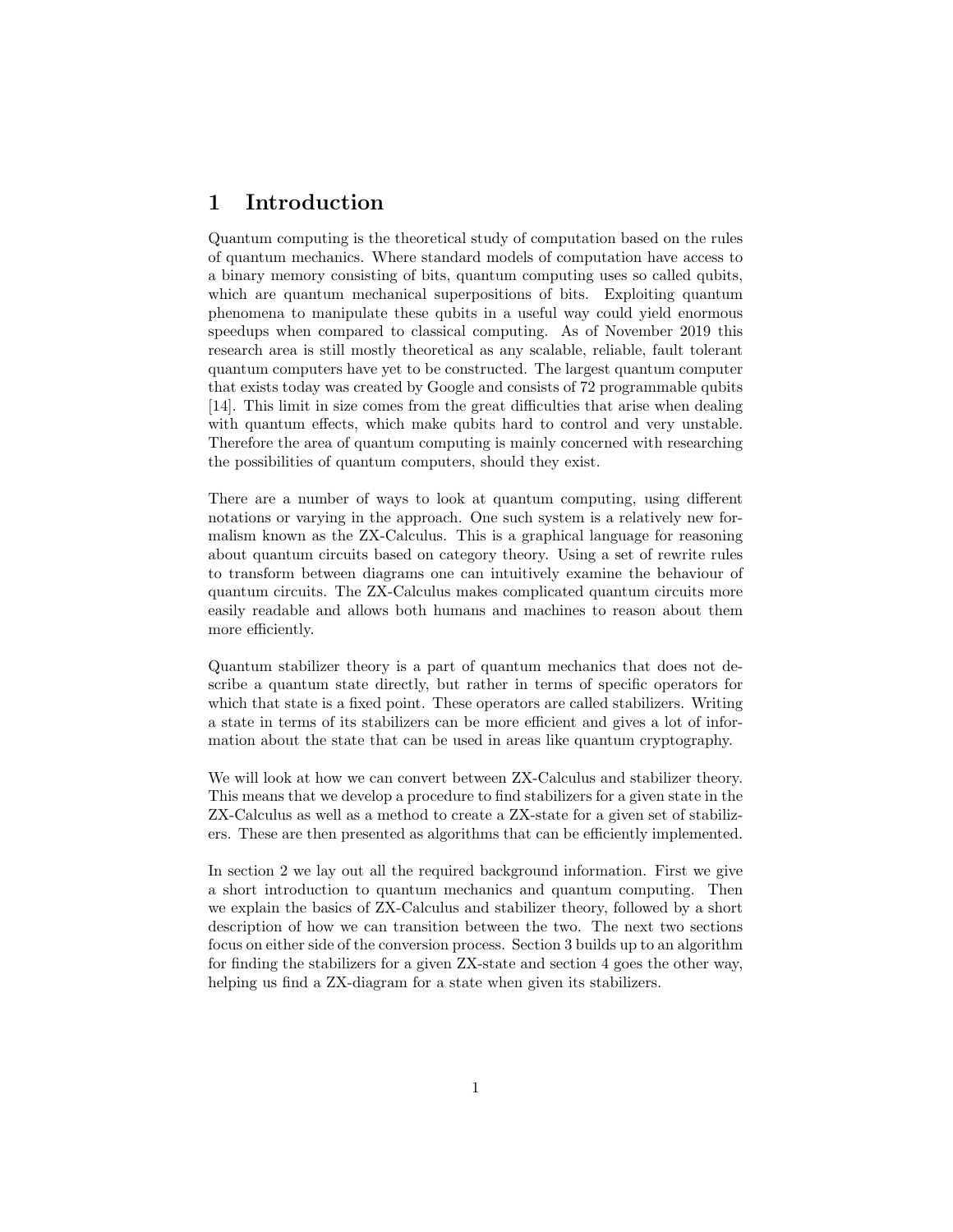# 1 Introduction

Quantum computing is the theoretical study of computation based on the rules of quantum mechanics. Where standard models of computation have access to a binary memory consisting of bits, quantum computing uses so called qubits, which are quantum mechanical superpositions of bits. Exploiting quantum phenomena to manipulate these qubits in a useful way could yield enormous speedups when compared to classical computing. As of November 2019 this research area is still mostly theoretical as any scalable, reliable, fault tolerant quantum computers have yet to be constructed. The largest quantum computer that exists today was created by Google and consists of 72 programmable qubits [14]. This limit in size comes from the great difficulties that arise when dealing with quantum effects, which make qubits hard to control and very unstable. Therefore the area of quantum computing is mainly concerned with researching the possibilities of quantum computers, should they exist.

There are a number of ways to look at quantum computing, using different notations or varying in the approach. One such system is a relatively new formalism known as the ZX-Calculus. This is a graphical language for reasoning about quantum circuits based on category theory. Using a set of rewrite rules to transform between diagrams one can intuitively examine the behaviour of quantum circuits. The ZX-Calculus makes complicated quantum circuits more easily readable and allows both humans and machines to reason about them more efficiently.

Quantum stabilizer theory is a part of quantum mechanics that does not describe a quantum state directly, but rather in terms of specific operators for which that state is a fixed point. These operators are called stabilizers. Writing a state in terms of its stabilizers can be more efficient and gives a lot of information about the state that can be used in areas like quantum cryptography.

We will look at how we can convert between ZX-Calculus and stabilizer theory. This means that we develop a procedure to find stabilizers for a given state in the ZX-Calculus as well as a method to create a ZX-state for a given set of stabilizers. These are then presented as algorithms that can be efficiently implemented.

In section 2 we lay out all the required background information. First we give a short introduction to quantum mechanics and quantum computing. Then we explain the basics of ZX-Calculus and stabilizer theory, followed by a short description of how we can transition between the two. The next two sections focus on either side of the conversion process. Section 3 builds up to an algorithm for finding the stabilizers for a given ZX-state and section 4 goes the other way, helping us find a ZX-diagram for a state when given its stabilizers.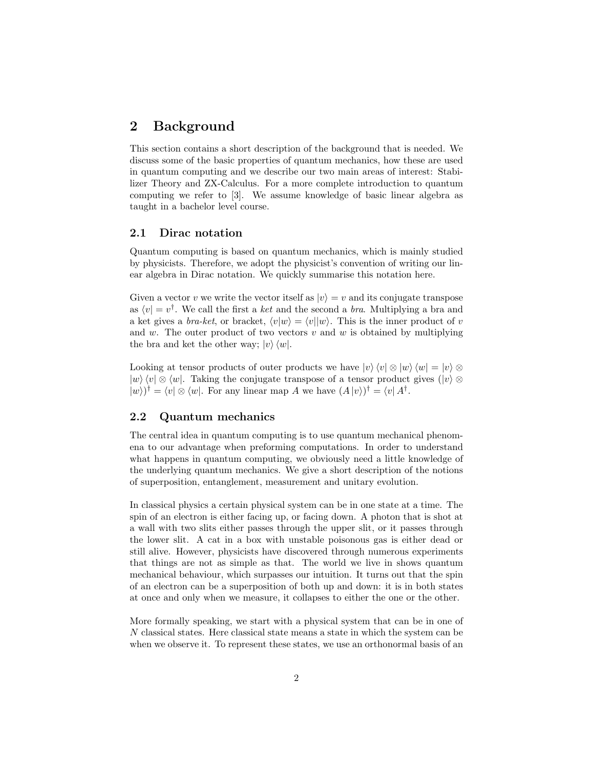## 2 Background

This section contains a short description of the background that is needed. We discuss some of the basic properties of quantum mechanics, how these are used in quantum computing and we describe our two main areas of interest: Stabilizer Theory and ZX-Calculus. For a more complete introduction to quantum computing we refer to [3]. We assume knowledge of basic linear algebra as taught in a bachelor level course.

### 2.1 Dirac notation

Quantum computing is based on quantum mechanics, which is mainly studied by physicists. Therefore, we adopt the physicist's convention of writing our linear algebra in Dirac notation. We quickly summarise this notation here.

Given a vector $v$ we write the vector itself as $|v\rangle = v$ and its conjugate transpose as $\langle v| = v^\dagger$. We call the first a *ket* and the second a *bra*. Multiplying a bra and a ket gives a *bra-ket*, or bracket, $\langle v|w\rangle = \langle v||w\rangle$. This is the inner product of $v$ and $w$. The outer product of two vectors $v$ and $w$ is obtained by multiplying the bra and ket the other way; $|v\rangle\langle w|$.

Looking at tensor products of outer products we have $|v\rangle\langle v| \otimes |w\rangle\langle w| = |v\rangle \otimes |w\rangle\langle v| \otimes \langle w|$. Taking the conjugate transpose of a tensor product gives $(|v\rangle \otimes |w\rangle)^\dagger = \langle v| \otimes \langle w|$. For any linear map $A$ we have $(A|v\rangle)^\dagger = \langle v| A^\dagger$.

### 2.2 Quantum mechanics

The central idea in quantum computing is to use quantum mechanical phenomena to our advantage when preforming computations. In order to understand what happens in quantum computing, we obviously need a little knowledge of the underlying quantum mechanics. We give a short description of the notions of superposition, entanglement, measurement and unitary evolution.

In classical physics a certain physical system can be in one state at a time. The spin of an electron is either facing up, or facing down. A photon that is shot at a wall with two slits either passes through the upper slit, or it passes through the lower slit. A cat in a box with unstable poisonous gas is either dead or still alive. However, physicists have discovered through numerous experiments that things are not as simple as that. The world we live in shows quantum mechanical behaviour, which surpasses our intuition. It turns out that the spin of an electron can be a superposition of both up and down: it is in both states at once and only when we measure, it collapses to either the one or the other.

More formally speaking, we start with a physical system that can be in one of $N$ classical states. Here classical state means a state in which the system can be when we observe it. To represent these states, we use an orthonormal basis of an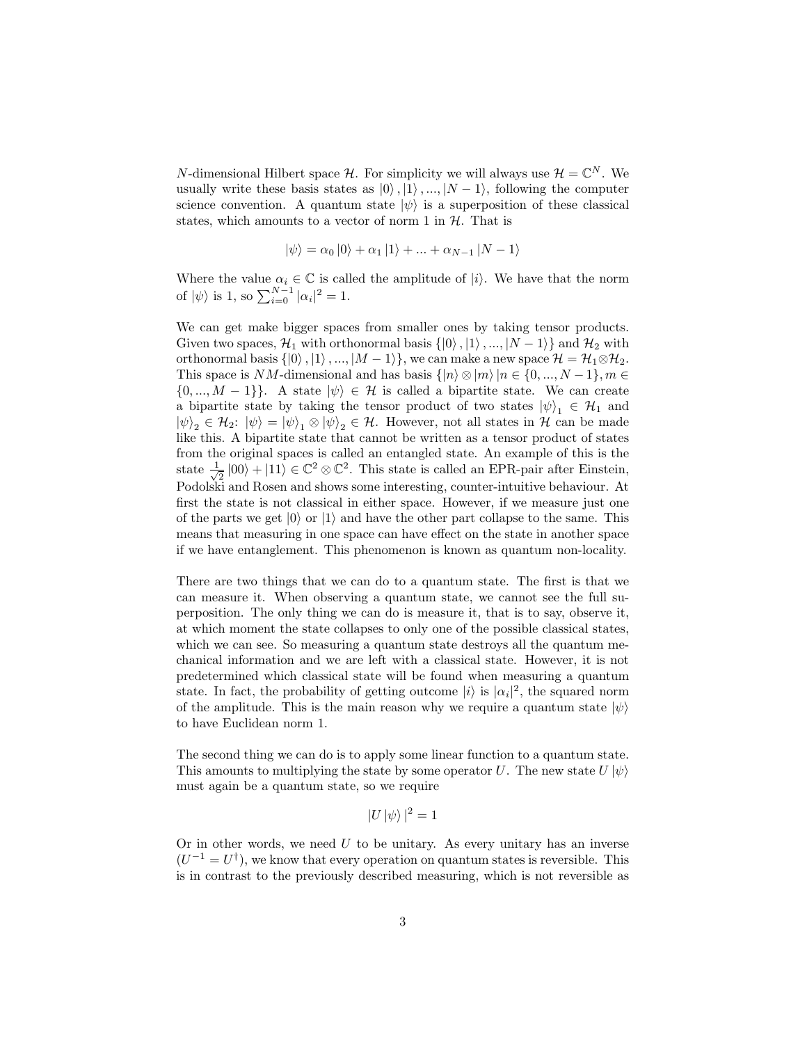$N$-dimensional Hilbert space $\mathcal{H}$. For simplicity we will always use $\mathcal{H} = \mathbb{C}^N$. We usually write these basis states as $|0\rangle, |1\rangle, ..., |N-1\rangle$, following the computer science convention. A quantum state $|\psi\rangle$ is a superposition of these classical states, which amounts to a vector of norm 1 in $\mathcal{H}$. That is

$$|\psi\rangle = \alpha_0 |0\rangle + \alpha_1 |1\rangle + ... + \alpha_{N-1} |N-1\rangle$$

Where the value $\alpha_i \in \mathbb{C}$ is called the amplitude of $|i\rangle$. We have that the norm of $|\psi\rangle$ is 1, so $\sum_{i=0}^{N-1} |\alpha_i|^2 = 1$.

We can get make bigger spaces from smaller ones by taking tensor products. Given two spaces, $\mathcal{H}_1$ with orthonormal basis $\{|0\rangle, |1\rangle, ..., |N-1\rangle\}$ and $\mathcal{H}_2$ with orthonormal basis $\{|0\rangle, |1\rangle, ..., |M-1\rangle\}$, we can make a new space $\mathcal{H} = \mathcal{H}_1 \otimes \mathcal{H}_2$. This space is $NM$-dimensional and has basis $\{|n\rangle \otimes |m\rangle \, | n \in \{0, ..., N-1\}, m \in \{0, ..., M-1\}\}$. A state $|\psi\rangle \in \mathcal{H}$ is called a bipartite state. We can create a bipartite state by taking the tensor product of two states $|\psi\rangle_1 \in \mathcal{H}_1$ and $|\psi\rangle_2 \in \mathcal{H}_2$: $|\psi\rangle = |\psi\rangle_1 \otimes |\psi\rangle_2 \in \mathcal{H}$. However, not all states in $\mathcal{H}$ can be made like this. A bipartite state that cannot be written as a tensor product of states from the original spaces is called an entangled state. An example of this is the state $\frac{1}{\sqrt{2}} |00\rangle + |11\rangle \in \mathbb{C}^2 \otimes \mathbb{C}^2$. This state is called an EPR-pair after Einstein, Podolski and Rosen and shows some interesting, counter-intuitive behaviour. At first the state is not classical in either space. However, if we measure just one of the parts we get $|0\rangle$ or $|1\rangle$ and have the other part collapse to the same. This means that measuring in one space can have effect on the state in another space if we have entanglement. This phenomenon is known as quantum non-locality.

There are two things that we can do to a quantum state. The first is that we can measure it. When observing a quantum state, we cannot see the full superposition. The only thing we can do is measure it, that is to say, observe it, at which moment the state collapses to only one of the possible classical states, which we can see. So measuring a quantum state destroys all the quantum mechanical information and we are left with a classical state. However, it is not predetermined which classical state will be found when measuring a quantum state. In fact, the probability of getting outcome $|i\rangle$ is $|\alpha_i|^2$, the squared norm of the amplitude. This is the main reason why we require a quantum state $|\psi\rangle$ to have Euclidean norm 1.

The second thing we can do is to apply some linear function to a quantum state. This amounts to multiplying the state by some operator $U$. The new state $U|\psi\rangle$ must again be a quantum state, so we require

$$|U|\psi\rangle|^2 = 1$$

Or in other words, we need $U$ to be unitary. As every unitary has an inverse ($U^{-1} = U^\dagger$), we know that every operation on quantum states is reversible. This is in contrast to the previously described measuring, which is not reversible as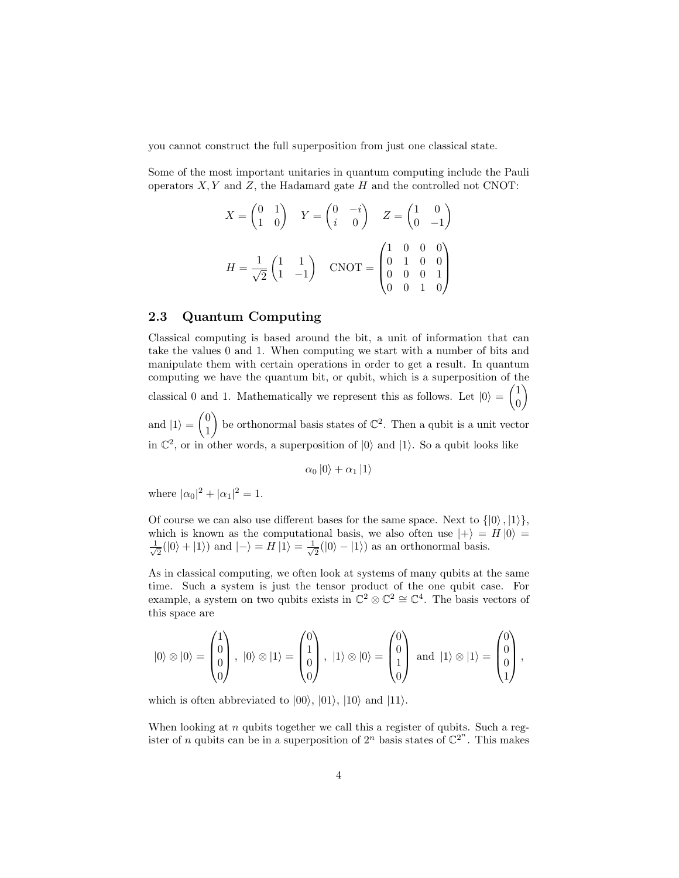you cannot construct the full superposition from just one classical state.

Some of the most important unitaries in quantum computing include the Pauli operators $X, Y$ and $Z$, the Hadamard gate $H$ and the controlled not CNOT:

$$X = \begin{pmatrix} 0 & 1 \\ 1 & 0 \end{pmatrix} \quad Y = \begin{pmatrix} 0 & -i \\ i & 0 \end{pmatrix} \quad Z = \begin{pmatrix} 1 & 0 \\ 0 & -1 \end{pmatrix}$$

$$H = \frac{1}{\sqrt{2}} \begin{pmatrix} 1 & 1 \\ 1 & -1 \end{pmatrix} \quad \text{CNOT} = \begin{pmatrix} 1 & 0 & 0 & 0 \\ 0 & 1 & 0 & 0 \\ 0 & 0 & 0 & 1 \\ 0 & 0 & 1 & 0 \end{pmatrix}$$

## 2.3 Quantum Computing

Classical computing is based around the bit, a unit of information that can take the values 0 and 1. When computing we start with a number of bits and manipulate them with certain operations in order to get a result. In quantum computing we have the quantum bit, or qubit, which is a superposition of the classical 0 and 1. Mathematically we represent this as follows. Let $|0\rangle = \begin{pmatrix} 1 \\ 0 \end{pmatrix}$ and $|1\rangle = \begin{pmatrix} 0 \\ 1 \end{pmatrix}$ be orthonormal basis states of $\mathbb{C}^2$. Then a qubit is a unit vector in $\mathbb{C}^2$, or in other words, a superposition of $|0\rangle$ and $|1\rangle$. So a qubit looks like

$$\alpha_0 |0\rangle + \alpha_1 |1\rangle$$

where $|\alpha_0|^2 + |\alpha_1|^2 = 1$.

Of course we can also use different bases for the same space. Next to $\{|0\rangle, |1\rangle\}$, which is known as the computational basis, we also often use $|+\rangle = H|0\rangle = \frac{1}{\sqrt{2}}(|0\rangle + |1\rangle)$ and $|-\rangle = H|1\rangle = \frac{1}{\sqrt{2}}(|0\rangle - |1\rangle)$ as an orthonormal basis.

As in classical computing, we often look at systems of many qubits at the same time. Such a system is just the tensor product of the one qubit case. For example, a system on two qubits exists in $\mathbb{C}^2 \otimes \mathbb{C}^2 \cong \mathbb{C}^4$. The basis vectors of this space are

$$|0\rangle \otimes |0\rangle = \begin{pmatrix} 1 \\ 0 \\ 0 \\ 0 \end{pmatrix}, \ |0\rangle \otimes |1\rangle = \begin{pmatrix} 0 \\ 1 \\ 0 \\ 0 \end{pmatrix}, \ |1\rangle \otimes |0\rangle = \begin{pmatrix} 0 \\ 0 \\ 1 \\ 0 \end{pmatrix} \text{ and } |1\rangle \otimes |1\rangle = \begin{pmatrix} 0 \\ 0 \\ 0 \\ 1 \end{pmatrix},$$

which is often abbreviated to $|00\rangle$, $|01\rangle$, $|10\rangle$ and $|11\rangle$.

When looking at $n$ qubits together we call this a register of qubits. Such a register of $n$ qubits can be in a superposition of $2^n$ basis states of $\mathbb{C}^{2^n}$. This makes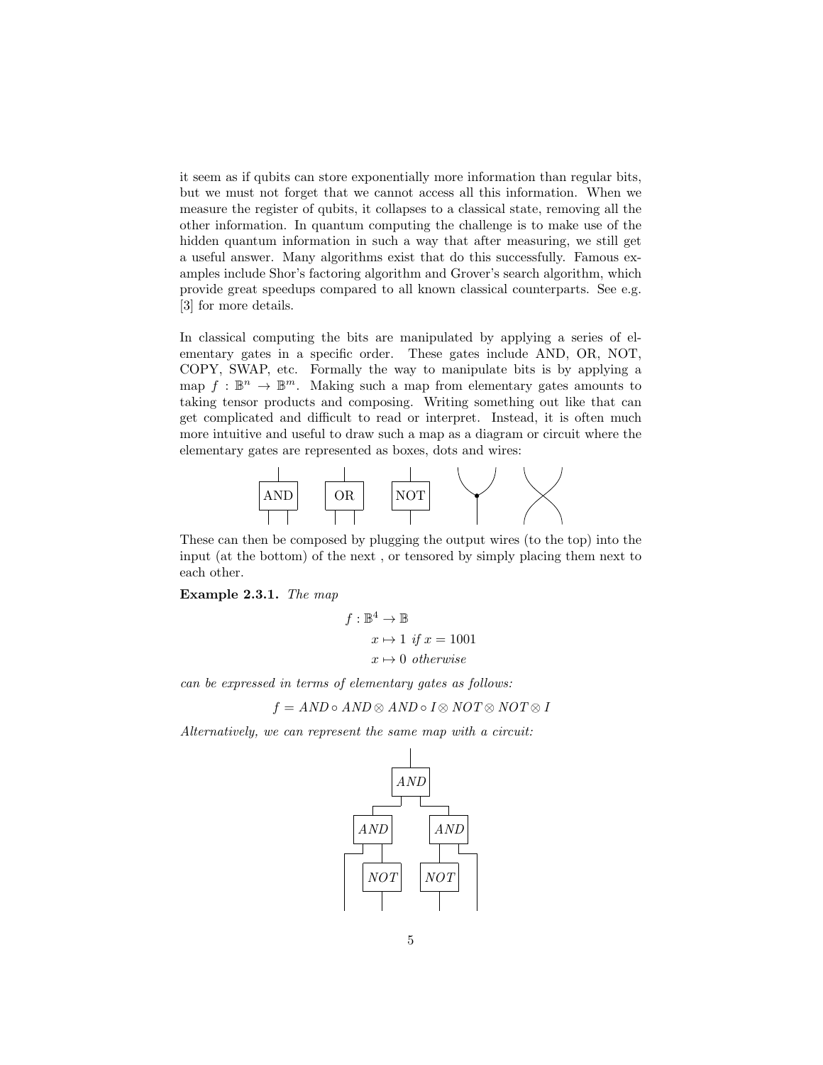it seem as if qubits can store exponentially more information than regular bits, but we must not forget that we cannot access all this information. When we measure the register of qubits, it collapses to a classical state, removing all the other information. In quantum computing the challenge is to make use of the hidden quantum information in such a way that after measuring, we still get a useful answer. Many algorithms exist that do this successfully. Famous examples include Shor's factoring algorithm and Grover's search algorithm, which provide great speedups compared to all known classical counterparts. See e.g. [3] for more details.

In classical computing the bits are manipulated by applying a series of elementary gates in a specific order. These gates include AND, OR, NOT, COPY, SWAP, etc. Formally the way to manipulate bits is by applying a map $f : \mathbb{B}^n \to \mathbb{B}^m$. Making such a map from elementary gates amounts to taking tensor products and composing. Writing something out like that can get complicated and difficult to read or interpret. Instead, it is often much more intuitive and useful to draw such a map as a diagram or circuit where the elementary gates are represented as boxes, dots and wires:

These can then be composed by plugging the output wires (to the top) into the input (at the bottom) of the next , or tensored by simply placing them next to each other.

**Example 2.3.1.** *The map*

$$
\begin{aligned}
f : \mathbb{B}^4 &\to \mathbb{B} \\
x &\mapsto 1 \textit{ if } x = 1001 \\
x &\mapsto 0 \textit{ otherwise}
\end{aligned}
$$

*can be expressed in terms of elementary gates as follows:*

$$f = AND \circ AND \otimes AND \circ I \otimes NOT \otimes NOT \otimes I$$

*Alternatively, we can represent the same map with a circuit:*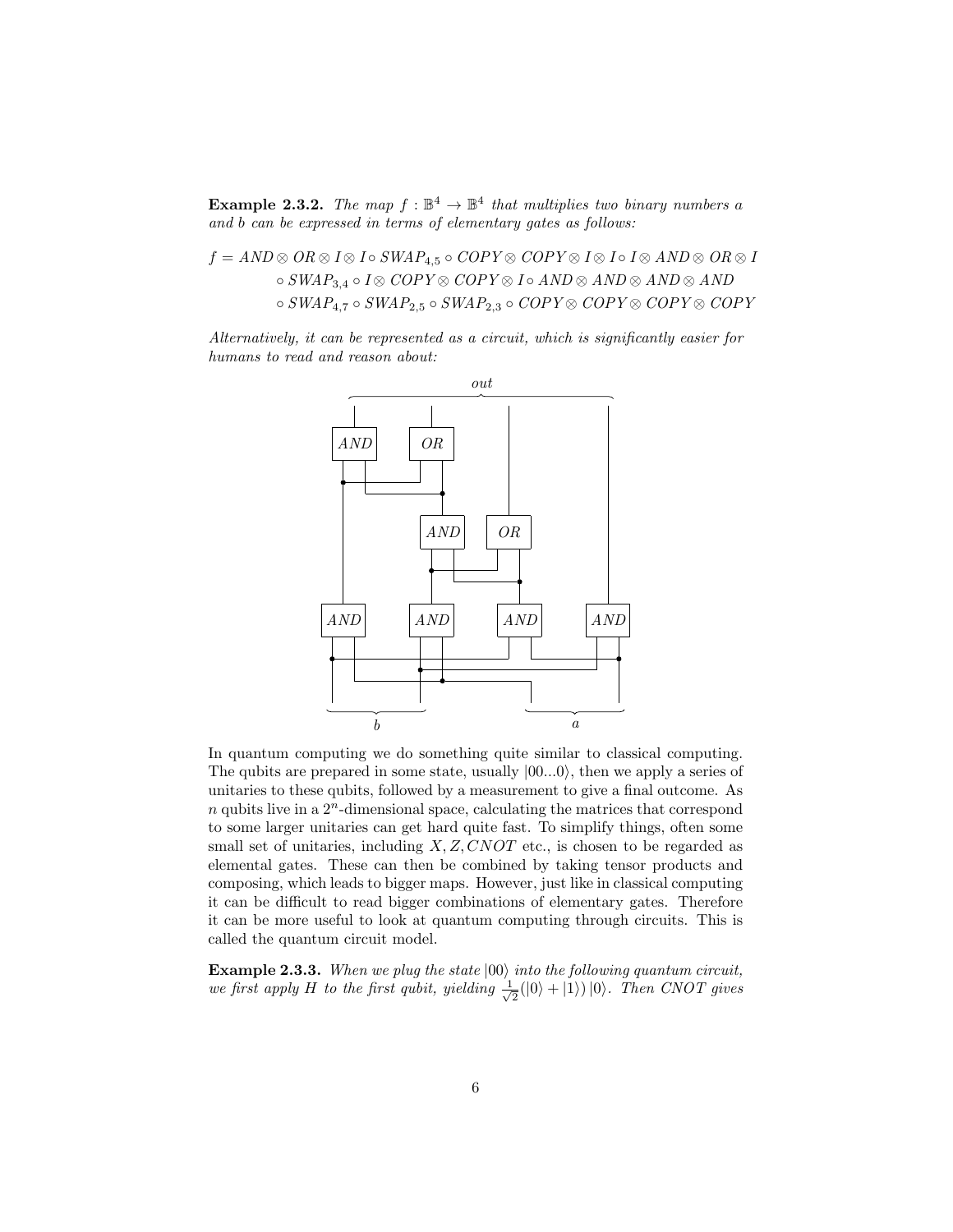**Example 2.3.2.** *The map $f : \mathbb{B}^4 \to \mathbb{B}^4$ that multiplies two binary numbers $a$ and $b$ can be expressed in terms of elementary gates as follows:*

$$
\begin{aligned}
f = AND \otimes OR \otimes I \otimes I \circ SWAP_{4,5} \circ COPY \otimes COPY \otimes I \otimes I \circ I \otimes AND \otimes OR \otimes I \\
\circ SWAP_{3,4} \circ I \otimes COPY \otimes COPY \otimes I \circ AND \otimes AND \otimes AND \otimes AND \\
\circ SWAP_{4,7} \circ SWAP_{2,5} \circ SWAP_{2,3} \circ COPY \otimes COPY \otimes COPY \otimes COPY
\end{aligned}
$$

*Alternatively, it can be represented as a circuit, which is significantly easier for humans to read and reason about:*

In quantum computing we do something quite similar to classical computing. The qubits are prepared in some state, usually $|00...0\rangle$, then we apply a series of unitaries to these qubits, followed by a measurement to give a final outcome. As $n$ qubits live in a $2^n$-dimensional space, calculating the matrices that correspond to some larger unitaries can get hard quite fast. To simplify things, often some small set of unitaries, including $X, Z, CNOT$ etc., is chosen to be regarded as elemental gates. These can then be combined by taking tensor products and composing, which leads to bigger maps. However, just like in classical computing it can be difficult to read bigger combinations of elementary gates. Therefore it can be more useful to look at quantum computing through circuits. This is called the quantum circuit model.

**Example 2.3.3.** *When we plug the state $|00\rangle$ into the following quantum circuit, we first apply $H$ to the first qubit, yielding $\frac{1}{\sqrt{2}}(|0\rangle + |1\rangle)|0\rangle$. Then $CNOT$ gives*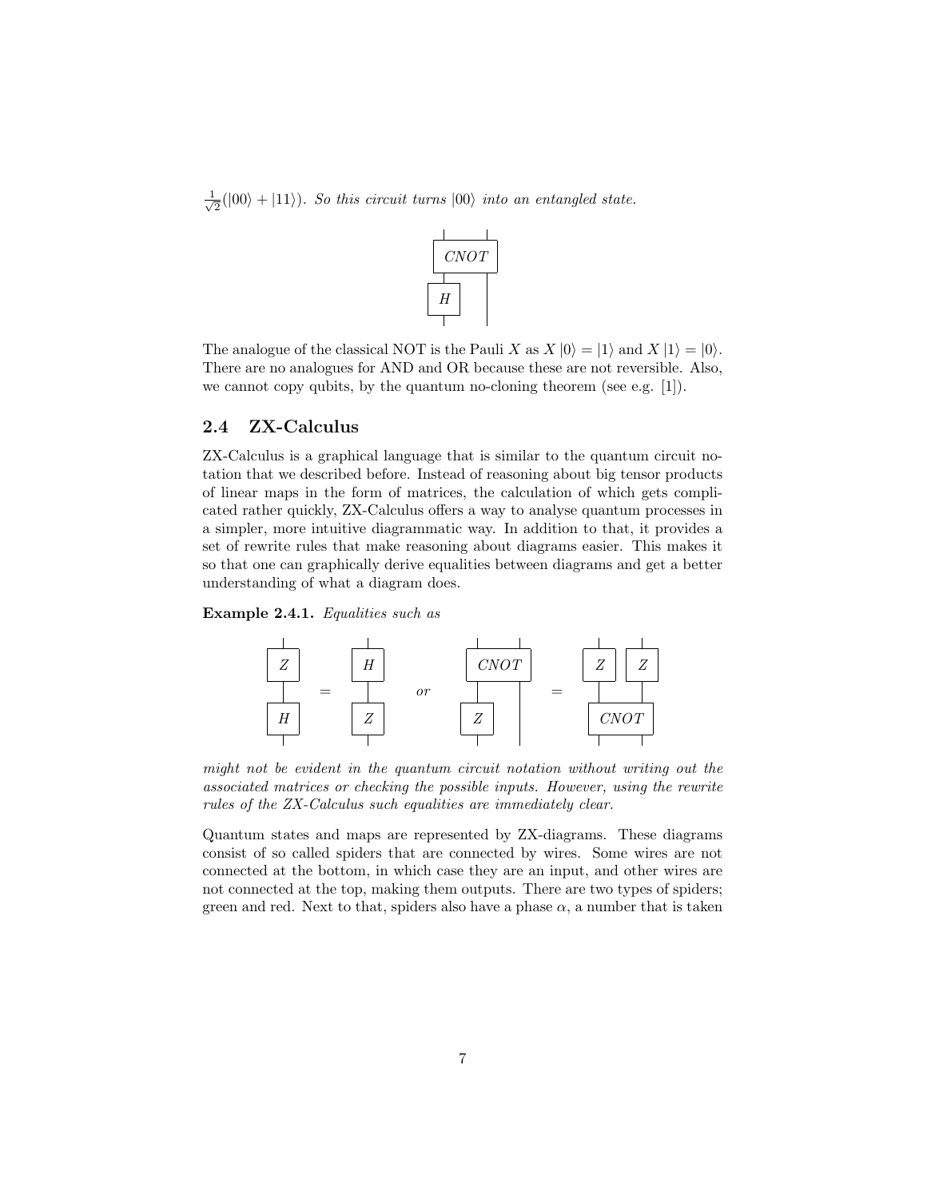$\frac{1}{\sqrt{2}}(|00\rangle + |11\rangle)$. *So this circuit turns* $|00\rangle$ *into an entangled state.*

The analogue of the classical NOT is the Pauli $X$ as $X|0\rangle = |1\rangle$ and $X|1\rangle = |0\rangle$. There are no analogues for AND and OR because these are not reversible. Also, we cannot copy qubits, by the quantum no-cloning theorem (see e.g. [1]).

## 2.4 ZX-Calculus

ZX-Calculus is a graphical language that is similar to the quantum circuit notation that we described before. Instead of reasoning about big tensor products of linear maps in the form of matrices, the calculation of which gets complicated rather quickly, ZX-Calculus offers a way to analyse quantum processes in a simpler, more intuitive diagrammatic way. In addition to that, it provides a set of rewrite rules that make reasoning about diagrams easier. This makes it so that one can graphically derive equalities between diagrams and get a better understanding of what a diagram does.

**Example 2.4.1.** *Equalities such as*

*might not be evident in the quantum circuit notation without writing out the associated matrices or checking the possible inputs. However, using the rewrite rules of the ZX-Calculus such equalities are immediately clear.*

Quantum states and maps are represented by ZX-diagrams. These diagrams consist of so called spiders that are connected by wires. Some wires are not connected at the bottom, in which case they are an input, and other wires are not connected at the top, making them outputs. There are two types of spiders; green and red. Next to that, spiders also have a phase $\alpha$, a number that is taken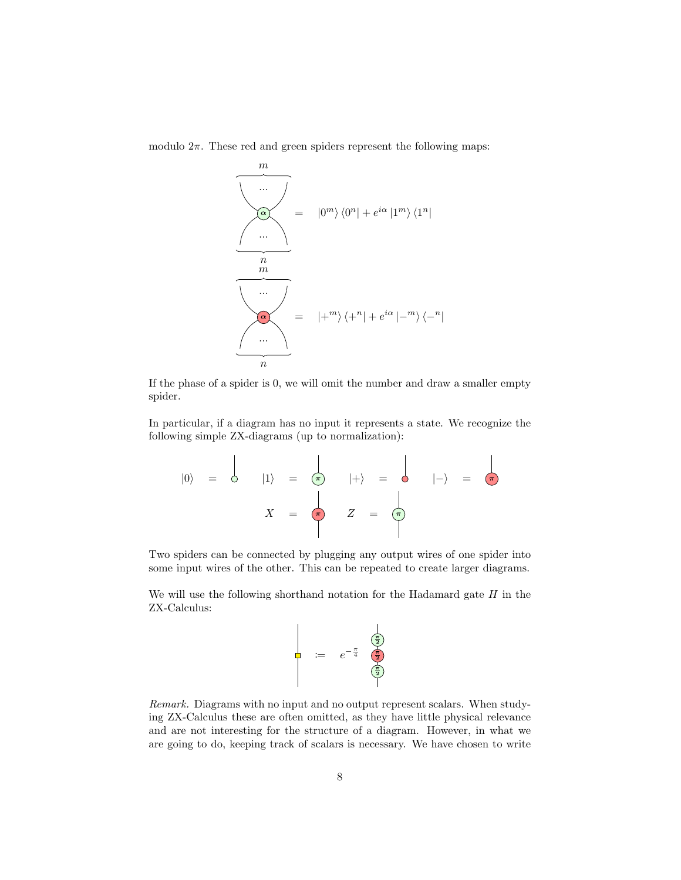modulo $2\pi$. These red and green spiders represent the following maps:

$$\text{(green spider, phase } \alpha\text{, } m \text{ outputs, } n \text{ inputs)} \quad = \quad |0^m\rangle\langle 0^n| + e^{i\alpha}|1^m\rangle\langle 1^n|$$

$$\text{(red spider, phase } \alpha\text{, } m \text{ outputs, } n \text{ inputs)} \quad = \quad |+^m\rangle\langle +^n| + e^{i\alpha}|-^m\rangle\langle -^n|$$

If the phase of a spider is 0, we will omit the number and draw a smaller empty spider.

In particular, if a diagram has no input it represents a state. We recognize the following simple ZX-diagrams (up to normalization):

$|0\rangle$ = (green spider, phase 0, one output) $\quad |1\rangle$ = (green spider, phase $\pi$, one output) $\quad |+\rangle$ = (red spider, phase 0, one output) $\quad |-\rangle$ = (red spider, phase $\pi$, one output)

$X$ = (red spider, phase $\pi$, one input, one output) $\quad Z$ = (green spider, phase $\pi$, one input, one output)

Two spiders can be connected by plugging any output wires of one spider into some input wires of the other. This can be repeated to create larger diagrams.

We will use the following shorthand notation for the Hadamard gate $H$ in the ZX-Calculus:

(yellow box on a wire) $:= \quad e^{-\frac{\pi}{4}}$ (green spider $\frac{\pi}{2}$, red spider $\frac{\pi}{2}$, green spider $\frac{\pi}{2}$ in series)

*Remark.* Diagrams with no input and no output represent scalars. When studying ZX-Calculus these are often omitted, as they have little physical relevance and are not interesting for the structure of a diagram. However, in what we are going to do, keeping track of scalars is necessary. We have chosen to write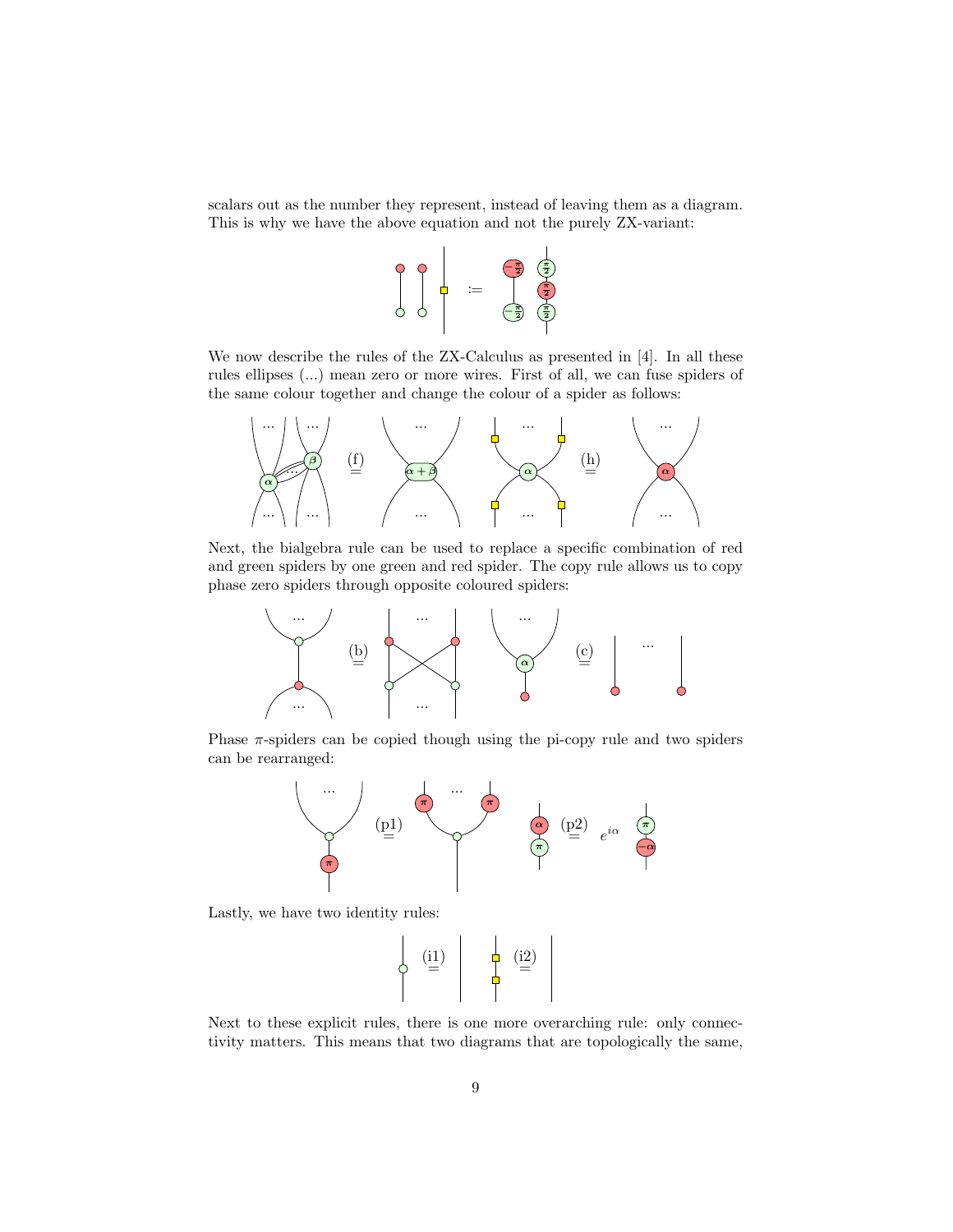scalars out as the number they represent, instead of leaving them as a diagram. This is why we have the above equation and not the purely ZX-variant:

We now describe the rules of the ZX-Calculus as presented in [4]. In all these rules ellipses (...) mean zero or more wires. First of all, we can fuse spiders of the same colour together and change the colour of a spider as follows:

Next, the bialgebra rule can be used to replace a specific combination of red and green spiders by one green and red spider. The copy rule allows us to copy phase zero spiders through opposite coloured spiders:

Phase $\pi$-spiders can be copied though using the pi-copy rule and two spiders can be rearranged:

Lastly, we have two identity rules:

Next to these explicit rules, there is one more overarching rule: only connectivity matters. This means that two diagrams that are topologically the same,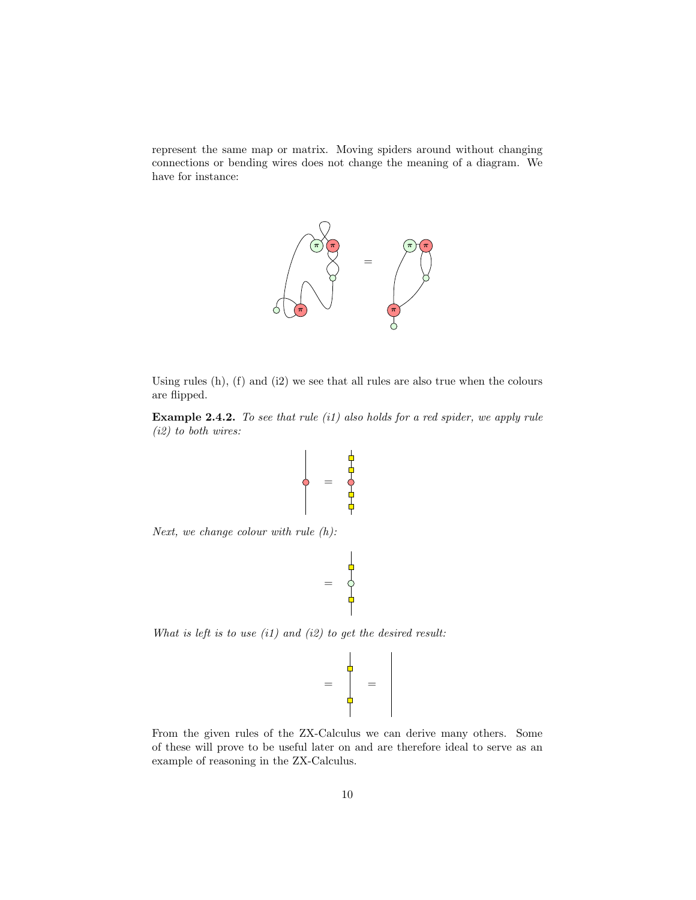represent the same map or matrix. Moving spiders around without changing connections or bending wires does not change the meaning of a diagram. We have for instance:

Using rules (h), (f) and (i2) we see that all rules are also true when the colours are flipped.

**Example 2.4.2.** *To see that rule (i1) also holds for a red spider, we apply rule (i2) to both wires:*

*Next, we change colour with rule (h):*

*What is left is to use (i1) and (i2) to get the desired result:*

From the given rules of the ZX-Calculus we can derive many others. Some of these will prove to be useful later on and are therefore ideal to serve as an example of reasoning in the ZX-Calculus.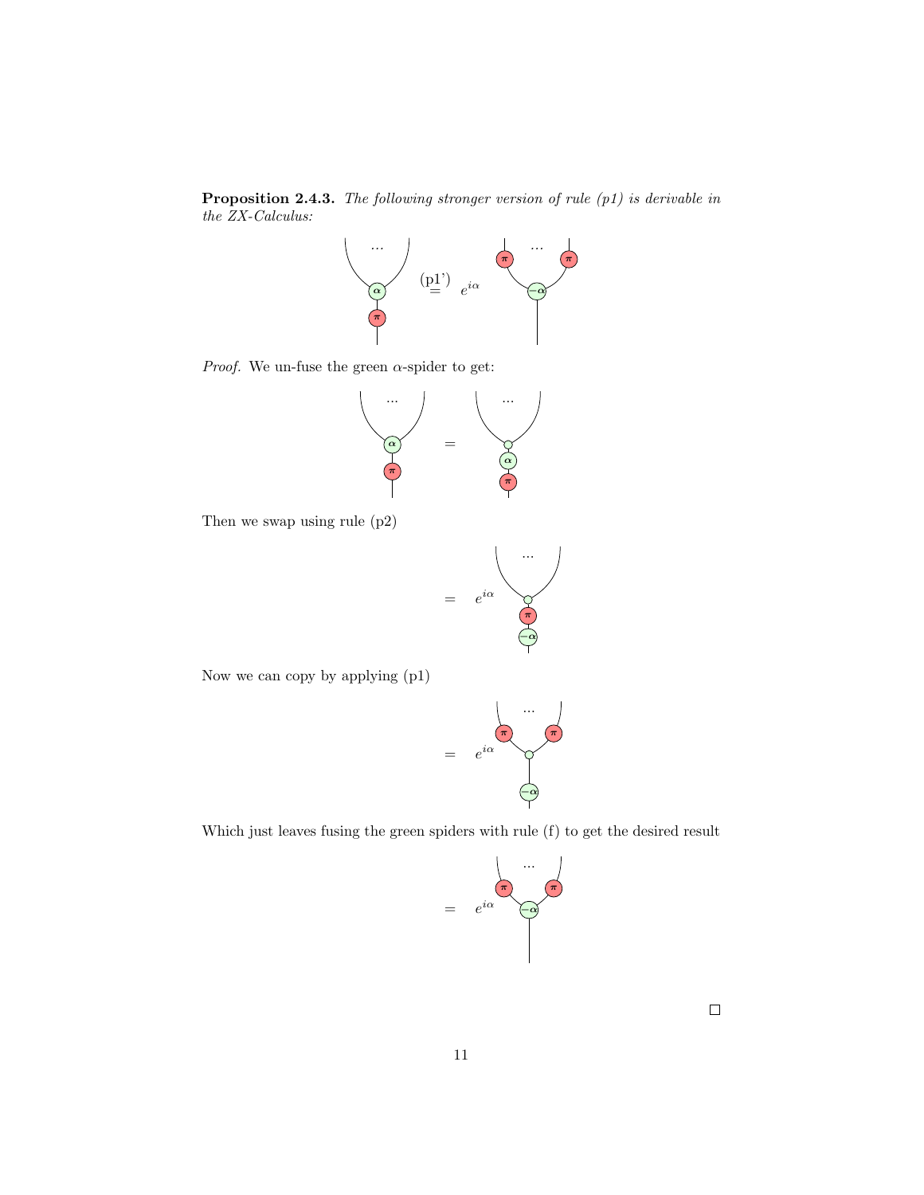**Proposition 2.4.3.** *The following stronger version of rule (p1) is derivable in the ZX-Calculus:*

$$\overset{\text{(p1')}}{=} \quad e^{i\alpha}$$

*Proof.* We un-fuse the green $\alpha$-spider to get:

$$=$$

Then we swap using rule (p2)

$$= \quad e^{i\alpha}$$

Now we can copy by applying (p1)

$$= \quad e^{i\alpha}$$

Which just leaves fusing the green spiders with rule (f) to get the desired result

$$= \quad e^{i\alpha}$$

□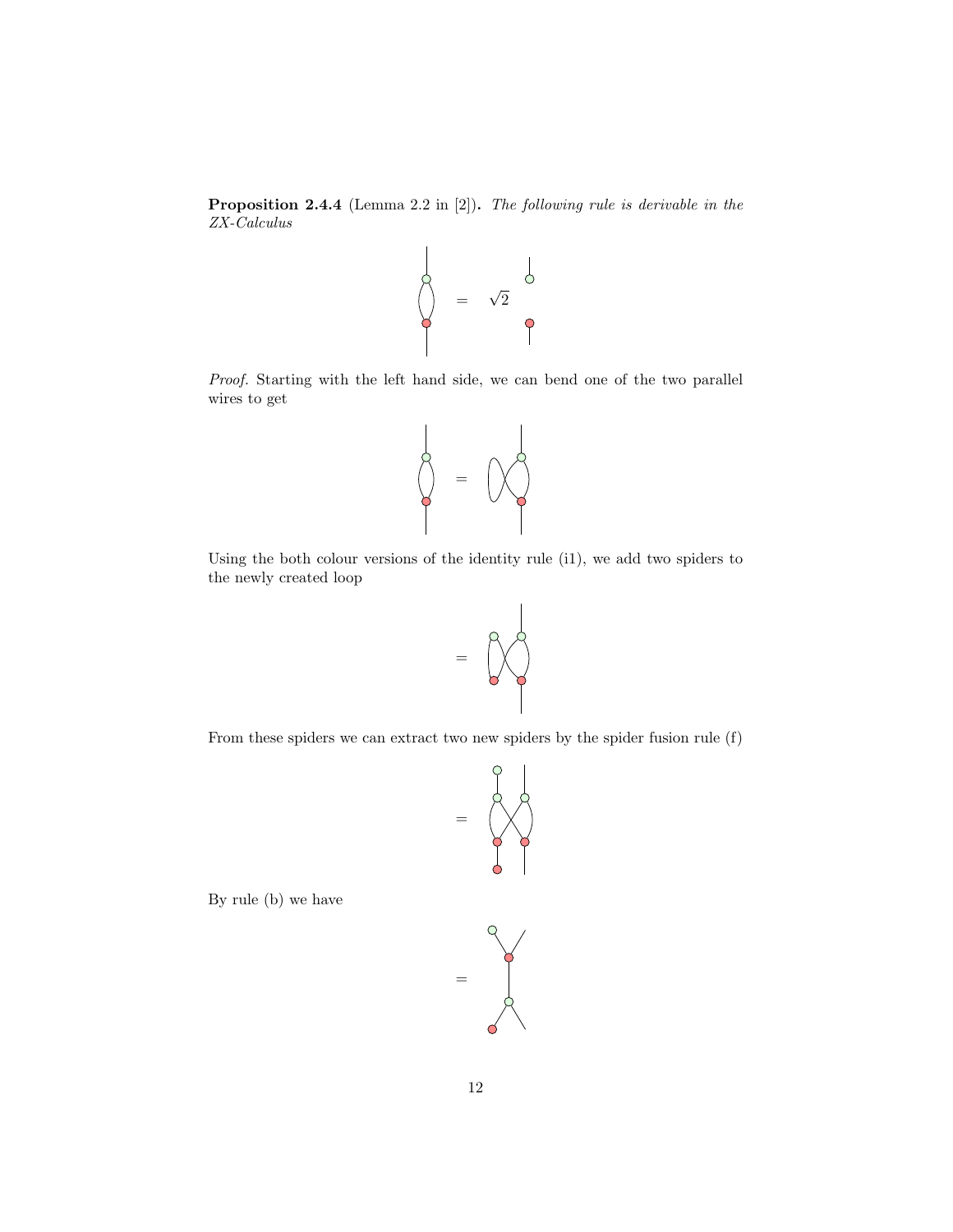**Proposition 2.4.4** (Lemma 2.2 in [2]). *The following rule is derivable in the ZX-Calculus*

$$= \quad \sqrt{2}$$

*Proof.* Starting with the left hand side, we can bend one of the two parallel wires to get

$$=$$

Using the both colour versions of the identity rule (i1), we add two spiders to the newly created loop

$$=$$

From these spiders we can extract two new spiders by the spider fusion rule (f)

$$=$$

By rule (b) we have

$$=$$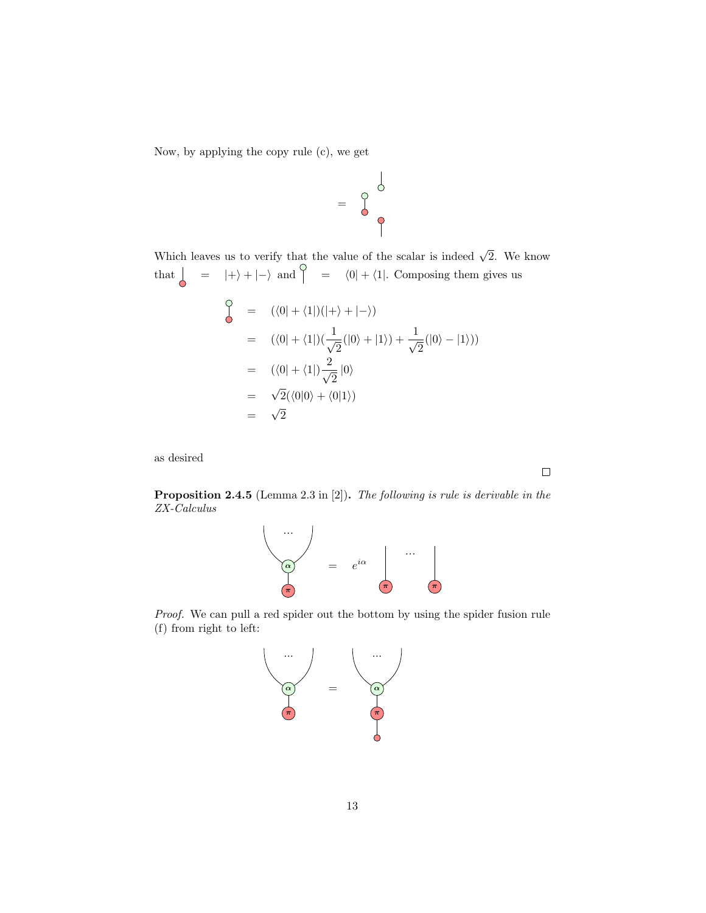Now, by applying the copy rule (c), we get

$$=$$

Which leaves us to verify that the value of the scalar is indeed $\sqrt{2}$. We know that $= \quad |+\rangle + |-\rangle$ and $= \quad \langle 0| + \langle 1|$. Composing them gives us

$$
\begin{aligned}
&= (\langle 0| + \langle 1|)(|+\rangle + |-\rangle) \\
&= (\langle 0| + \langle 1|)(\frac{1}{\sqrt{2}}(|0\rangle + |1\rangle) + \frac{1}{\sqrt{2}}(|0\rangle - |1\rangle)) \\
&= (\langle 0| + \langle 1|)\frac{2}{\sqrt{2}}|0\rangle \\
&= \sqrt{2}(\langle 0|0\rangle + \langle 0|1\rangle) \\
&= \sqrt{2}
\end{aligned}
$$

as desired

□

**Proposition 2.4.5** (Lemma 2.3 in [2])**.** *The following is rule is derivable in the ZX-Calculus*

$$= \quad e^{i\alpha} \quad \cdots$$

*Proof.* We can pull a red spider out the bottom by using the spider fusion rule (f) from right to left:

$$=$$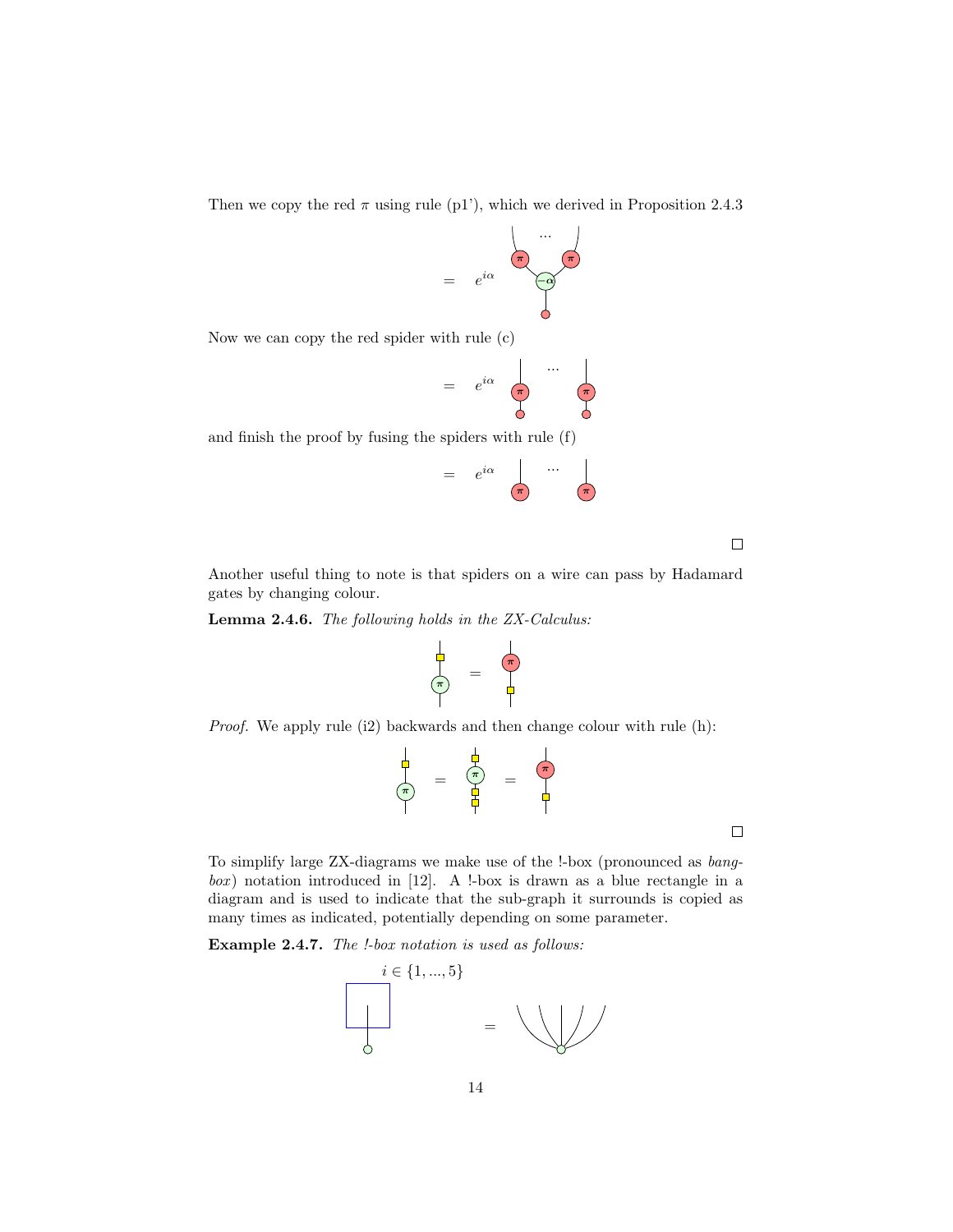Then we copy the red $\pi$ using rule (p1'), which we derived in Proposition 2.4.3

$$= \quad e^{i\alpha}$$

Now we can copy the red spider with rule (c)

$$= \quad e^{i\alpha}$$

and finish the proof by fusing the spiders with rule (f)

$$= \quad e^{i\alpha}$$

□

Another useful thing to note is that spiders on a wire can pass by Hadamard gates by changing colour.

**Lemma 2.4.6.** *The following holds in the ZX-Calculus:*

*Proof.* We apply rule (i2) backwards and then change colour with rule (h):

□

To simplify large ZX-diagrams we make use of the !-box (pronounced as *bang-box*) notation introduced in [12]. A !-box is drawn as a blue rectangle in a diagram and is used to indicate that the sub-graph it surrounds is copied as many times as indicated, potentially depending on some parameter.

**Example 2.4.7.** *The !-box notation is used as follows:*

$i \in \{1, ..., 5\}$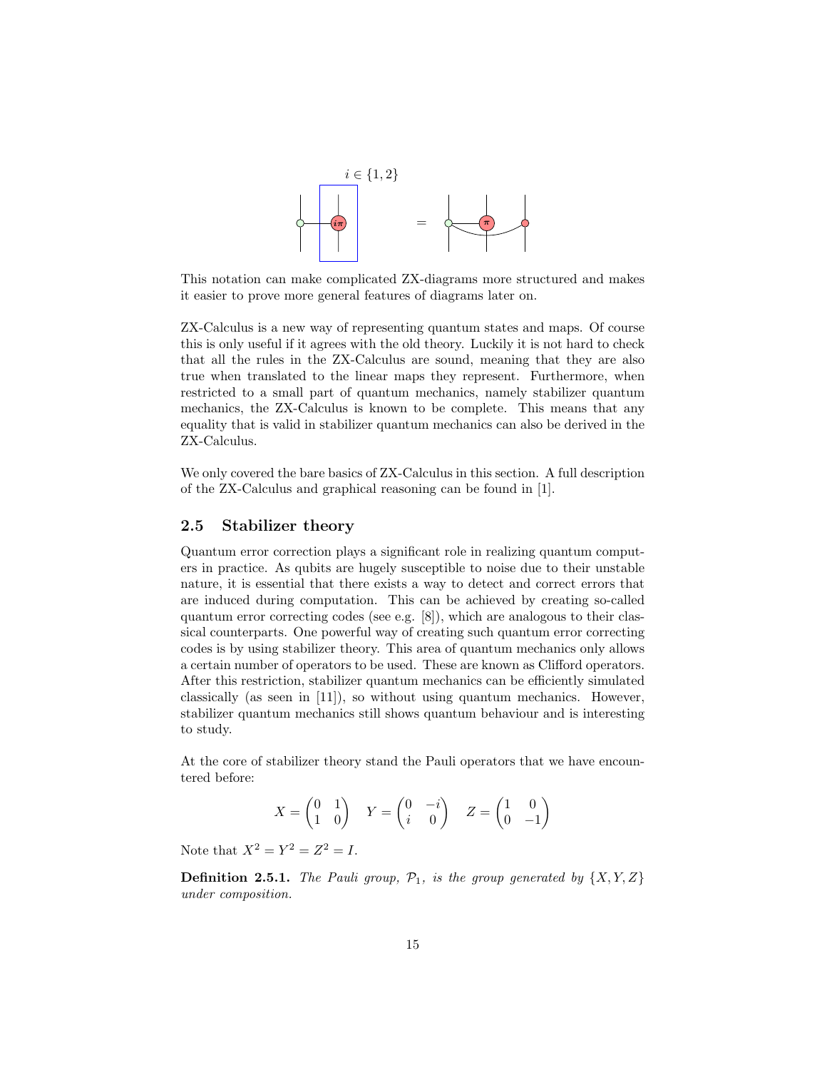$i \in \{1, 2\}$

This notation can make complicated ZX-diagrams more structured and makes it easier to prove more general features of diagrams later on.

ZX-Calculus is a new way of representing quantum states and maps. Of course this is only useful if it agrees with the old theory. Luckily it is not hard to check that all the rules in the ZX-Calculus are sound, meaning that they are also true when translated to the linear maps they represent. Furthermore, when restricted to a small part of quantum mechanics, namely stabilizer quantum mechanics, the ZX-Calculus is known to be complete. This means that any equality that is valid in stabilizer quantum mechanics can also be derived in the ZX-Calculus.

We only covered the bare basics of ZX-Calculus in this section. A full description of the ZX-Calculus and graphical reasoning can be found in [1].

## 2.5 Stabilizer theory

Quantum error correction plays a significant role in realizing quantum computers in practice. As qubits are hugely susceptible to noise due to their unstable nature, it is essential that there exists a way to detect and correct errors that are induced during computation. This can be achieved by creating so-called quantum error correcting codes (see e.g. [8]), which are analogous to their classical counterparts. One powerful way of creating such quantum error correcting codes is by using stabilizer theory. This area of quantum mechanics only allows a certain number of operators to be used. These are known as Clifford operators. After this restriction, stabilizer quantum mechanics can be efficiently simulated classically (as seen in [11]), so without using quantum mechanics. However, stabilizer quantum mechanics still shows quantum behaviour and is interesting to study.

At the core of stabilizer theory stand the Pauli operators that we have encountered before:

$$X = \begin{pmatrix} 0 & 1 \\ 1 & 0 \end{pmatrix} \quad Y = \begin{pmatrix} 0 & -i \\ i & 0 \end{pmatrix} \quad Z = \begin{pmatrix} 1 & 0 \\ 0 & -1 \end{pmatrix}$$

Note that $X^2 = Y^2 = Z^2 = I$.

**Definition 2.5.1.** *The Pauli group, $\mathcal{P}_1$, is the group generated by $\{X, Y, Z\}$ under composition.*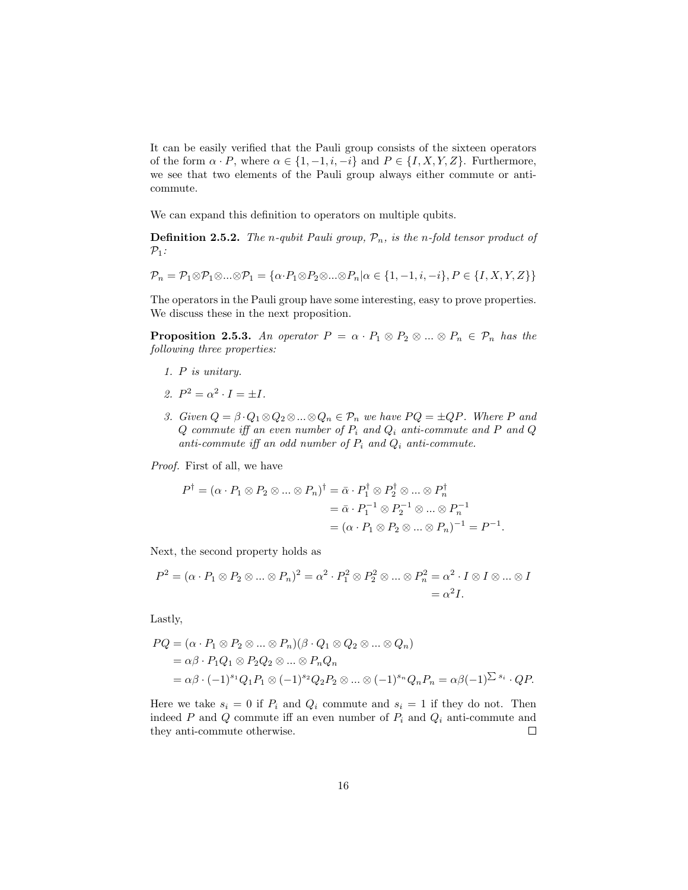It can be easily verified that the Pauli group consists of the sixteen operators of the form $\alpha \cdot P$, where $\alpha \in \{1, -1, i, -i\}$ and $P \in \{I, X, Y, Z\}$. Furthermore, we see that two elements of the Pauli group always either commute or anti-commute.

We can expand this definition to operators on multiple qubits.

**Definition 2.5.2.** *The n-qubit Pauli group, $\mathcal{P}_n$, is the n-fold tensor product of $\mathcal{P}_1$:*

$$\mathcal{P}_n = \mathcal{P}_1 \otimes \mathcal{P}_1 \otimes ... \otimes \mathcal{P}_1 = \{\alpha \cdot P_1 \otimes P_2 \otimes ... \otimes P_n | \alpha \in \{1, -1, i, -i\}, P \in \{I, X, Y, Z\}\}$$

The operators in the Pauli group have some interesting, easy to prove properties. We discuss these in the next proposition.

**Proposition 2.5.3.** *An operator $P = \alpha \cdot P_1 \otimes P_2 \otimes ... \otimes P_n \in \mathcal{P}_n$ has the following three properties:*

1. *$P$ is unitary.*
2. *$P^2 = \alpha^2 \cdot I = \pm I$.*
3. *Given $Q = \beta \cdot Q_1 \otimes Q_2 \otimes ... \otimes Q_n \in \mathcal{P}_n$ we have $PQ = \pm QP$. Where $P$ and $Q$ commute iff an even number of $P_i$ and $Q_i$ anti-commute and $P$ and $Q$ anti-commute iff an odd number of $P_i$ and $Q_i$ anti-commute.*

*Proof.* First of all, we have

$$\begin{aligned}
P^\dagger = (\alpha \cdot P_1 \otimes P_2 \otimes ... \otimes P_n)^\dagger &= \bar{\alpha} \cdot P_1^\dagger \otimes P_2^\dagger \otimes ... \otimes P_n^\dagger \\
&= \bar{\alpha} \cdot P_1^{-1} \otimes P_2^{-1} \otimes ... \otimes P_n^{-1} \\
&= (\alpha \cdot P_1 \otimes P_2 \otimes ... \otimes P_n)^{-1} = P^{-1}.
\end{aligned}$$

Next, the second property holds as

$$\begin{aligned}
P^2 = (\alpha \cdot P_1 \otimes P_2 \otimes ... \otimes P_n)^2 = \alpha^2 \cdot P_1^2 \otimes P_2^2 \otimes ... \otimes P_n^2 &= \alpha^2 \cdot I \otimes I \otimes ... \otimes I \\
&= \alpha^2 I.
\end{aligned}$$

Lastly,

$$\begin{aligned}
PQ &= (\alpha \cdot P_1 \otimes P_2 \otimes ... \otimes P_n)(\beta \cdot Q_1 \otimes Q_2 \otimes ... \otimes Q_n) \\
&= \alpha\beta \cdot P_1 Q_1 \otimes P_2 Q_2 \otimes ... \otimes P_n Q_n \\
&= \alpha\beta \cdot (-1)^{s_1} Q_1 P_1 \otimes (-1)^{s_2} Q_2 P_2 \otimes ... \otimes (-1)^{s_n} Q_n P_n = \alpha\beta(-1)^{\sum s_i} \cdot QP.
\end{aligned}$$

Here we take $s_i = 0$ if $P_i$ and $Q_i$ commute and $s_i = 1$ if they do not. Then indeed $P$ and $Q$ commute iff an even number of $P_i$ and $Q_i$ anti-commute and they anti-commute otherwise. □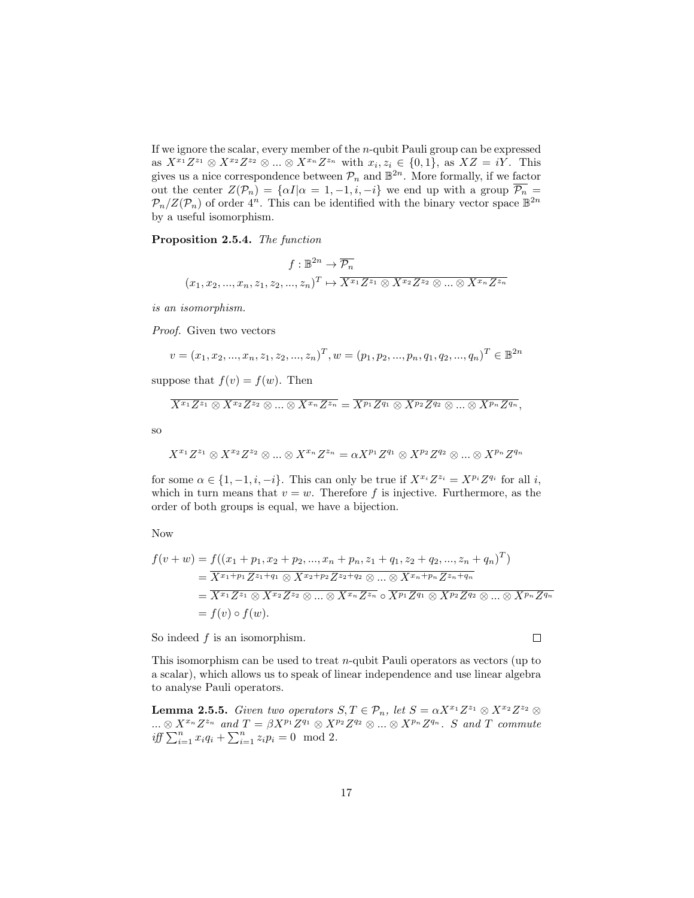If we ignore the scalar, every member of the $n$-qubit Pauli group can be expressed as $X^{x_1}Z^{z_1} \otimes X^{x_2}Z^{z_2} \otimes ... \otimes X^{x_n}Z^{z_n}$ with $x_i, z_i \in \{0,1\}$, as $XZ = iY$. This gives us a nice correspondence between $\mathcal{P}_n$ and $\mathbb{B}^{2n}$. More formally, if we factor out the center $Z(\mathcal{P}_n) = \{\alpha I | \alpha = 1, -1, i, -i\}$ we end up with a group $\overline{\mathcal{P}_n} = \mathcal{P}_n / Z(\mathcal{P}_n)$ of order $4^n$. This can be identified with the binary vector space $\mathbb{B}^{2n}$ by a useful isomorphism.

**Proposition 2.5.4.** *The function*

$$f : \mathbb{B}^{2n} \to \overline{\mathcal{P}_n}$$
$$(x_1, x_2, ..., x_n, z_1, z_2, ..., z_n)^T \mapsto \overline{X^{x_1}Z^{z_1} \otimes X^{x_2}Z^{z_2} \otimes ... \otimes X^{x_n}Z^{z_n}}$$

*is an isomorphism.*

*Proof.* Given two vectors

$$v = (x_1, x_2, ..., x_n, z_1, z_2, ..., z_n)^T, w = (p_1, p_2, ..., p_n, q_1, q_2, ..., q_n)^T \in \mathbb{B}^{2n}$$

suppose that $f(v) = f(w)$. Then

$$\overline{X^{x_1}Z^{z_1} \otimes X^{x_2}Z^{z_2} \otimes ... \otimes X^{x_n}Z^{z_n}} = \overline{X^{p_1}Z^{q_1} \otimes X^{p_2}Z^{q_2} \otimes ... \otimes X^{p_n}Z^{q_n}},$$

so

$$X^{x_1}Z^{z_1} \otimes X^{x_2}Z^{z_2} \otimes ... \otimes X^{x_n}Z^{z_n} = \alpha X^{p_1}Z^{q_1} \otimes X^{p_2}Z^{q_2} \otimes ... \otimes X^{p_n}Z^{q_n}$$

for some $\alpha \in \{1, -1, i, -i\}$. This can only be true if $X^{x_i}Z^{z_i} = X^{p_i}Z^{q_i}$ for all $i$, which in turn means that $v = w$. Therefore $f$ is injective. Furthermore, as the order of both groups is equal, we have a bijection.

Now

$$\begin{aligned}
f(v + w) &= f((x_1 + p_1, x_2 + p_2, ..., x_n + p_n, z_1 + q_1, z_2 + q_2, ..., z_n + q_n)^T) \\
&= \overline{X^{x_1+p_1}Z^{z_1+q_1} \otimes X^{x_2+p_2}Z^{z_2+q_2} \otimes ... \otimes X^{x_n+p_n}Z^{z_n+q_n}} \\
&= \overline{X^{x_1}Z^{z_1} \otimes X^{x_2}Z^{z_2} \otimes ... \otimes X^{x_n}Z^{z_n}} \circ \overline{X^{p_1}Z^{q_1} \otimes X^{p_2}Z^{q_2} \otimes ... \otimes X^{p_n}Z^{q_n}} \\
&= f(v) \circ f(w).
\end{aligned}$$

So indeed $f$ is an isomorphism. $\square$

This isomorphism can be used to treat $n$-qubit Pauli operators as vectors (up to a scalar), which allows us to speak of linear independence and use linear algebra to analyse Pauli operators.

**Lemma 2.5.5.** *Given two operators $S, T \in \mathcal{P}_n$, let $S = \alpha X^{x_1}Z^{z_1} \otimes X^{x_2}Z^{z_2} \otimes ... \otimes X^{x_n}Z^{z_n}$ and $T = \beta X^{p_1}Z^{q_1} \otimes X^{p_2}Z^{q_2} \otimes ... \otimes X^{p_n}Z^{q_n}$. $S$ and $T$ commute iff $\sum_{i=1}^{n} x_i q_i + \sum_{i=1}^{n} z_i p_i = 0 \mod 2$.*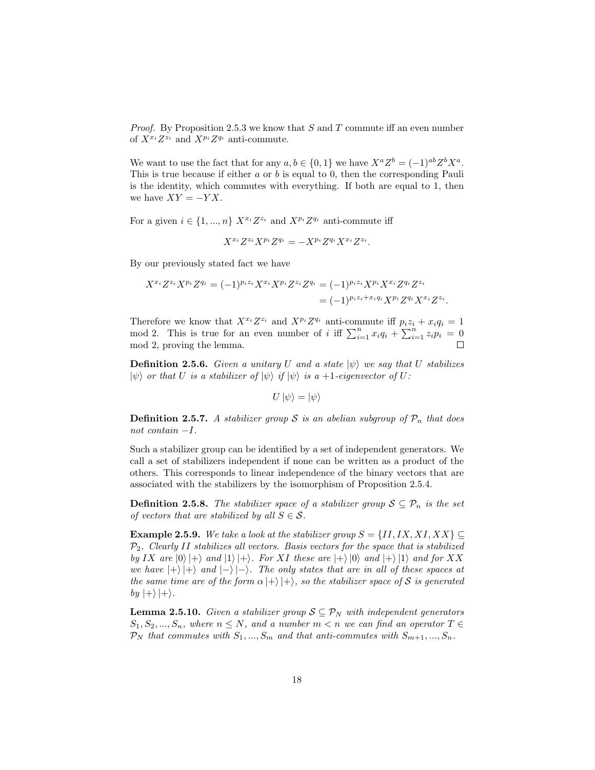*Proof.* By Proposition 2.5.3 we know that $S$ and $T$ commute iff an even number of $X^{x_i}Z^{z_i}$ and $X^{p_i}Z^{q_i}$ anti-commute.

We want to use the fact that for any $a, b \in \{0, 1\}$ we have $X^aZ^b = (-1)^{ab}Z^bX^a$. This is true because if either $a$ or $b$ is equal to 0, then the corresponding Pauli is the identity, which commutes with everything. If both are equal to 1, then we have $XY = -YX$.

For a given $i \in \{1, ..., n\}$ $X^{x_i}Z^{z_i}$ and $X^{p_i}Z^{q_i}$ anti-commute iff

$$X^{x_i}Z^{z_i}X^{p_i}Z^{q_i} = -X^{p_i}Z^{q_i}X^{x_i}Z^{z_i}.$$

By our previously stated fact we have

$$\begin{aligned} X^{x_i}Z^{z_i}X^{p_i}Z^{q_i} = (-1)^{p_iz_i}X^{x_i}X^{p_i}Z^{z_i}Z^{q_i} &= (-1)^{p_iz_i}X^{p_i}X^{x_i}Z^{q_i}Z^{z_i} \\ &= (-1)^{p_iz_i+x_iq_i}X^{p_i}Z^{q_i}X^{x_i}Z^{z_i}. \end{aligned}$$

Therefore we know that $X^{x_i}Z^{z_i}$ and $X^{p_i}Z^{q_i}$ anti-commute iff $p_iz_i + x_iq_i = 1$ mod 2. This is true for an even number of $i$ iff $\sum_{i=1}^{n} x_iq_i + \sum_{i=1}^{n} z_ip_i = 0$ mod 2, proving the lemma. ∎

**Definition 2.5.6.** *Given a unitary $U$ and a state $|\psi\rangle$ we say that $U$ stabilizes $|\psi\rangle$ or that $U$ is a stabilizer of $|\psi\rangle$ if $|\psi\rangle$ is a +1-eigenvector of $U$:*

$$U|\psi\rangle = |\psi\rangle$$

**Definition 2.5.7.** *A stabilizer group $\mathcal{S}$ is an abelian subgroup of $\mathcal{P}_n$ that does not contain $-I$.*

Such a stabilizer group can be identified by a set of independent generators. We call a set of stabilizers independent if none can be written as a product of the others. This corresponds to linear independence of the binary vectors that are associated with the stabilizers by the isomorphism of Proposition 2.5.4.

**Definition 2.5.8.** *The stabilizer space of a stabilizer group $\mathcal{S} \subseteq \mathcal{P}_n$ is the set of vectors that are stabilized by all $S \in \mathcal{S}$.*

**Example 2.5.9.** *We take a look at the stabilizer group $S = \{II, IX, XI, XX\} \subseteq \mathcal{P}_2$. Clearly $II$ stabilizes all vectors. Basis vectors for the space that is stabilized by $IX$ are $|0\rangle|+\rangle$ and $|1\rangle|+\rangle$. For $XI$ these are $|+\rangle|0\rangle$ and $|+\rangle|1\rangle$ and for $XX$ we have $|+\rangle|+\rangle$ and $|-\rangle|-\rangle$. The only states that are in all of these spaces at the same time are of the form $\alpha|+\rangle|+\rangle$, so the stabilizer space of $\mathcal{S}$ is generated by $|+\rangle|+\rangle$.*

**Lemma 2.5.10.** *Given a stabilizer group $\mathcal{S} \subseteq \mathcal{P}_N$ with independent generators $S_1, S_2, ..., S_n$, where $n \leq N$, and a number $m < n$ we can find an operator $T \in \mathcal{P}_N$ that commutes with $S_1, ..., S_m$ and that anti-commutes with $S_{m+1}, ..., S_n$.*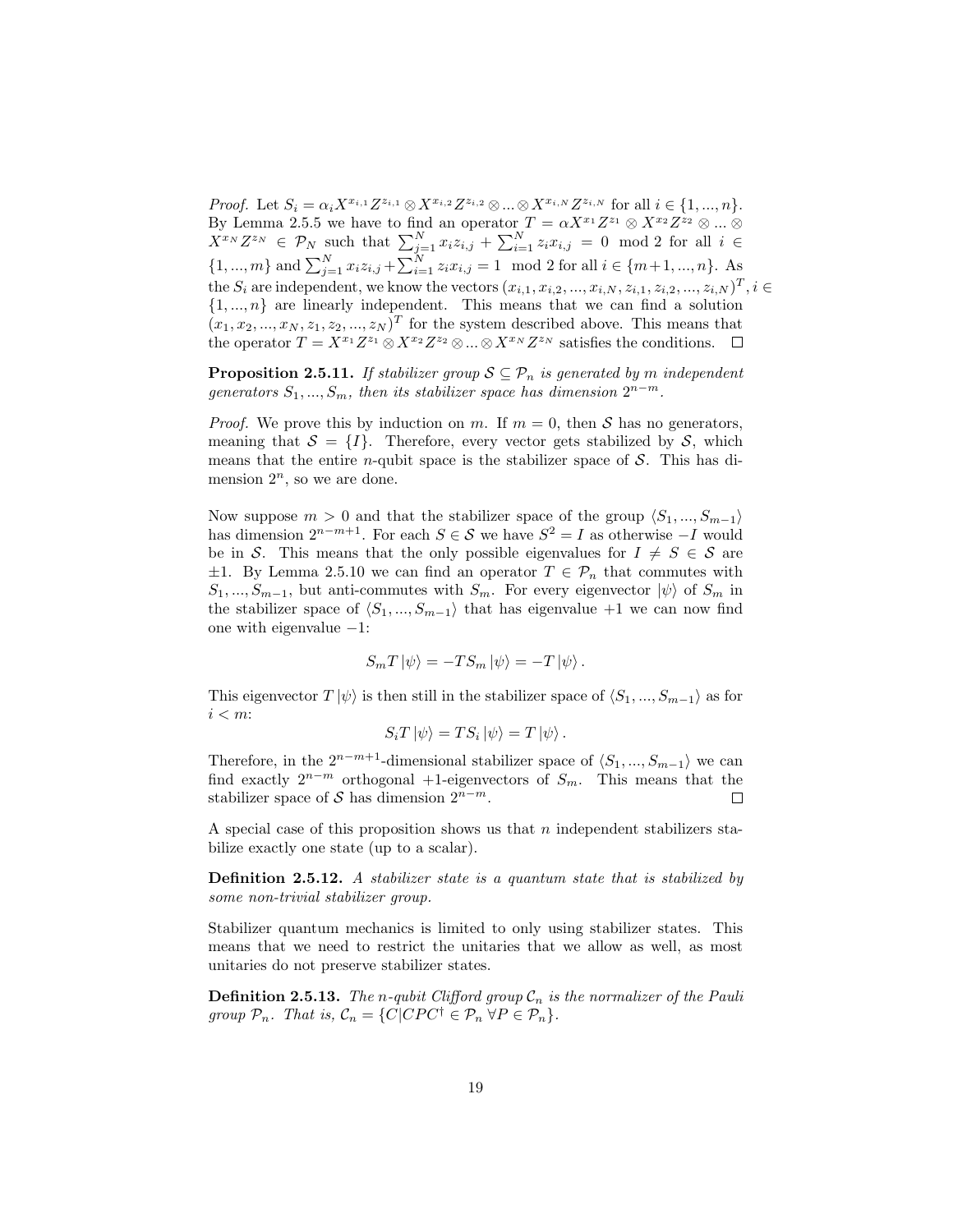*Proof.* Let $S_i = \alpha_i X^{x_{i,1}} Z^{z_{i,1}} \otimes X^{x_{i,2}} Z^{z_{i,2}} \otimes ... \otimes X^{x_{i,N}} Z^{z_{i,N}}$ for all $i \in \{1, ..., n\}$. By Lemma 2.5.5 we have to find an operator $T = \alpha X^{x_1} Z^{z_1} \otimes X^{x_2} Z^{z_2} \otimes ... \otimes X^{x_N} Z^{z_N} \in \mathcal{P}_N$ such that $\sum_{j=1}^{N} x_i z_{i,j} + \sum_{i=1}^{N} z_i x_{i,j} = 0 \mod 2$ for all $i \in \{1, ..., m\}$ and $\sum_{j=1}^{N} x_i z_{i,j} + \sum_{i=1}^{N} z_i x_{i,j} = 1 \mod 2$ for all $i \in \{m+1, ..., n\}$. As the $S_i$ are independent, we know the vectors $(x_{i,1}, x_{i,2}, ..., x_{i,N}, z_{i,1}, z_{i,2}, ..., z_{i,N})^T, i \in \{1, ..., n\}$ are linearly independent. This means that we can find a solution $(x_1, x_2, ..., x_N, z_1, z_2, ..., z_N)^T$ for the system described above. This means that the operator $T = X^{x_1} Z^{z_1} \otimes X^{x_2} Z^{z_2} \otimes ... \otimes X^{x_N} Z^{z_N}$ satisfies the conditions. $\square$

**Proposition 2.5.11.** *If stabilizer group $\mathcal{S} \subseteq \mathcal{P}_n$ is generated by $m$ independent generators $S_1, ..., S_m$, then its stabilizer space has dimension $2^{n-m}$.*

*Proof.* We prove this by induction on $m$. If $m = 0$, then $\mathcal{S}$ has no generators, meaning that $\mathcal{S} = \{I\}$. Therefore, every vector gets stabilized by $\mathcal{S}$, which means that the entire $n$-qubit space is the stabilizer space of $\mathcal{S}$. This has dimension $2^n$, so we are done.

Now suppose $m > 0$ and that the stabilizer space of the group $\langle S_1, ..., S_{m-1} \rangle$ has dimension $2^{n-m+1}$. For each $S \in \mathcal{S}$ we have $S^2 = I$ as otherwise $-I$ would be in $\mathcal{S}$. This means that the only possible eigenvalues for $I \neq S \in \mathcal{S}$ are $\pm 1$. By Lemma 2.5.10 we can find an operator $T \in \mathcal{P}_n$ that commutes with $S_1, ..., S_{m-1}$, but anti-commutes with $S_m$. For every eigenvector $|\psi\rangle$ of $S_m$ in the stabilizer space of $\langle S_1, ..., S_{m-1} \rangle$ that has eigenvalue $+1$ we can now find one with eigenvalue $-1$:

$$S_m T |\psi\rangle = -T S_m |\psi\rangle = -T |\psi\rangle .$$

This eigenvector $T |\psi\rangle$ is then still in the stabilizer space of $\langle S_1, ..., S_{m-1} \rangle$ as for $i < m$:

$$S_i T |\psi\rangle = T S_i |\psi\rangle = T |\psi\rangle .$$

Therefore, in the $2^{n-m+1}$-dimensional stabilizer space of $\langle S_1, ..., S_{m-1} \rangle$ we can find exactly $2^{n-m}$ orthogonal $+1$-eigenvectors of $S_m$. This means that the stabilizer space of $\mathcal{S}$ has dimension $2^{n-m}$. $\square$

A special case of this proposition shows us that $n$ independent stabilizers stabilize exactly one state (up to a scalar).

**Definition 2.5.12.** *A stabilizer state is a quantum state that is stabilized by some non-trivial stabilizer group.*

Stabilizer quantum mechanics is limited to only using stabilizer states. This means that we need to restrict the unitaries that we allow as well, as most unitaries do not preserve stabilizer states.

**Definition 2.5.13.** *The $n$-qubit Clifford group $\mathcal{C}_n$ is the normalizer of the Pauli group $\mathcal{P}_n$. That is, $\mathcal{C}_n = \{C | CPC^\dagger \in \mathcal{P}_n \; \forall P \in \mathcal{P}_n\}$.*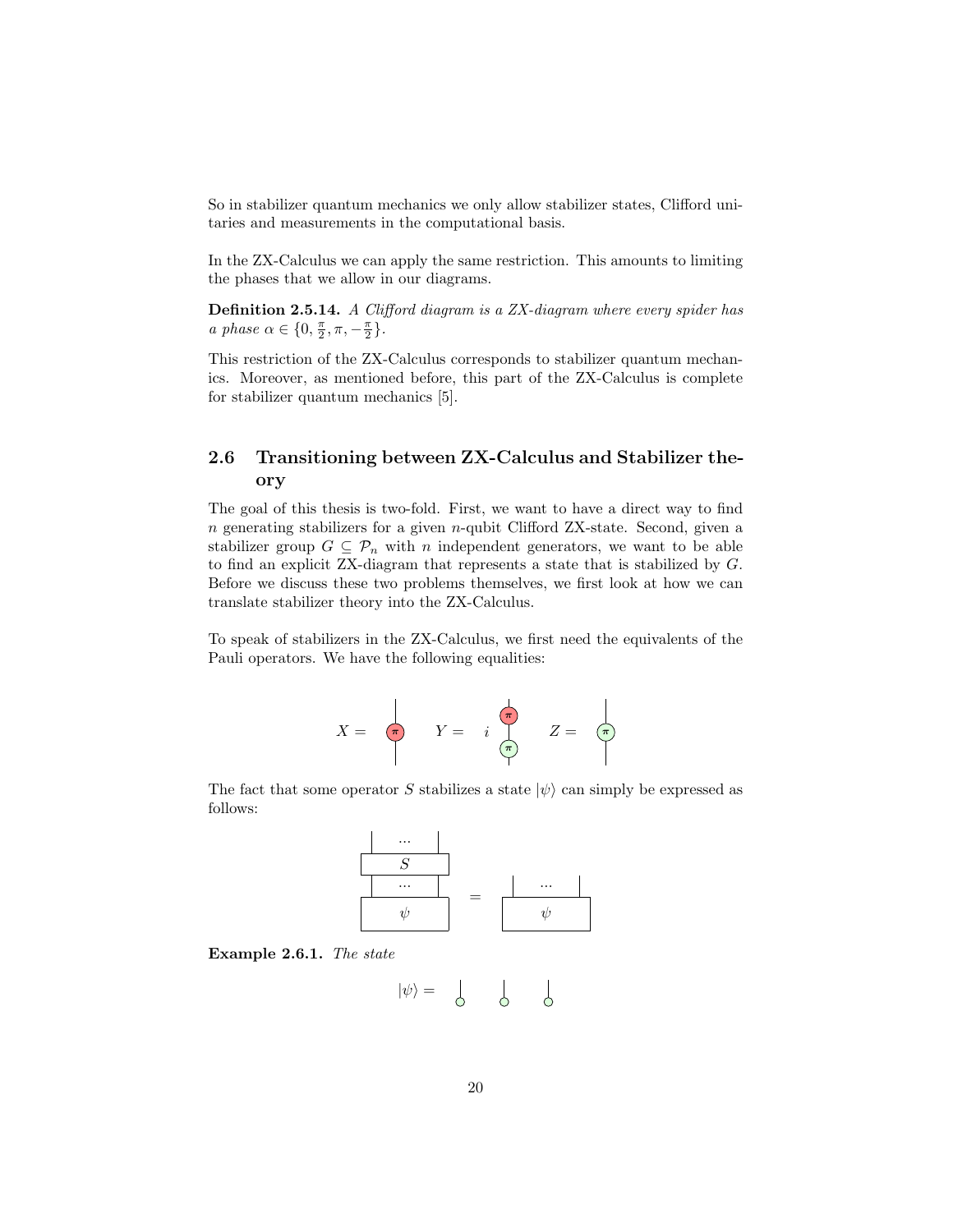So in stabilizer quantum mechanics we only allow stabilizer states, Clifford unitaries and measurements in the computational basis.

In the ZX-Calculus we can apply the same restriction. This amounts to limiting the phases that we allow in our diagrams.

**Definition 2.5.14.** *A Clifford diagram is a ZX-diagram where every spider has a phase* $\alpha \in \{0, \frac{\pi}{2}, \pi, -\frac{\pi}{2}\}$.

This restriction of the ZX-Calculus corresponds to stabilizer quantum mechanics. Moreover, as mentioned before, this part of the ZX-Calculus is complete for stabilizer quantum mechanics [5].

## 2.6 Transitioning between ZX-Calculus and Stabilizer theory

The goal of this thesis is two-fold. First, we want to have a direct way to find $n$ generating stabilizers for a given $n$-qubit Clifford ZX-state. Second, given a stabilizer group $G \subseteq \mathcal{P}_n$ with $n$ independent generators, we want to be able to find an explicit ZX-diagram that represents a state that is stabilized by $G$. Before we discuss these two problems themselves, we first look at how we can translate stabilizer theory into the ZX-Calculus.

To speak of stabilizers in the ZX-Calculus, we first need the equivalents of the Pauli operators. We have the following equalities:

$X =$ [red spider with phase $\pi$] $\quad Y = i$ [red spider with phase $\pi$ above green spider with phase $\pi$] $\quad Z =$ [green spider with phase $\pi$]

The fact that some operator $S$ stabilizes a state $|\psi\rangle$ can simply be expressed as follows:

[diagram: $\psi$ followed by $S$ on its outputs $\cdots$] $=$ [diagram: $\psi$ with outputs $\cdots$]

**Example 2.6.1.** *The state*

$|\psi\rangle =$ [three separate green spiders, each with one output wire]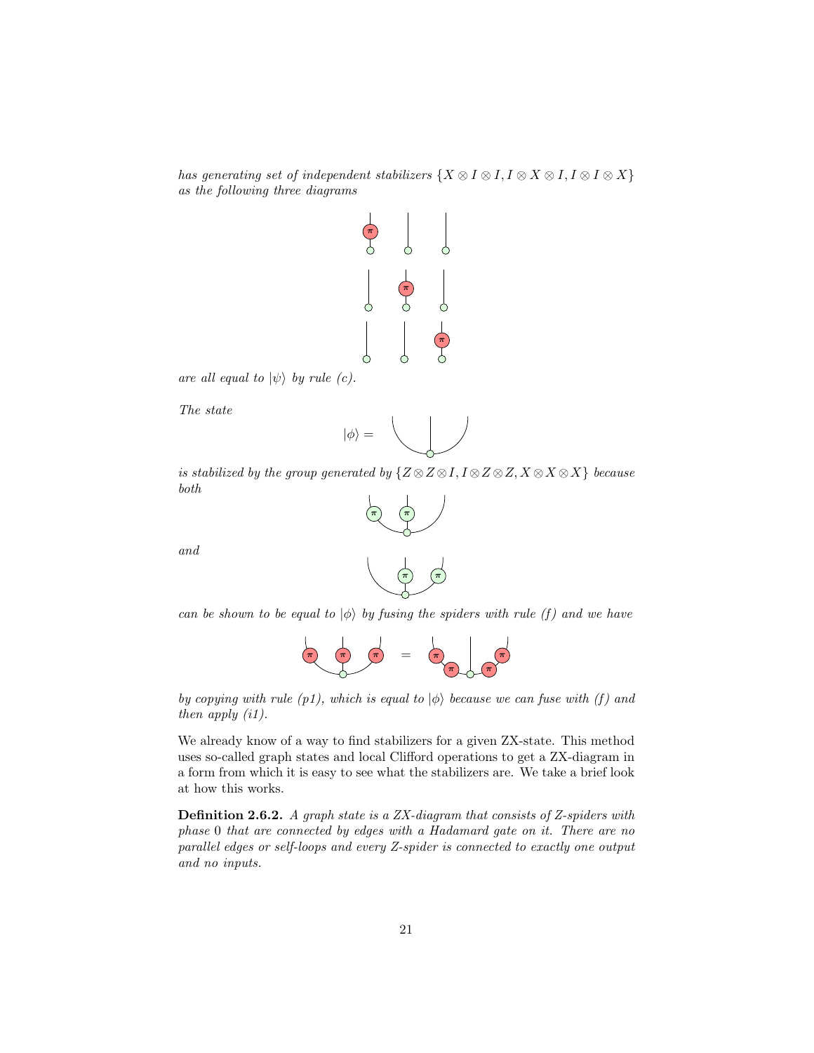*has generating set of independent stabilizers $\{X \otimes I \otimes I, I \otimes X \otimes I, I \otimes I \otimes X\}$ as the following three diagrams*

*are all equal to $|\psi\rangle$ by rule (c).*

*The state*

$$|\phi\rangle =$$

*is stabilized by the group generated by $\{Z \otimes Z \otimes I, I \otimes Z \otimes Z, X \otimes X \otimes X\}$ because both*

*and*

*can be shown to be equal to $|\phi\rangle$ by fusing the spiders with rule (f) and we have*

*by copying with rule (p1), which is equal to $|\phi\rangle$ because we can fuse with (f) and then apply (i1).*

We already know of a way to find stabilizers for a given ZX-state. This method uses so-called graph states and local Clifford operations to get a ZX-diagram in a form from which it is easy to see what the stabilizers are. We take a brief look at how this works.

**Definition 2.6.2.** *A graph state is a ZX-diagram that consists of Z-spiders with phase 0 that are connected by edges with a Hadamard gate on it. There are no parallel edges or self-loops and every Z-spider is connected to exactly one output and no inputs.*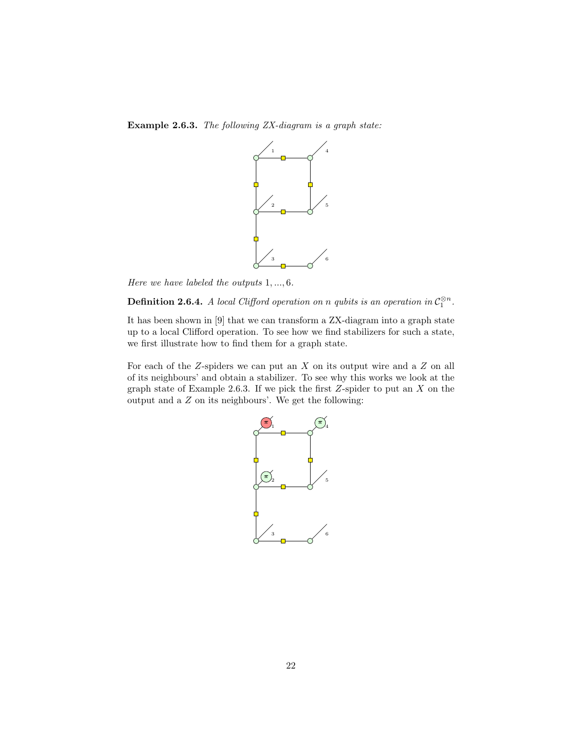**Example 2.6.3.** *The following ZX-diagram is a graph state:*

*Here we have labeled the outputs* $1, ..., 6$.

**Definition 2.6.4.** *A local Clifford operation on* $n$ *qubits is an operation in* $\mathcal{C}_1^{\otimes n}$.

It has been shown in [9] that we can transform a ZX-diagram into a graph state up to a local Clifford operation. To see how we find stabilizers for such a state, we first illustrate how to find them for a graph state.

For each of the $Z$-spiders we can put an $X$ on its output wire and a $Z$ on all of its neighbours' and obtain a stabilizer. To see why this works we look at the graph state of Example 2.6.3. If we pick the first $Z$-spider to put an $X$ on the output and a $Z$ on its neighbours'. We get the following: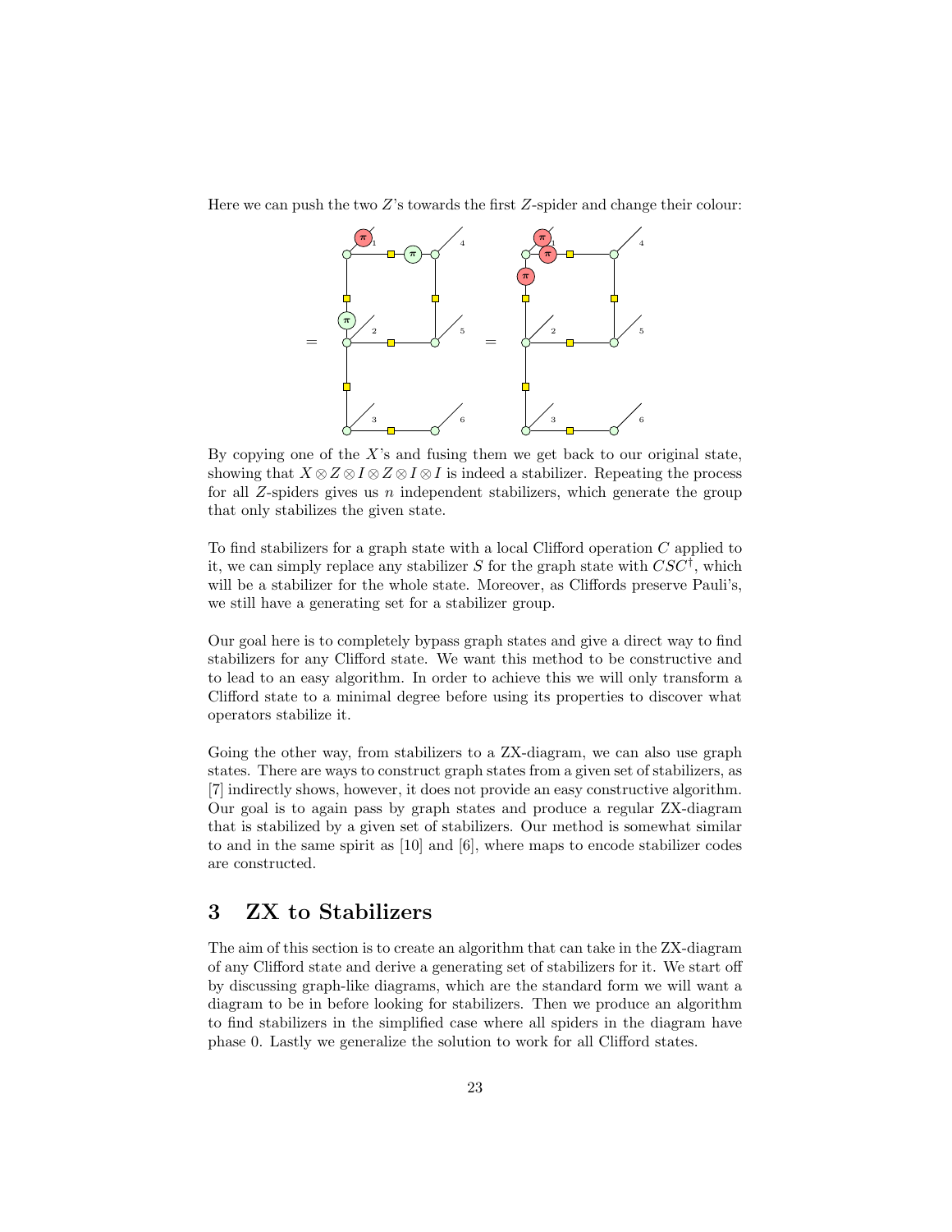Here we can push the two $Z$'s towards the first $Z$-spider and change their colour:

By copying one of the $X$'s and fusing them we get back to our original state, showing that $X \otimes Z \otimes I \otimes Z \otimes I \otimes I$ is indeed a stabilizer. Repeating the process for all $Z$-spiders gives us $n$ independent stabilizers, which generate the group that only stabilizes the given state.

To find stabilizers for a graph state with a local Clifford operation $C$ applied to it, we can simply replace any stabilizer $S$ for the graph state with $CSC^{\dagger}$, which will be a stabilizer for the whole state. Moreover, as Cliffords preserve Pauli's, we still have a generating set for a stabilizer group.

Our goal here is to completely bypass graph states and give a direct way to find stabilizers for any Clifford state. We want this method to be constructive and to lead to an easy algorithm. In order to achieve this we will only transform a Clifford state to a minimal degree before using its properties to discover what operators stabilize it.

Going the other way, from stabilizers to a ZX-diagram, we can also use graph states. There are ways to construct graph states from a given set of stabilizers, as [7] indirectly shows, however, it does not provide an easy constructive algorithm. Our goal is to again pass by graph states and produce a regular ZX-diagram that is stabilized by a given set of stabilizers. Our method is somewhat similar to and in the same spirit as [10] and [6], where maps to encode stabilizer codes are constructed.

# 3 ZX to Stabilizers

The aim of this section is to create an algorithm that can take in the ZX-diagram of any Clifford state and derive a generating set of stabilizers for it. We start off by discussing graph-like diagrams, which are the standard form we will want a diagram to be in before looking for stabilizers. Then we produce an algorithm to find stabilizers in the simplified case where all spiders in the diagram have phase 0. Lastly we generalize the solution to work for all Clifford states.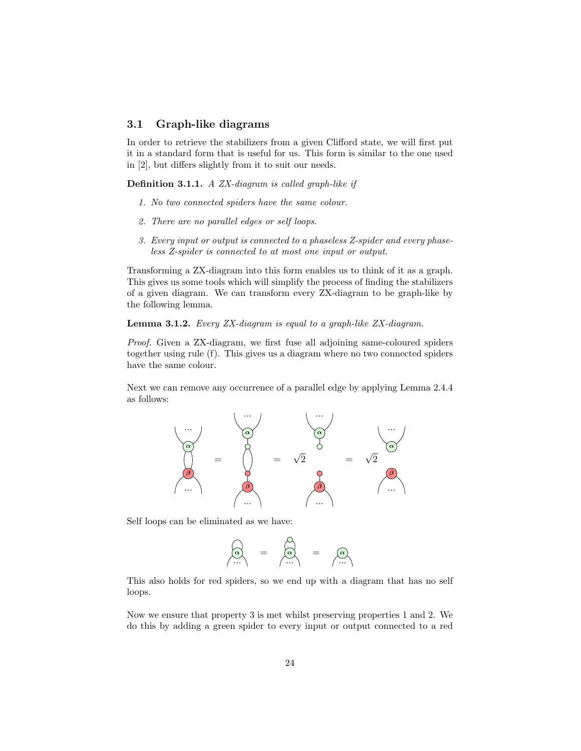### 3.1 Graph-like diagrams

In order to retrieve the stabilizers from a given Clifford state, we will first put it in a standard form that is useful for us. This form is similar to the one used in [2], but differs slightly from it to suit our needs.

**Definition 3.1.1.** *A ZX-diagram is called graph-like if*

1. *No two connected spiders have the same colour.*
2. *There are no parallel edges or self loops.*
3. *Every input or output is connected to a phaseless Z-spider and every phaseless Z-spider is connected to at most one input or output.*

Transforming a ZX-diagram into this form enables us to think of it as a graph. This gives us some tools which will simplify the process of finding the stabilizers of a given diagram. We can transform every ZX-diagram to be graph-like by the following lemma.

**Lemma 3.1.2.** *Every ZX-diagram is equal to a graph-like ZX-diagram.*

*Proof.* Given a ZX-diagram, we first fuse all adjoining same-coloured spiders together using rule (f). This gives us a diagram where no two connected spiders have the same colour.

Next we can remove any occurrence of a parallel edge by applying Lemma 2.4.4 as follows:

$$= \quad = \sqrt{2} \quad = \sqrt{2}$$

Self loops can be eliminated as we have:

$$= \quad =$$

This also holds for red spiders, so we end up with a diagram that has no self loops.

Now we ensure that property 3 is met whilst preserving properties 1 and 2. We do this by adding a green spider to every input or output connected to a red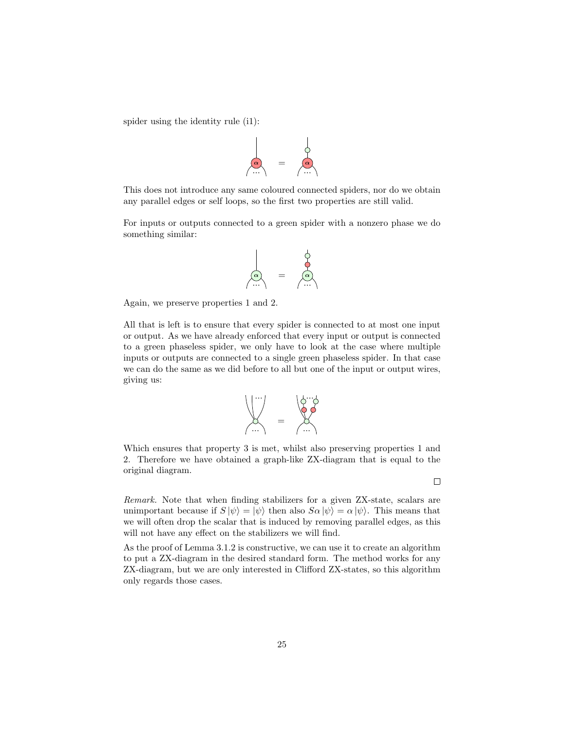spider using the identity rule (i1):

This does not introduce any same coloured connected spiders, nor do we obtain any parallel edges or self loops, so the first two properties are still valid.

For inputs or outputs connected to a green spider with a nonzero phase we do something similar:

Again, we preserve properties 1 and 2.

All that is left is to ensure that every spider is connected to at most one input or output. As we have already enforced that every input or output is connected to a green phaseless spider, we only have to look at the case where multiple inputs or outputs are connected to a single green phaseless spider. In that case we can do the same as we did before to all but one of the input or output wires, giving us:

Which ensures that property 3 is met, whilst also preserving properties 1 and 2. Therefore we have obtained a graph-like ZX-diagram that is equal to the original diagram.

□

*Remark.* Note that when finding stabilizers for a given ZX-state, scalars are unimportant because if $S|\psi\rangle = |\psi\rangle$ then also $S\alpha|\psi\rangle = \alpha|\psi\rangle$. This means that we will often drop the scalar that is induced by removing parallel edges, as this will not have any effect on the stabilizers we will find.

As the proof of Lemma 3.1.2 is constructive, we can use it to create an algorithm to put a ZX-diagram in the desired standard form. The method works for any ZX-diagram, but we are only interested in Clifford ZX-states, so this algorithm only regards those cases.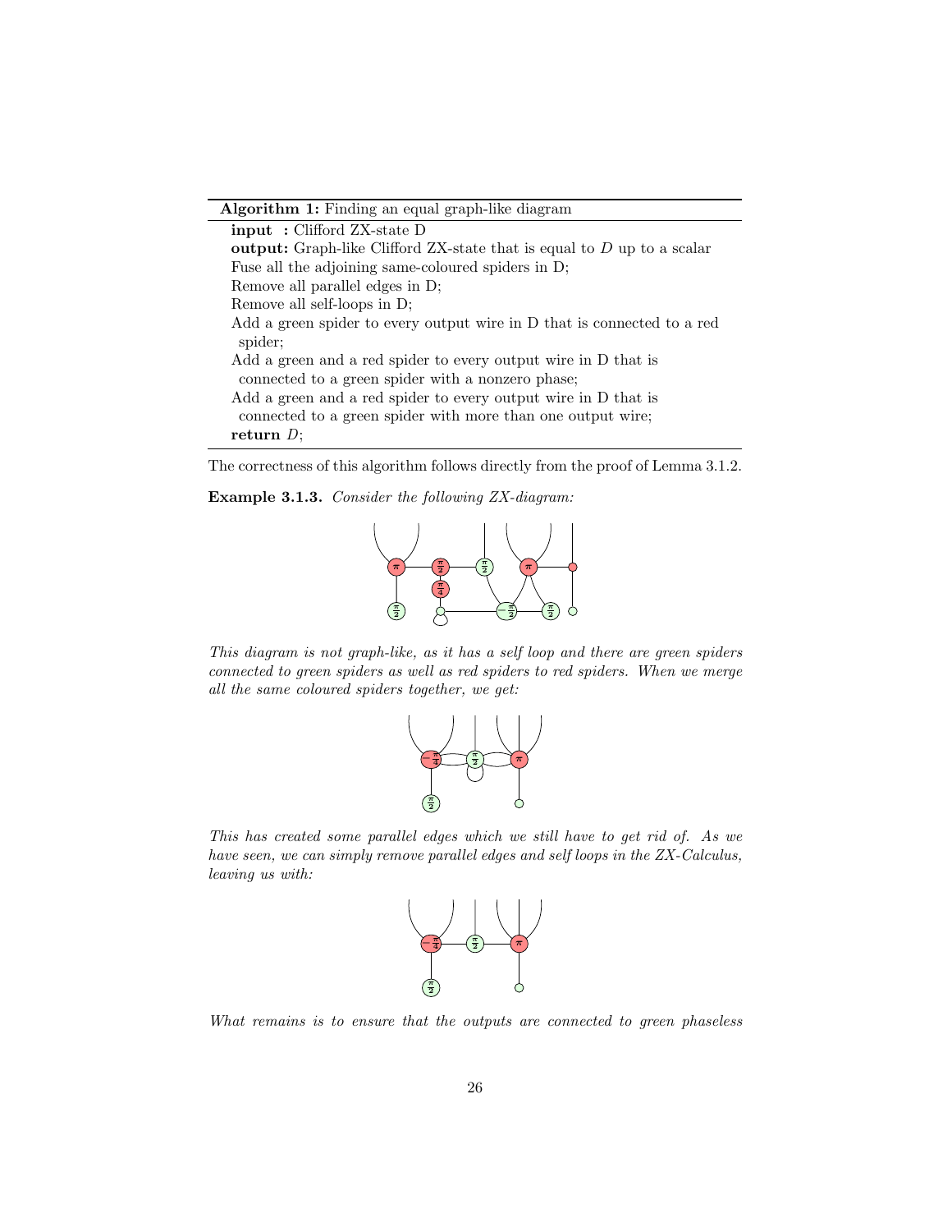**Algorithm 1:** Finding an equal graph-like diagram

**input :** Clifford ZX-state D

**output:** Graph-like Clifford ZX-state that is equal to $D$ up to a scalar

Fuse all the adjoining same-coloured spiders in D;

Remove all parallel edges in D;

Remove all self-loops in D;

Add a green spider to every output wire in D that is connected to a red spider;

Add a green and a red spider to every output wire in D that is connected to a green spider with a nonzero phase;

Add a green and a red spider to every output wire in D that is connected to a green spider with more than one output wire;

**return** $D$;

The correctness of this algorithm follows directly from the proof of Lemma 3.1.2.

**Example 3.1.3.** *Consider the following ZX-diagram:*

*This diagram is not graph-like, as it has a self loop and there are green spiders connected to green spiders as well as red spiders to red spiders. When we merge all the same coloured spiders together, we get:*

*This has created some parallel edges which we still have to get rid of. As we have seen, we can simply remove parallel edges and self loops in the ZX-Calculus, leaving us with:*

*What remains is to ensure that the outputs are connected to green phaseless*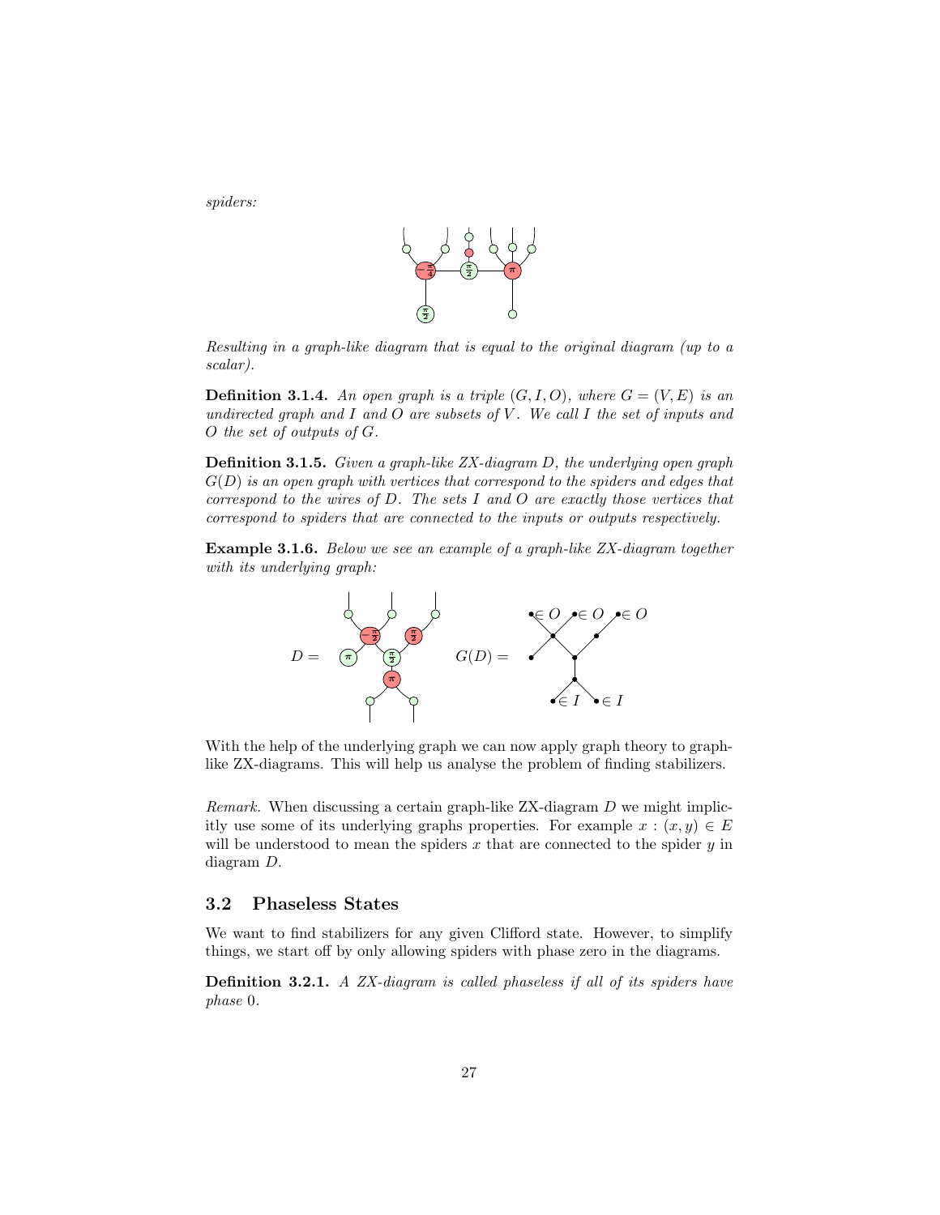*spiders:*

*Resulting in a graph-like diagram that is equal to the original diagram (up to a scalar).*

**Definition 3.1.4.** *An open graph is a triple $(G, I, O)$, where $G = (V, E)$ is an undirected graph and $I$ and $O$ are subsets of $V$. We call $I$ the set of inputs and $O$ the set of outputs of $G$.*

**Definition 3.1.5.** *Given a graph-like ZX-diagram $D$, the underlying open graph $G(D)$ is an open graph with vertices that correspond to the spiders and edges that correspond to the wires of $D$. The sets $I$ and $O$ are exactly those vertices that correspond to spiders that are connected to the inputs or outputs respectively.*

**Example 3.1.6.** *Below we see an example of a graph-like ZX-diagram together with its underlying graph:*

With the help of the underlying graph we can now apply graph theory to graph-like ZX-diagrams. This will help us analyse the problem of finding stabilizers.

*Remark.* When discussing a certain graph-like ZX-diagram $D$ we might implicitly use some of its underlying graphs properties. For example $x : (x, y) \in E$ will be understood to mean the spiders $x$ that are connected to the spider $y$ in diagram $D$.

## 3.2 Phaseless States

We want to find stabilizers for any given Clifford state. However, to simplify things, we start off by only allowing spiders with phase zero in the diagrams.

**Definition 3.2.1.** *A ZX-diagram is called phaseless if all of its spiders have phase 0.*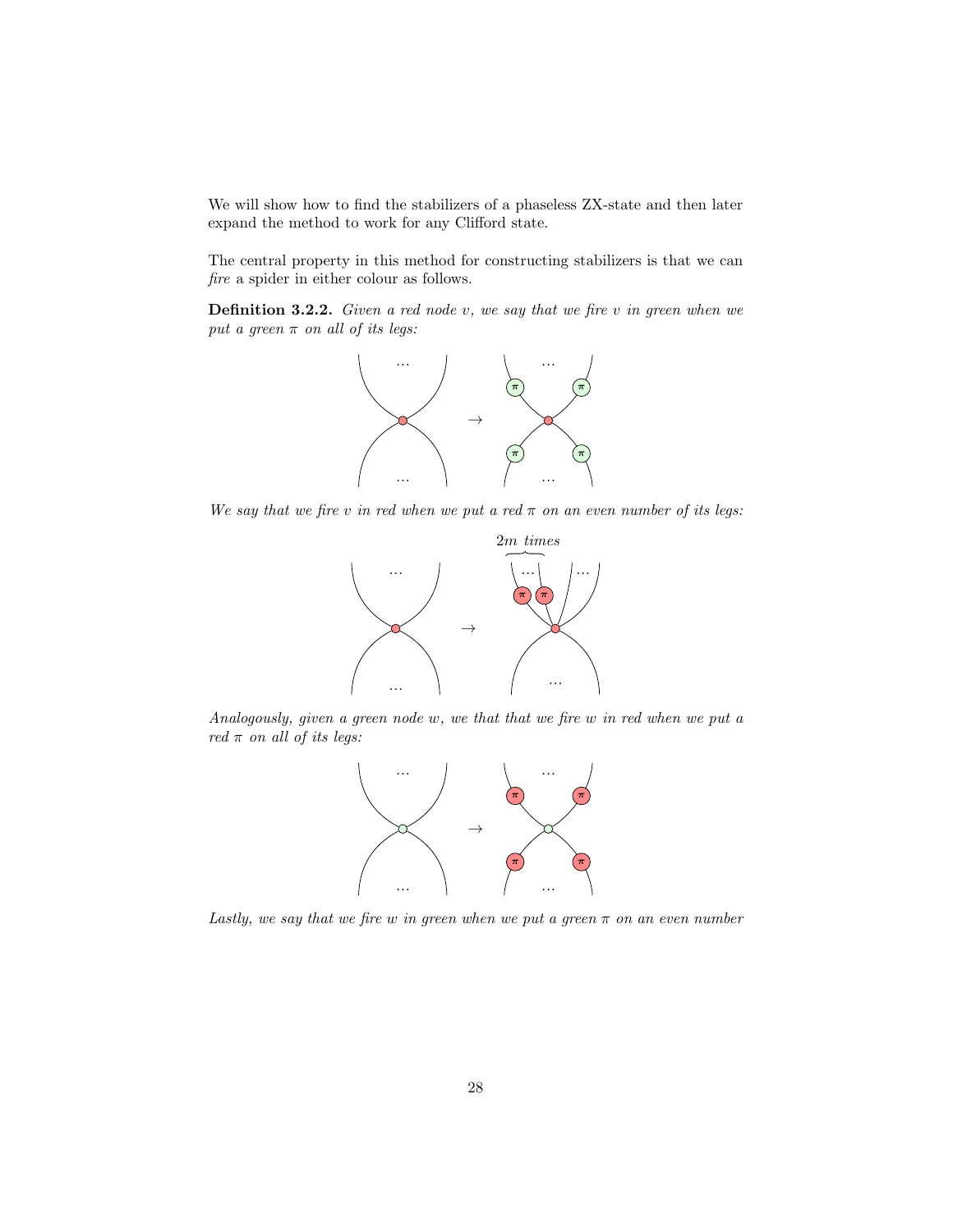We will show how to find the stabilizers of a phaseless ZX-state and then later expand the method to work for any Clifford state.

The central property in this method for constructing stabilizers is that we can *fire* a spider in either colour as follows.

**Definition 3.2.2.** *Given a red node $v$, we say that we fire $v$ in green when we put a green $\pi$ on all of its legs:*

*We say that we fire $v$ in red when we put a red $\pi$ on an even number of its legs:*

$2m$ *times*

*Analogously, given a green node $w$, we that that we fire $w$ in red when we put a red $\pi$ on all of its legs:*

*Lastly, we say that we fire $w$ in green when we put a green $\pi$ on an even number*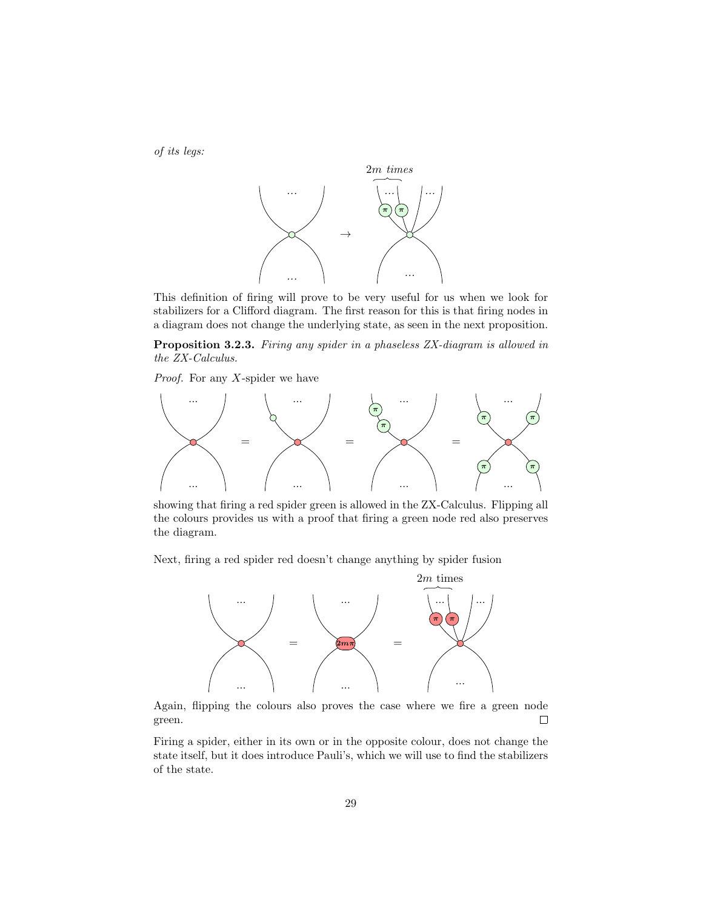*of its legs:*

This definition of firing will prove to be very useful for us when we look for stabilizers for a Clifford diagram. The first reason for this is that firing nodes in a diagram does not change the underlying state, as seen in the next proposition.

**Proposition 3.2.3.** *Firing any spider in a phaseless ZX-diagram is allowed in the ZX-Calculus.*

*Proof.* For any $X$-spider we have

showing that firing a red spider green is allowed in the ZX-Calculus. Flipping all the colours provides us with a proof that firing a green node red also preserves the diagram.

Next, firing a red spider red doesn't change anything by spider fusion

Again, flipping the colours also proves the case where we fire a green node green. □

Firing a spider, either in its own or in the opposite colour, does not change the state itself, but it does introduce Pauli's, which we will use to find the stabilizers of the state.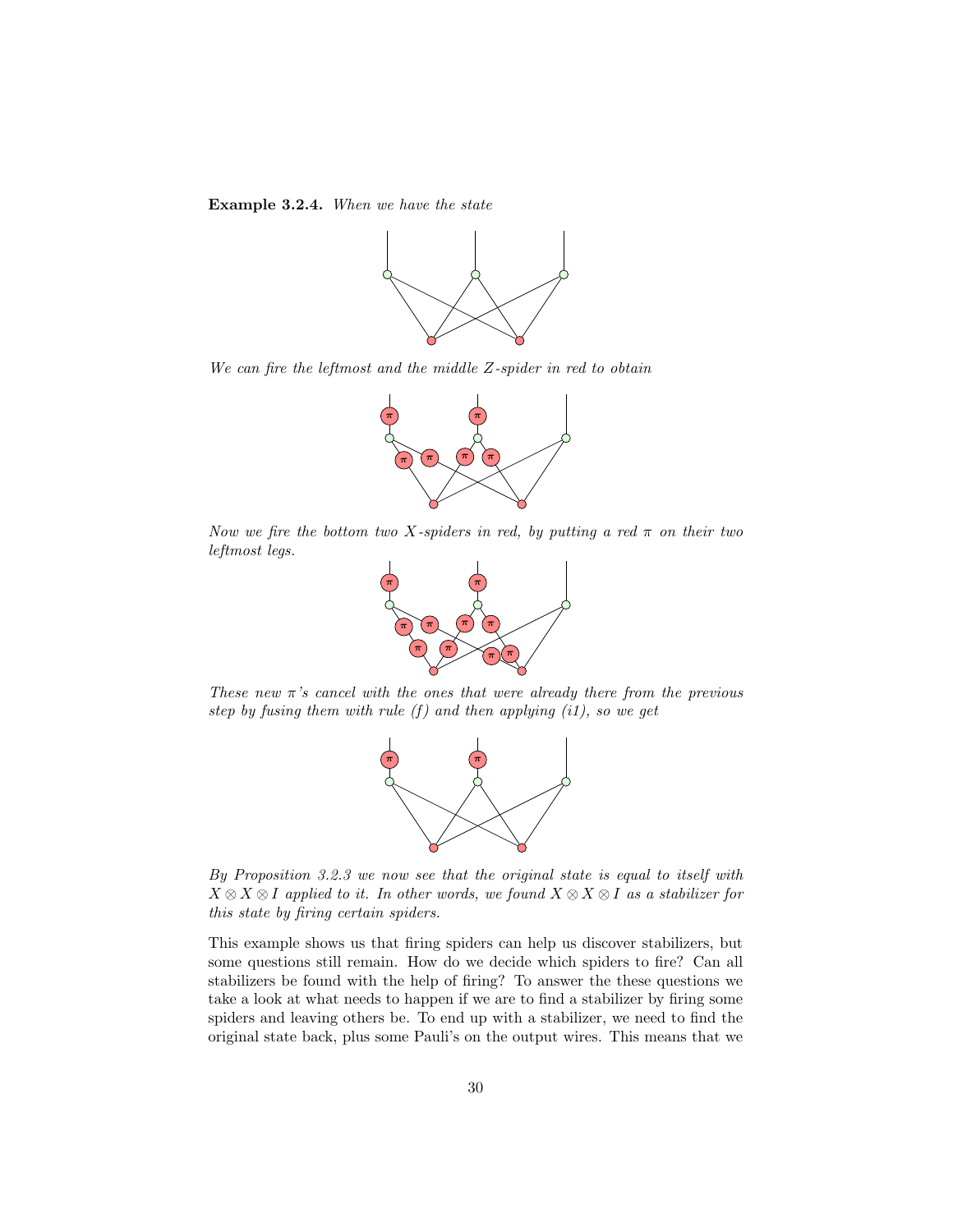**Example 3.2.4.** *When we have the state*

*We can fire the leftmost and the middle Z-spider in red to obtain*

*Now we fire the bottom two X-spiders in red, by putting a red $\pi$ on their two leftmost legs.*

*These new $\pi$'s cancel with the ones that were already there from the previous step by fusing them with rule (f) and then applying (i1), so we get*

*By Proposition 3.2.3 we now see that the original state is equal to itself with $X \otimes X \otimes I$ applied to it. In other words, we found $X \otimes X \otimes I$ as a stabilizer for this state by firing certain spiders.*

This example shows us that firing spiders can help us discover stabilizers, but some questions still remain. How do we decide which spiders to fire? Can all stabilizers be found with the help of firing? To answer the these questions we take a look at what needs to happen if we are to find a stabilizer by firing some spiders and leaving others be. To end up with a stabilizer, we need to find the original state back, plus some Pauli's on the output wires. This means that we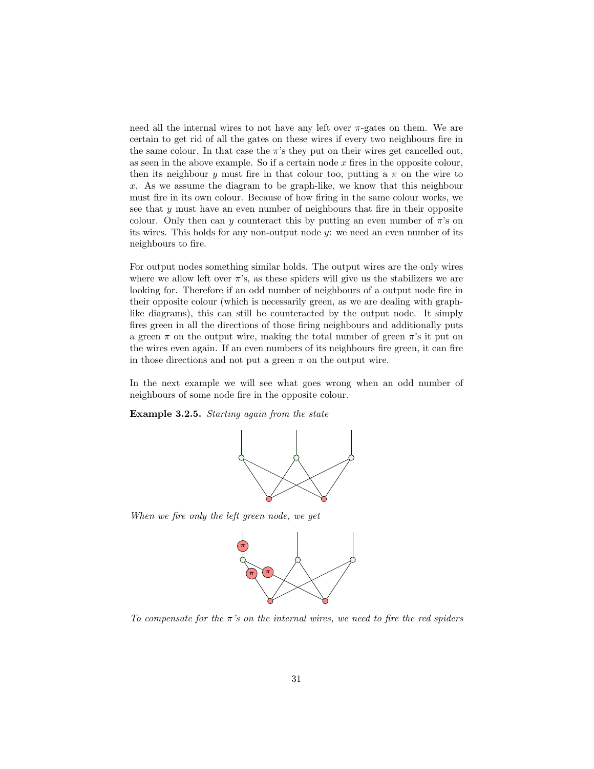need all the internal wires to not have any left over $\pi$-gates on them. We are certain to get rid of all the gates on these wires if every two neighbours fire in the same colour. In that case the $\pi$'s they put on their wires get cancelled out, as seen in the above example. So if a certain node $x$ fires in the opposite colour, then its neighbour $y$ must fire in that colour too, putting a $\pi$ on the wire to $x$. As we assume the diagram to be graph-like, we know that this neighbour must fire in its own colour. Because of how firing in the same colour works, we see that $y$ must have an even number of neighbours that fire in their opposite colour. Only then can $y$ counteract this by putting an even number of $\pi$'s on its wires. This holds for any non-output node $y$: we need an even number of its neighbours to fire.

For output nodes something similar holds. The output wires are the only wires where we allow left over $\pi$'s, as these spiders will give us the stabilizers we are looking for. Therefore if an odd number of neighbours of a output node fire in their opposite colour (which is necessarily green, as we are dealing with graph-like diagrams), this can still be counteracted by the output node. It simply fires green in all the directions of those firing neighbours and additionally puts a green $\pi$ on the output wire, making the total number of green $\pi$'s it put on the wires even again. If an even numbers of its neighbours fire green, it can fire in those directions and not put a green $\pi$ on the output wire.

In the next example we will see what goes wrong when an odd number of neighbours of some node fire in the opposite colour.

**Example 3.2.5.** *Starting again from the state*

*When we fire only the left green node, we get*

*To compensate for the $\pi$'s on the internal wires, we need to fire the red spiders*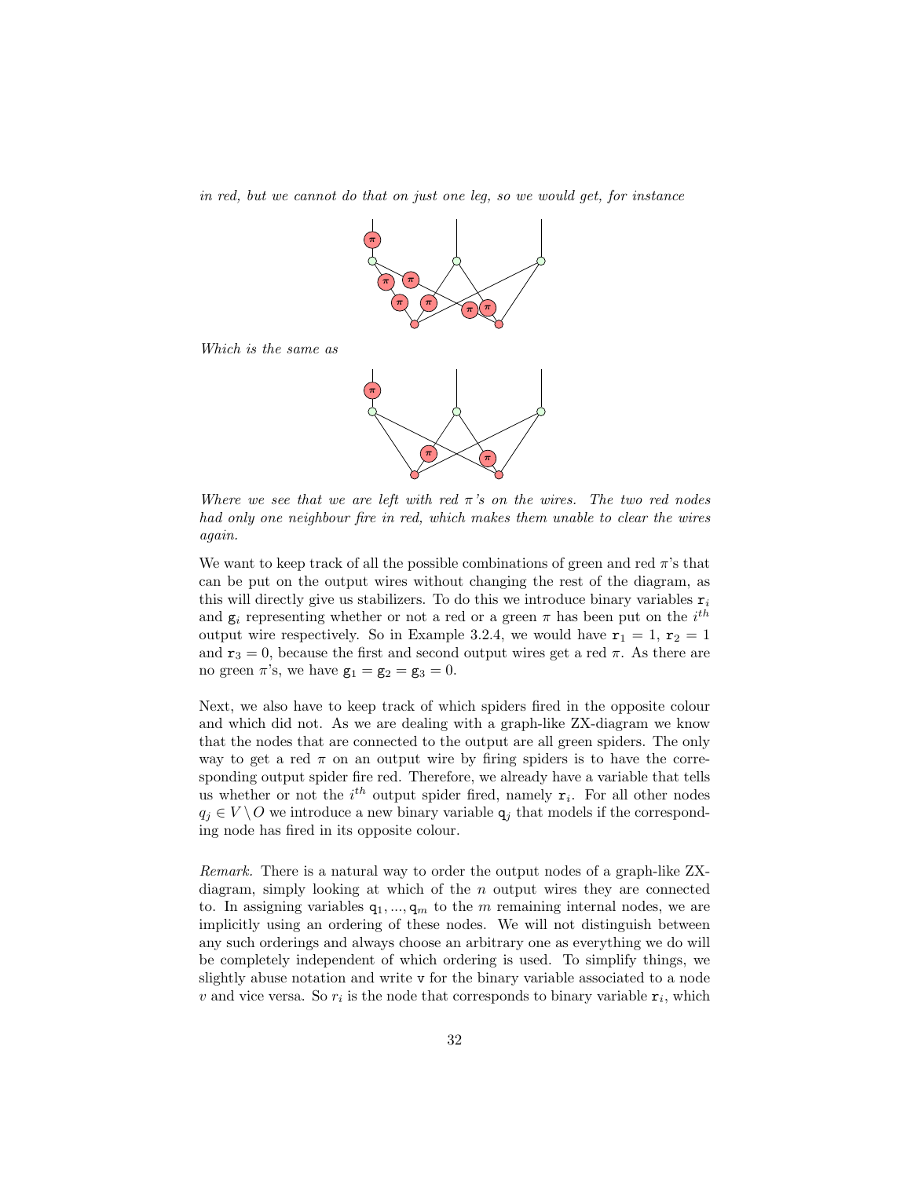*in red, but we cannot do that on just one leg, so we would get, for instance*

*Which is the same as*

*Where we see that we are left with red $\pi$'s on the wires. The two red nodes had only one neighbour fire in red, which makes them unable to clear the wires again.*

We want to keep track of all the possible combinations of green and red $\pi$'s that can be put on the output wires without changing the rest of the diagram, as this will directly give us stabilizers. To do this we introduce binary variables $\mathtt{r}_i$ and $\mathtt{g}_i$ representing whether or not a red or a green $\pi$ has been put on the $i^{th}$ output wire respectively. So in Example 3.2.4, we would have $\mathtt{r}_1 = 1$, $\mathtt{r}_2 = 1$ and $\mathtt{r}_3 = 0$, because the first and second output wires get a red $\pi$. As there are no green $\pi$'s, we have $\mathtt{g}_1 = \mathtt{g}_2 = \mathtt{g}_3 = 0$.

Next, we also have to keep track of which spiders fired in the opposite colour and which did not. As we are dealing with a graph-like ZX-diagram we know that the nodes that are connected to the output are all green spiders. The only way to get a red $\pi$ on an output wire by firing spiders is to have the corresponding output spider fire red. Therefore, we already have a variable that tells us whether or not the $i^{th}$ output spider fired, namely $\mathtt{r}_i$. For all other nodes $q_j \in V \setminus O$ we introduce a new binary variable $\mathtt{q}_j$ that models if the corresponding node has fired in its opposite colour.

*Remark.* There is a natural way to order the output nodes of a graph-like ZX-diagram, simply looking at which of the $n$ output wires they are connected to. In assigning variables $\mathtt{q}_1, ..., \mathtt{q}_m$ to the $m$ remaining internal nodes, we are implicitly using an ordering of these nodes. We will not distinguish between any such orderings and always choose an arbitrary one as everything we do will be completely independent of which ordering is used. To simplify things, we slightly abuse notation and write $\mathtt{v}$ for the binary variable associated to a node $v$ and vice versa. So $r_i$ is the node that corresponds to binary variable $\mathtt{r}_i$, which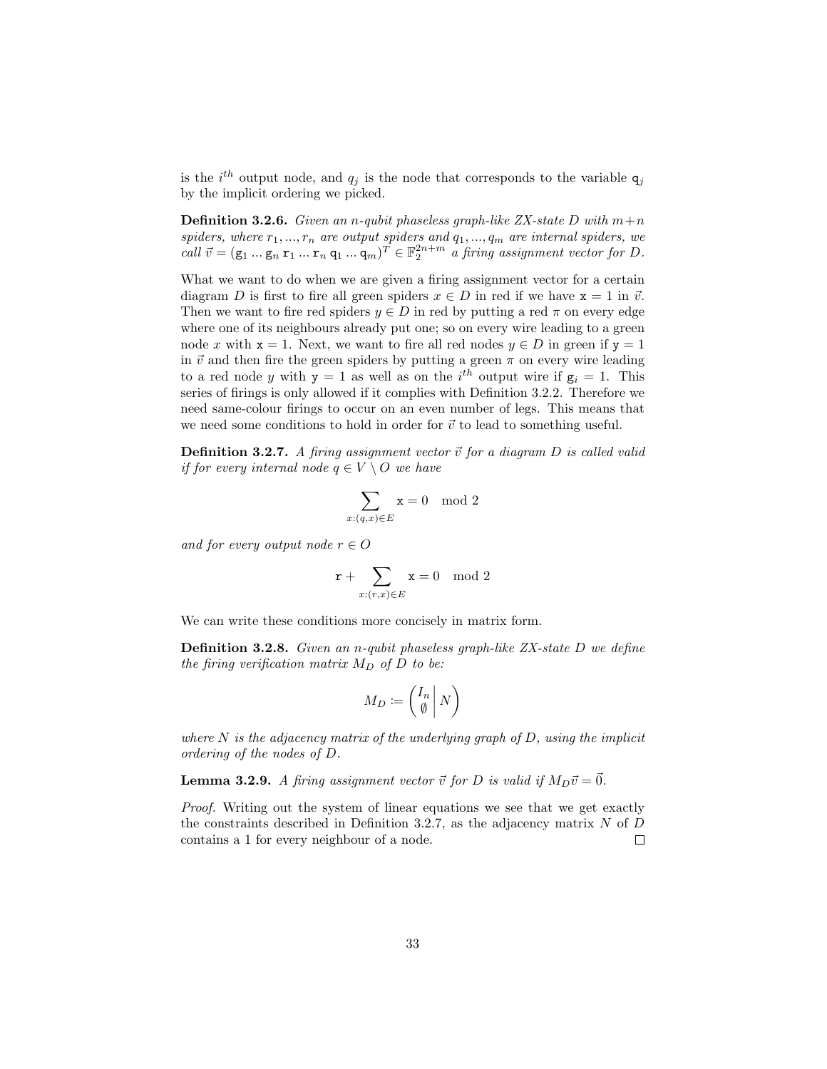is the $i^{th}$ output node, and $q_j$ is the node that corresponds to the variable $\mathtt{q}_j$ by the implicit ordering we picked.

**Definition 3.2.6.** *Given an n-qubit phaseless graph-like ZX-state D with $m+n$ spiders, where $r_1, ..., r_n$ are output spiders and $q_1, ..., q_m$ are internal spiders, we call $\vec{v} = (\mathtt{g}_1 \ldots \mathtt{g}_n \; \mathtt{r}_1 \ldots \mathtt{r}_n \; \mathtt{q}_1 \ldots \mathtt{q}_m)^T \in \mathbb{F}_2^{2n+m}$ a firing assignment vector for D.*

What we want to do when we are given a firing assignment vector for a certain diagram $D$ is first to fire all green spiders $x \in D$ in red if we have $\mathtt{x} = 1$ in $\vec{v}$. Then we want to fire red spiders $y \in D$ in red by putting a red $\pi$ on every edge where one of its neighbours already put one; so on every wire leading to a green node $x$ with $\mathtt{x} = 1$. Next, we want to fire all red nodes $y \in D$ in green if $\mathtt{y} = 1$ in $\vec{v}$ and then fire the green spiders by putting a green $\pi$ on every wire leading to a red node $y$ with $\mathtt{y} = 1$ as well as on the $i^{th}$ output wire if $\mathtt{g}_i = 1$. This series of firings is only allowed if it complies with Definition 3.2.2. Therefore we need same-colour firings to occur on an even number of legs. This means that we need some conditions to hold in order for $\vec{v}$ to lead to something useful.

**Definition 3.2.7.** *A firing assignment vector $\vec{v}$ for a diagram D is called valid if for every internal node $q \in V \setminus O$ we have*

$$\sum_{x:(q,x)\in E} \mathtt{x} = 0 \mod 2$$

*and for every output node $r \in O$*

$$\mathtt{r} + \sum_{x:(r,x)\in E} \mathtt{x} = 0 \mod 2$$

We can write these conditions more concisely in matrix form.

**Definition 3.2.8.** *Given an n-qubit phaseless graph-like ZX-state D we define the firing verification matrix $M_D$ of D to be:*

$$M_D \coloneqq \left( \begin{matrix} I_n \\ \emptyset \end{matrix} \middle| \, N \right)$$

*where N is the adjacency matrix of the underlying graph of D, using the implicit ordering of the nodes of D.*

**Lemma 3.2.9.** *A firing assignment vector $\vec{v}$ for D is valid if $M_D \vec{v} = \vec{0}$.*

*Proof.* Writing out the system of linear equations we see that we get exactly the constraints described in Definition 3.2.7, as the adjacency matrix $N$ of $D$ contains a 1 for every neighbour of a node. □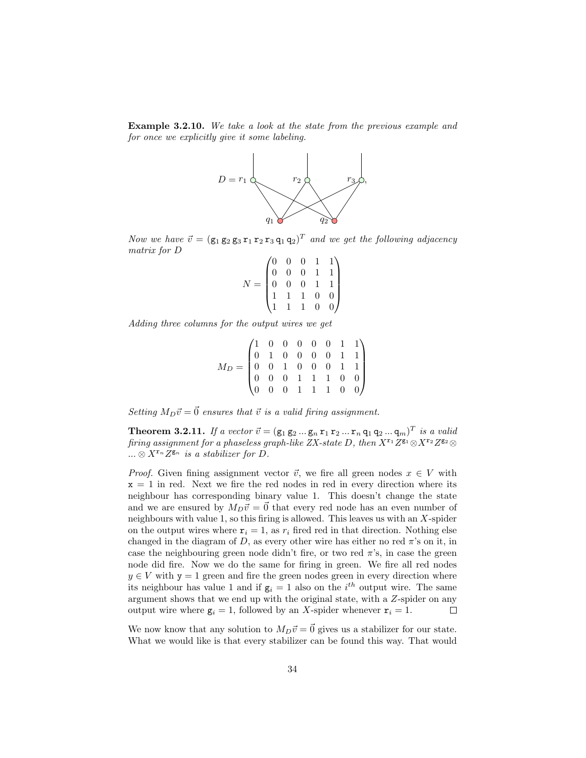**Example 3.2.10.** *We take a look at the state from the previous example and for once we explicitly give it some labeling.*

*Now we have $\vec{v} = (\mathtt{g}_1\,\mathtt{g}_2\,\mathtt{g}_3\,\mathtt{r}_1\,\mathtt{r}_2\,\mathtt{r}_3\,\mathtt{q}_1\,\mathtt{q}_2)^T$ and we get the following adjacency matrix for $D$*

$$N = \begin{pmatrix} 0 & 0 & 0 & 1 & 1 \\ 0 & 0 & 0 & 1 & 1 \\ 0 & 0 & 0 & 1 & 1 \\ 1 & 1 & 1 & 0 & 0 \\ 1 & 1 & 1 & 0 & 0 \end{pmatrix}$$

*Adding three columns for the output wires we get*

$$M_D = \begin{pmatrix} 1 & 0 & 0 & 0 & 0 & 0 & 1 & 1 \\ 0 & 1 & 0 & 0 & 0 & 0 & 1 & 1 \\ 0 & 0 & 1 & 0 & 0 & 0 & 1 & 1 \\ 0 & 0 & 0 & 1 & 1 & 1 & 0 & 0 \\ 0 & 0 & 0 & 1 & 1 & 1 & 0 & 0 \end{pmatrix}$$

*Setting $M_D\vec{v} = \vec{0}$ ensures that $\vec{v}$ is a valid firing assignment.*

**Theorem 3.2.11.** *If a vector $\vec{v} = (\mathtt{g}_1\,\mathtt{g}_2\,...\,\mathtt{g}_n\,\mathtt{r}_1\,\mathtt{r}_2\,...\,\mathtt{r}_n\,\mathtt{q}_1\,\mathtt{q}_2\,...\,\mathtt{q}_m)^T$ is a valid firing assignment for a phaseless graph-like ZX-state $D$, then $X^{\mathtt{r}_1}Z^{\mathtt{g}_1} \otimes X^{\mathtt{r}_2}Z^{\mathtt{g}_2} \otimes ... \otimes X^{\mathtt{r}_n}Z^{\mathtt{g}_n}$ is a stabilizer for $D$.*

*Proof.* Given fining assignment vector $\vec{v}$, we fire all green nodes $x \in V$ with $\mathtt{x} = 1$ in red. Next we fire the red nodes in red in every direction where its neighbour has corresponding binary value 1. This doesn't change the state and we are ensured by $M_D\vec{v} = \vec{0}$ that every red node has an even number of neighbours with value 1, so this firing is allowed. This leaves us with an $X$-spider on the output wires where $\mathtt{r}_i = 1$, as $r_i$ fired red in that direction. Nothing else changed in the diagram of $D$, as every other wire has either no red $\pi$'s on it, in case the neighbouring green node didn't fire, or two red $\pi$'s, in case the green node did fire. Now we do the same for firing in green. We fire all red nodes $y \in V$ with $\mathtt{y} = 1$ green and fire the green nodes green in every direction where its neighbour has value 1 and if $\mathtt{g}_i = 1$ also on the $i^{th}$ output wire. The same argument shows that we end up with the original state, with a $Z$-spider on any output wire where $\mathtt{g}_i = 1$, followed by an $X$-spider whenever $\mathtt{r}_i = 1$. □

We now know that any solution to $M_D\vec{v} = \vec{0}$ gives us a stabilizer for our state. What we would like is that every stabilizer can be found this way. That would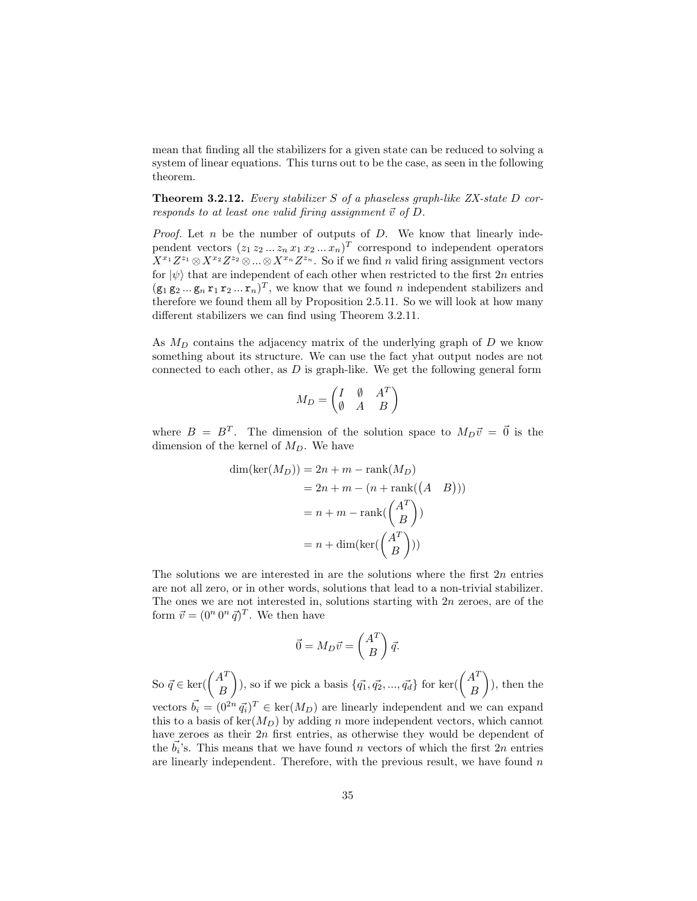mean that finding all the stabilizers for a given state can be reduced to solving a system of linear equations. This turns out to be the case, as seen in the following theorem.

**Theorem 3.2.12.** *Every stabilizer $S$ of a phaseless graph-like ZX-state $D$ corresponds to at least one valid firing assignment $\vec{v}$ of $D$.*

*Proof.* Let $n$ be the number of outputs of $D$. We know that linearly independent vectors $(z_1\, z_2 \ldots z_n\, x_1\, x_2 \ldots x_n)^T$ correspond to independent operators $X^{x_1}Z^{z_1} \otimes X^{x_2}Z^{z_2} \otimes \ldots \otimes X^{x_n}Z^{z_n}$. So if we find $n$ valid firing assignment vectors for $|\psi\rangle$ that are independent of each other when restricted to the first $2n$ entries $(\mathtt{g}_1\, \mathtt{g}_2 \ldots \mathtt{g}_n\, \mathtt{r}_1\, \mathtt{r}_2 \ldots \mathtt{r}_n)^T$, we know that we found $n$ independent stabilizers and therefore we found them all by Proposition 2.5.11. So we will look at how many different stabilizers we can find using Theorem 3.2.11.

As $M_D$ contains the adjacency matrix of the underlying graph of $D$ we know something about its structure. We can use the fact yhat output nodes are not connected to each other, as $D$ is graph-like. We get the following general form

$$M_D = \begin{pmatrix} I & \emptyset & A^T \\ \emptyset & A & B \end{pmatrix}$$

where $B = B^T$. The dimension of the solution space to $M_D\vec{v} = \vec{0}$ is the dimension of the kernel of $M_D$. We have

$$\begin{aligned}
\dim(\ker(M_D)) &= 2n + m - \operatorname{rank}(M_D) \\
&= 2n + m - (n + \operatorname{rank}(\begin{pmatrix} A & B \end{pmatrix})) \\
&= n + m - \operatorname{rank}(\begin{pmatrix} A^T \\ B \end{pmatrix}) \\
&= n + \dim(\ker(\begin{pmatrix} A^T \\ B \end{pmatrix}))
\end{aligned}$$

The solutions we are interested in are the solutions where the first $2n$ entries are not all zero, or in other words, solutions that lead to a non-trivial stabilizer. The ones we are not interested in, solutions starting with $2n$ zeroes, are of the form $\vec{v} = (0^n\, 0^n\, \vec{q})^T$. We then have

$$\vec{0} = M_D\vec{v} = \begin{pmatrix} A^T \\ B \end{pmatrix} \vec{q}.$$

So $\vec{q} \in \ker(\begin{pmatrix} A^T \\ B \end{pmatrix})$, so if we pick a basis $\{\vec{q_1}, \vec{q_2}, \ldots, \vec{q_d}\}$ for $\ker(\begin{pmatrix} A^T \\ B \end{pmatrix})$, then the vectors $\vec{b_i} = (0^{2n}\, \vec{q_i})^T \in \ker(M_D)$ are linearly independent and we can expand this to a basis of $\ker(M_D)$ by adding $n$ more independent vectors, which cannot have zeroes as their $2n$ first entries, as otherwise they would be dependent of the $\vec{b_i}$'s. This means that we have found $n$ vectors of which the first $2n$ entries are linearly independent. Therefore, with the previous result, we have found $n$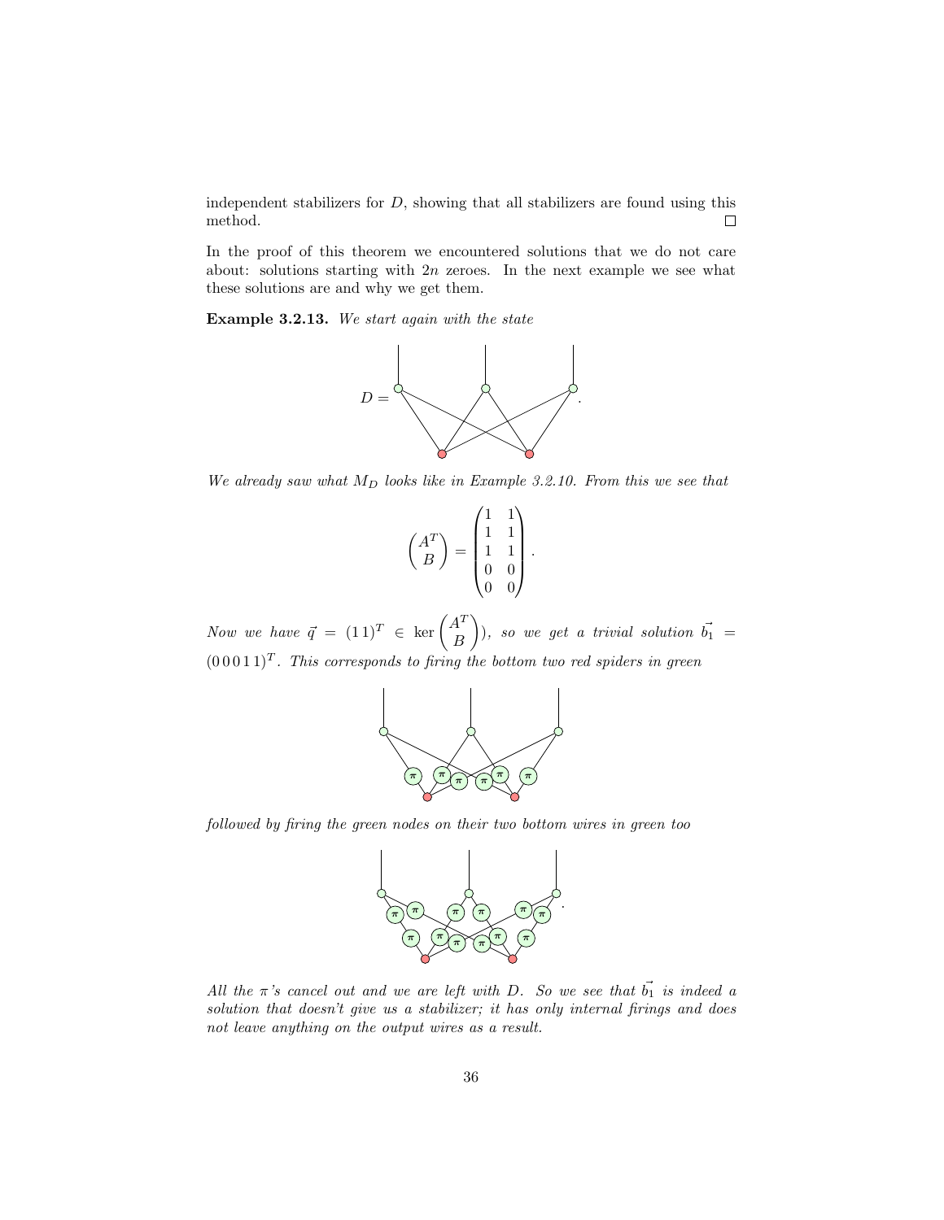independent stabilizers for $D$, showing that all stabilizers are found using this method. $\square$

In the proof of this theorem we encountered solutions that we do not care about: solutions starting with $2n$ zeroes. In the next example we see what these solutions are and why we get them.

**Example 3.2.13.** *We start again with the state*

$$D = $$

*We already saw what $M_D$ looks like in Example 3.2.10. From this we see that*

$$\begin{pmatrix} A^T \\ B \end{pmatrix} = \begin{pmatrix} 1 & 1 \\ 1 & 1 \\ 1 & 1 \\ 0 & 0 \\ 0 & 0 \end{pmatrix}.$$

*Now we have $\vec{q} = (1\,1)^T \in \ker \begin{pmatrix} A^T \\ B \end{pmatrix})$, so we get a trivial solution $\vec{b_1} = (0\,0\,0\,1\,1)^T$. This corresponds to firing the bottom two red spiders in green*

*followed by firing the green nodes on their two bottom wires in green too*

*All the $\pi$'s cancel out and we are left with $D$. So we see that $\vec{b_1}$ is indeed a solution that doesn't give us a stabilizer; it has only internal firings and does not leave anything on the output wires as a result.*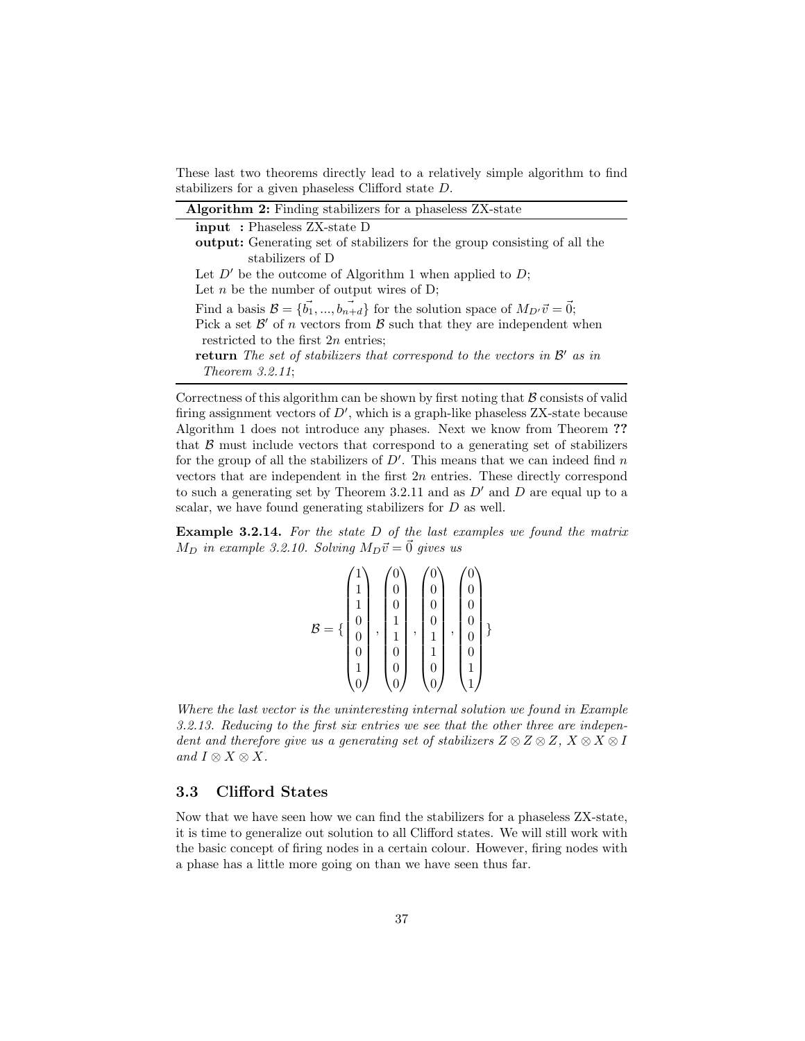These last two theorems directly lead to a relatively simple algorithm to find stabilizers for a given phaseless Clifford state $D$.

---

**Algorithm 2:** Finding stabilizers for a phaseless ZX-state

---

**input :** Phaseless ZX-state D

**output:** Generating set of stabilizers for the group consisting of all the stabilizers of D

Let $D'$ be the outcome of Algorithm 1 when applied to $D$;

Let $n$ be the number of output wires of D;

Find a basis $\mathcal{B} = \{\vec{b_1}, ..., \vec{b_{n+d}}\}$ for the solution space of $M_{D'}\vec{v} = \vec{0}$;

Pick a set $\mathcal{B}'$ of $n$ vectors from $\mathcal{B}$ such that they are independent when restricted to the first $2n$ entries;

**return** *The set of stabilizers that correspond to the vectors in $\mathcal{B}'$ as in Theorem 3.2.11*;

---

Correctness of this algorithm can be shown by first noting that $\mathcal{B}$ consists of valid firing assignment vectors of $D'$, which is a graph-like phaseless ZX-state because Algorithm 1 does not introduce any phases. Next we know from Theorem **??** that $\mathcal{B}$ must include vectors that correspond to a generating set of stabilizers for the group of all the stabilizers of $D'$. This means that we can indeed find $n$ vectors that are independent in the first $2n$ entries. These directly correspond to such a generating set by Theorem 3.2.11 and as $D'$ and $D$ are equal up to a scalar, we have found generating stabilizers for $D$ as well.

**Example 3.2.14.** *For the state $D$ of the last examples we found the matrix $M_D$ in example 3.2.10. Solving $M_D\vec{v} = \vec{0}$ gives us*

$$
\mathcal{B} = \{ \begin{pmatrix} 1 \\ 1 \\ 1 \\ 0 \\ 0 \\ 0 \\ 1 \\ 0 \end{pmatrix}, \begin{pmatrix} 0 \\ 0 \\ 0 \\ 1 \\ 1 \\ 0 \\ 0 \\ 0 \end{pmatrix}, \begin{pmatrix} 0 \\ 0 \\ 0 \\ 0 \\ 1 \\ 1 \\ 0 \\ 0 \end{pmatrix}, \begin{pmatrix} 0 \\ 0 \\ 0 \\ 0 \\ 0 \\ 0 \\ 1 \\ 1 \end{pmatrix} \}
$$

*Where the last vector is the uninteresting internal solution we found in Example 3.2.13. Reducing to the first six entries we see that the other three are independent and therefore give us a generating set of stabilizers $Z \otimes Z \otimes Z$, $X \otimes X \otimes I$ and $I \otimes X \otimes X$.*

## 3.3 Clifford States

Now that we have seen how we can find the stabilizers for a phaseless ZX-state, it is time to generalize out solution to all Clifford states. We will still work with the basic concept of firing nodes in a certain colour. However, firing nodes with a phase has a little more going on than we have seen thus far.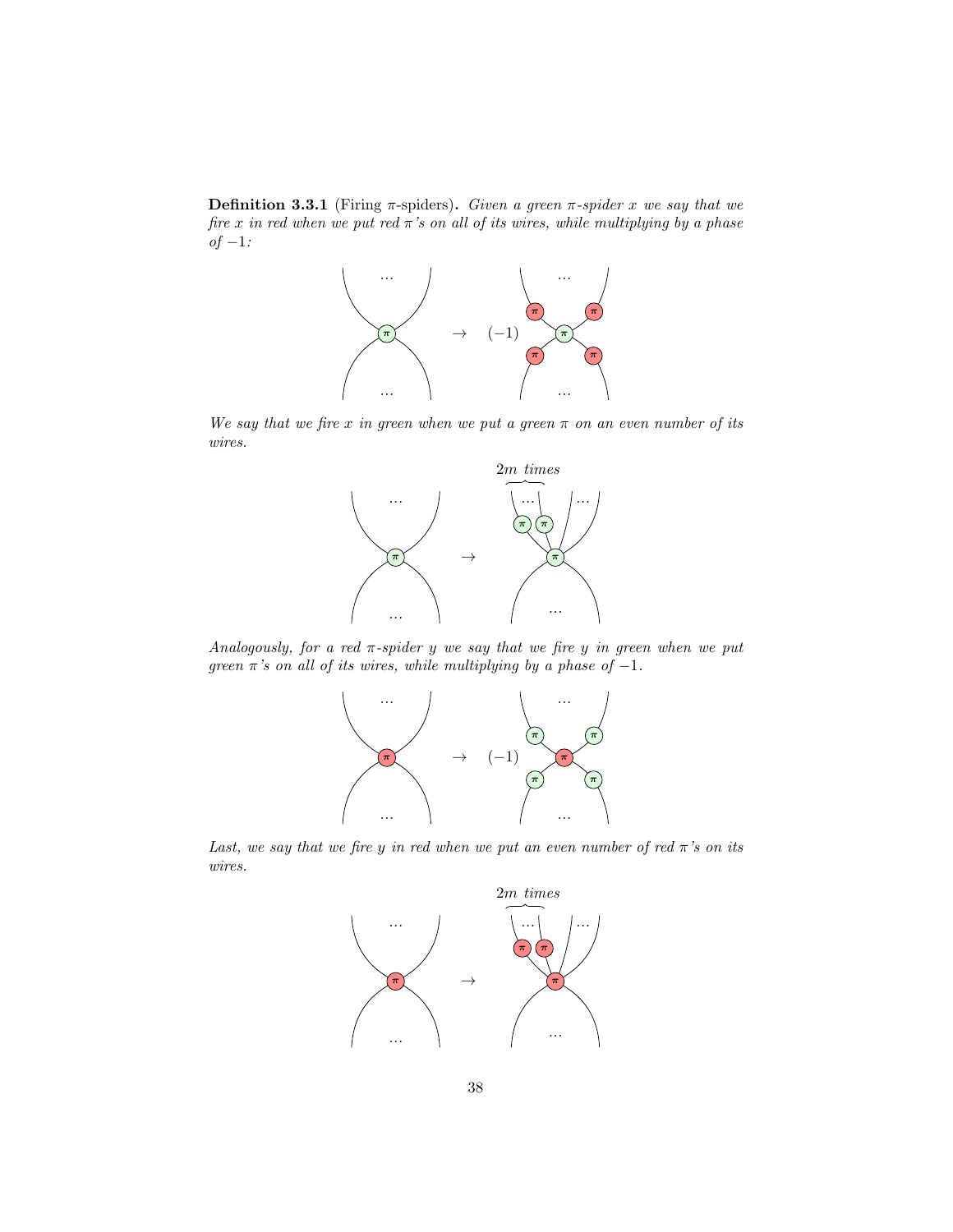**Definition 3.3.1** (Firing $\pi$-spiders)**.** *Given a green $\pi$-spider $x$ we say that we fire $x$ in red when we put red $\pi$'s on all of its wires, while multiplying by a phase of $-1$:*

*We say that we fire $x$ in green when we put a green $\pi$ on an even number of its wires.*

*Analogously, for a red $\pi$-spider $y$ we say that we fire $y$ in green when we put green $\pi$'s on all of its wires, while multiplying by a phase of $-1$.*

*Last, we say that we fire $y$ in red when we put an even number of red $\pi$'s on its wires.*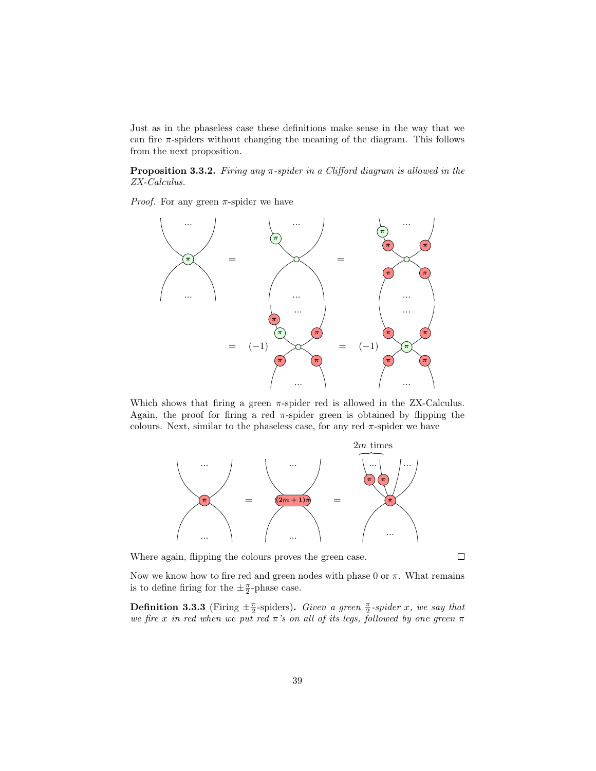Just as in the phaseless case these definitions make sense in the way that we can fire $\pi$-spiders without changing the meaning of the diagram. This follows from the next proposition.

**Proposition 3.3.2.** *Firing any $\pi$-spider in a Clifford diagram is allowed in the ZX-Calculus.*

*Proof.* For any green $\pi$-spider we have

Which shows that firing a green $\pi$-spider red is allowed in the ZX-Calculus. Again, the proof for firing a red $\pi$-spider green is obtained by flipping the colours. Next, similar to the phaseless case, for any red $\pi$-spider we have

Where again, flipping the colours proves the green case. ☐

Now we know how to fire red and green nodes with phase 0 or $\pi$. What remains is to define firing for the $\pm\frac{\pi}{2}$-phase case.

**Definition 3.3.3** (Firing $\pm\frac{\pi}{2}$-spiders)**.** *Given a green $\frac{\pi}{2}$-spider $x$, we say that we fire $x$ in red when we put red $\pi$'s on all of its legs, followed by one green $\pi$*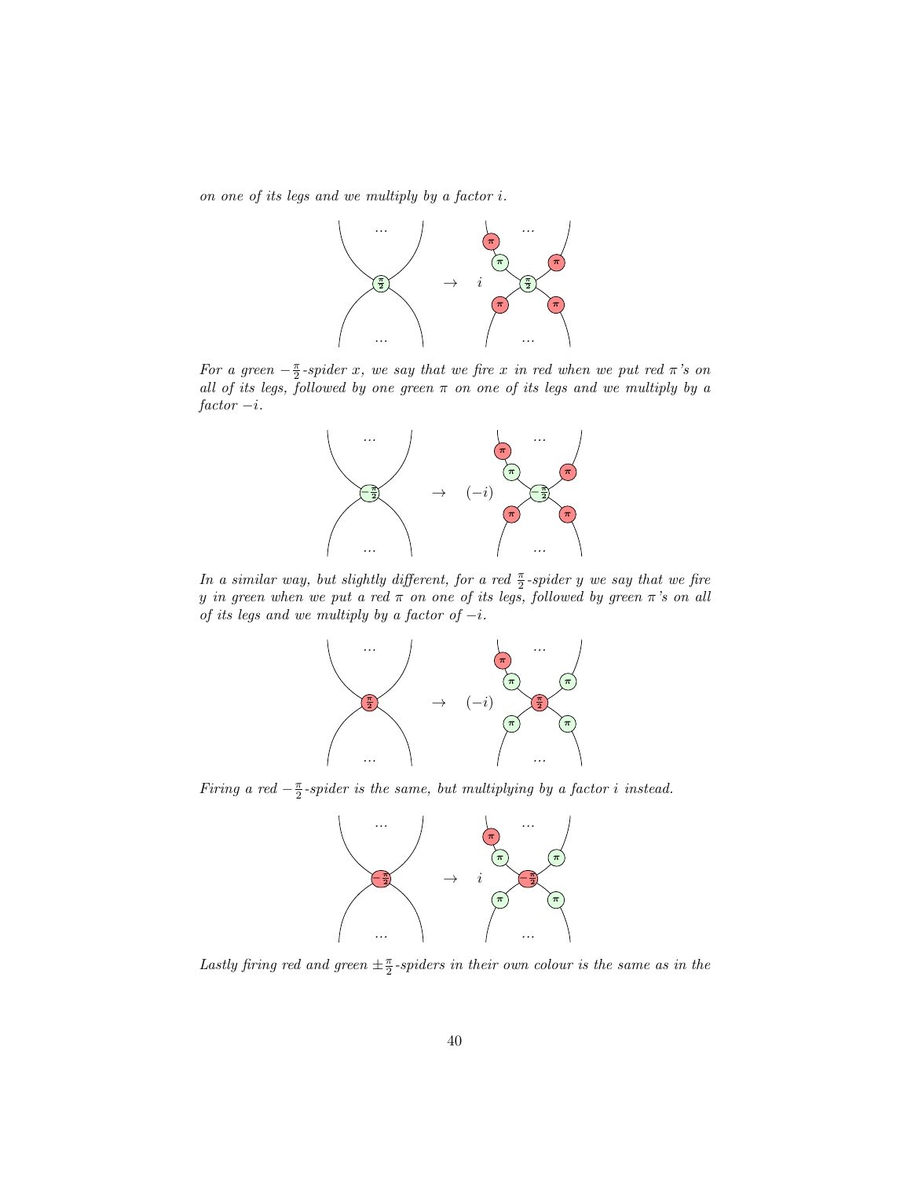*on one of its legs and we multiply by a factor $i$.*

*For a green $-\frac{\pi}{2}$-spider $x$, we say that we fire $x$ in red when we put red $\pi$'s on all of its legs, followed by one green $\pi$ on one of its legs and we multiply by a factor $-i$.*

*In a similar way, but slightly different, for a red $\frac{\pi}{2}$-spider $y$ we say that we fire $y$ in green when we put a red $\pi$ on one of its legs, followed by green $\pi$'s on all of its legs and we multiply by a factor of $-i$.*

*Firing a red $-\frac{\pi}{2}$-spider is the same, but multiplying by a factor $i$ instead.*

*Lastly firing red and green $\pm\frac{\pi}{2}$-spiders in their own colour is the same as in the*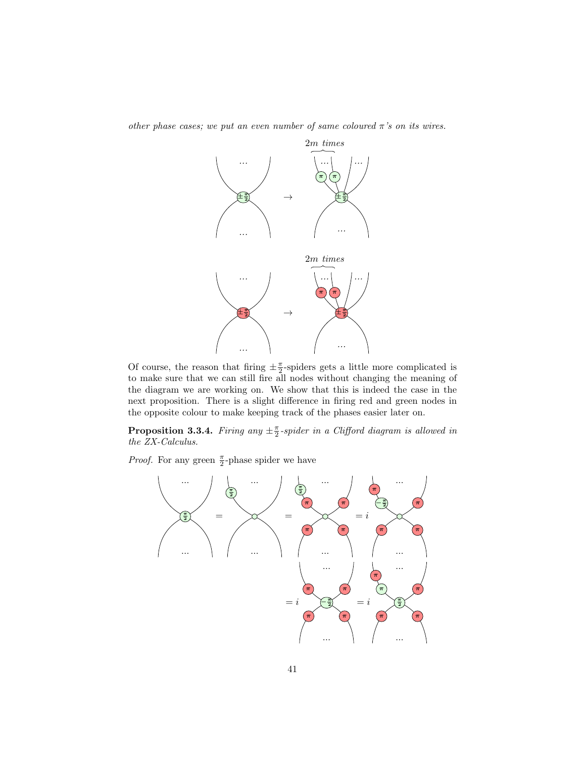*other phase cases; we put an even number of same coloured $\pi$'s on its wires.*

Of course, the reason that firing $\pm\frac{\pi}{2}$-spiders gets a little more complicated is to make sure that we can still fire all nodes without changing the meaning of the diagram we are working on. We show that this is indeed the case in the next proposition. There is a slight difference in firing red and green nodes in the opposite colour to make keeping track of the phases easier later on.

**Proposition 3.3.4.** *Firing any $\pm\frac{\pi}{2}$-spider in a Clifford diagram is allowed in the ZX-Calculus.*

*Proof.* For any green $\frac{\pi}{2}$-phase spider we have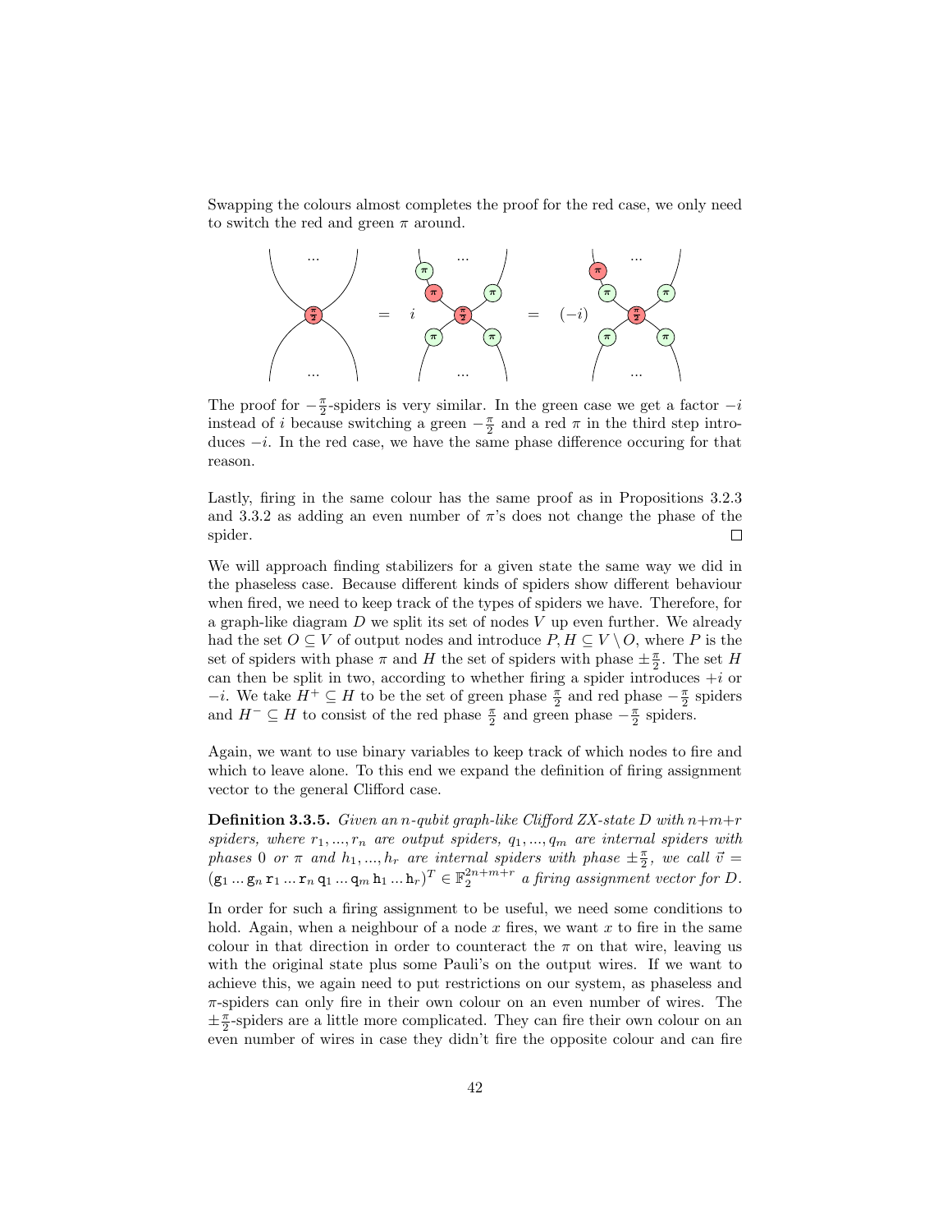Swapping the colours almost completes the proof for the red case, we only need to switch the red and green $\pi$ around.

The proof for $-\frac{\pi}{2}$-spiders is very similar. In the green case we get a factor $-i$ instead of $i$ because switching a green $-\frac{\pi}{2}$ and a red $\pi$ in the third step introduces $-i$. In the red case, we have the same phase difference occuring for that reason.

Lastly, firing in the same colour has the same proof as in Propositions 3.2.3 and 3.3.2 as adding an even number of $\pi$'s does not change the phase of the spider. □

We will approach finding stabilizers for a given state the same way we did in the phaseless case. Because different kinds of spiders show different behaviour when fired, we need to keep track of the types of spiders we have. Therefore, for a graph-like diagram $D$ we split its set of nodes $V$ up even further. We already had the set $O \subseteq V$ of output nodes and introduce $P, H \subseteq V \setminus O$, where $P$ is the set of spiders with phase $\pi$ and $H$ the set of spiders with phase $\pm\frac{\pi}{2}$. The set $H$ can then be split in two, according to whether firing a spider introduces $+i$ or $-i$. We take $H^+ \subseteq H$ to be the set of green phase $\frac{\pi}{2}$ and red phase $-\frac{\pi}{2}$ spiders and $H^- \subseteq H$ to consist of the red phase $\frac{\pi}{2}$ and green phase $-\frac{\pi}{2}$ spiders.

Again, we want to use binary variables to keep track of which nodes to fire and which to leave alone. To this end we expand the definition of firing assignment vector to the general Clifford case.

**Definition 3.3.5.** *Given an $n$-qubit graph-like Clifford ZX-state $D$ with $n+m+r$ spiders, where $r_1, ..., r_n$ are output spiders, $q_1, ..., q_m$ are internal spiders with phases $0$ or $\pi$ and $h_1, ..., h_r$ are internal spiders with phase $\pm\frac{\pi}{2}$, we call $\vec{v} = (\mathtt{g}_1 ... \mathtt{g}_n\, \mathtt{r}_1 ... \mathtt{r}_n\, \mathtt{q}_1 ... \mathtt{q}_m\, \mathtt{h}_1 ... \mathtt{h}_r)^T \in \mathbb{F}_2^{2n+m+r}$ a firing assignment vector for $D$.*

In order for such a firing assignment to be useful, we need some conditions to hold. Again, when a neighbour of a node $x$ fires, we want $x$ to fire in the same colour in that direction in order to counteract the $\pi$ on that wire, leaving us with the original state plus some Pauli's on the output wires. If we want to achieve this, we again need to put restrictions on our system, as phaseless and $\pi$-spiders can only fire in their own colour on an even number of wires. The $\pm\frac{\pi}{2}$-spiders are a little more complicated. They can fire their own colour on an even number of wires in case they didn't fire the opposite colour and can fire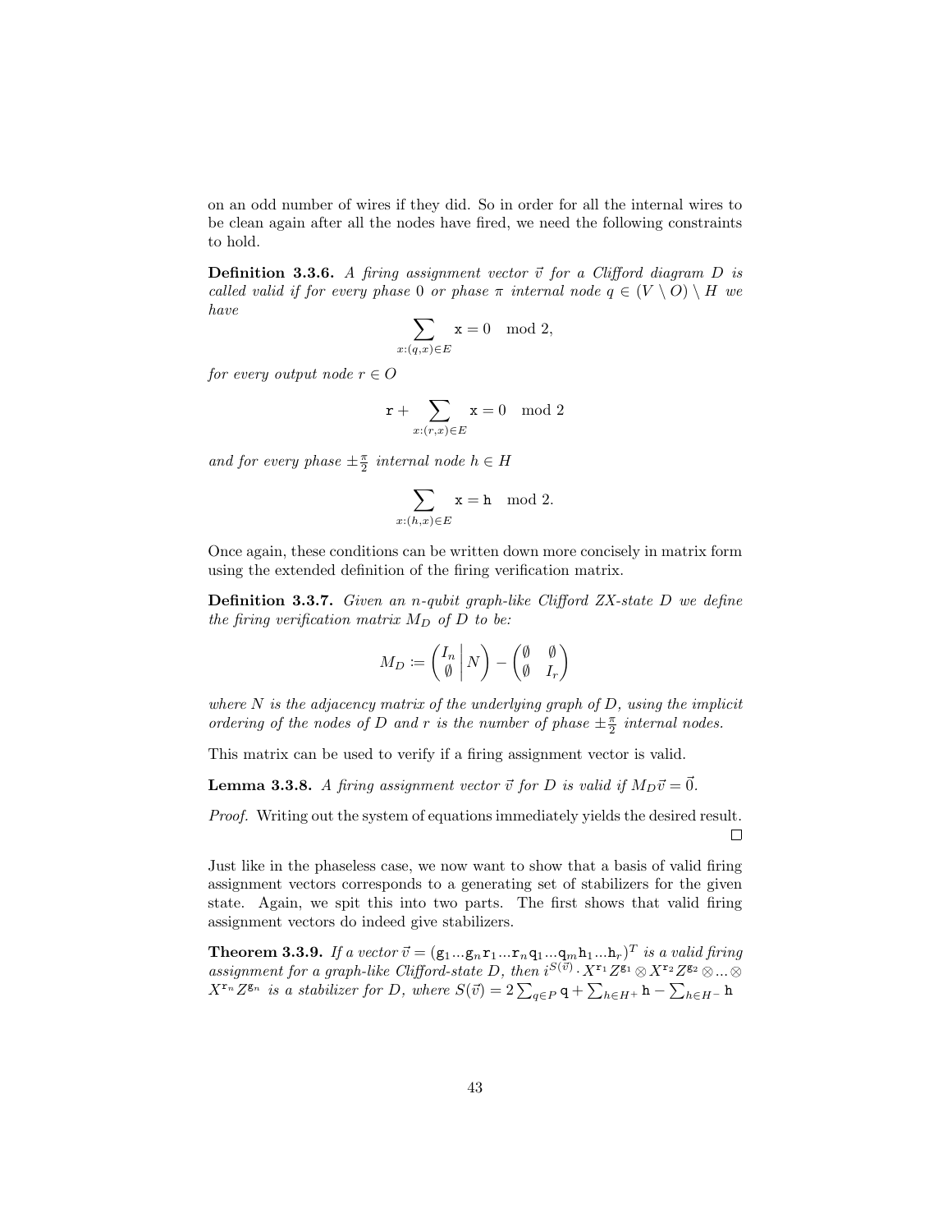on an odd number of wires if they did. So in order for all the internal wires to be clean again after all the nodes have fired, we need the following constraints to hold.

**Definition 3.3.6.** *A firing assignment vector $\vec{v}$ for a Clifford diagram $D$ is called valid if for every phase 0 or phase $\pi$ internal node $q \in (V \setminus O) \setminus H$ we have*

$$\sum_{x:(q,x)\in E} \mathtt{x} = 0 \mod 2,$$

*for every output node $r \in O$*

$$\mathtt{r} + \sum_{x:(r,x)\in E} \mathtt{x} = 0 \mod 2$$

*and for every phase $\pm\frac{\pi}{2}$ internal node $h \in H$*

$$\sum_{x:(h,x)\in E} \mathtt{x} = \mathtt{h} \mod 2.$$

Once again, these conditions can be written down more concisely in matrix form using the extended definition of the firing verification matrix.

**Definition 3.3.7.** *Given an $n$-qubit graph-like Clifford ZX-state $D$ we define the firing verification matrix $M_D$ of $D$ to be:*

$$M_D := \left(\begin{matrix} I_n \\ \emptyset \end{matrix} \middle| N\right) - \begin{pmatrix} \emptyset & \emptyset \\ \emptyset & I_r \end{pmatrix}$$

*where $N$ is the adjacency matrix of the underlying graph of $D$, using the implicit ordering of the nodes of $D$ and $r$ is the number of phase $\pm\frac{\pi}{2}$ internal nodes.*

This matrix can be used to verify if a firing assignment vector is valid.

**Lemma 3.3.8.** *A firing assignment vector $\vec{v}$ for $D$ is valid if $M_D\vec{v} = \vec{0}$.*

*Proof.* Writing out the system of equations immediately yields the desired result. □

Just like in the phaseless case, we now want to show that a basis of valid firing assignment vectors corresponds to a generating set of stabilizers for the given state. Again, we spit this into two parts. The first shows that valid firing assignment vectors do indeed give stabilizers.

**Theorem 3.3.9.** *If a vector $\vec{v} = (\mathtt{g}_1...\mathtt{g}_n\mathtt{r}_1...\mathtt{r}_n\mathtt{q}_1...\mathtt{q}_m\mathtt{h}_1...\mathtt{h}_r)^T$ is a valid firing assignment for a graph-like Clifford-state $D$, then $i^{S(\vec{v})} \cdot X^{\mathtt{r}_1}Z^{\mathtt{g}_1} \otimes X^{\mathtt{r}_2}Z^{\mathtt{g}_2} \otimes ... \otimes X^{\mathtt{r}_n}Z^{\mathtt{g}_n}$ is a stabilizer for $D$, where $S(\vec{v}) = 2\sum_{q\in P}\mathtt{q} + \sum_{h\in H^+}\mathtt{h} - \sum_{h\in H^-}\mathtt{h}$*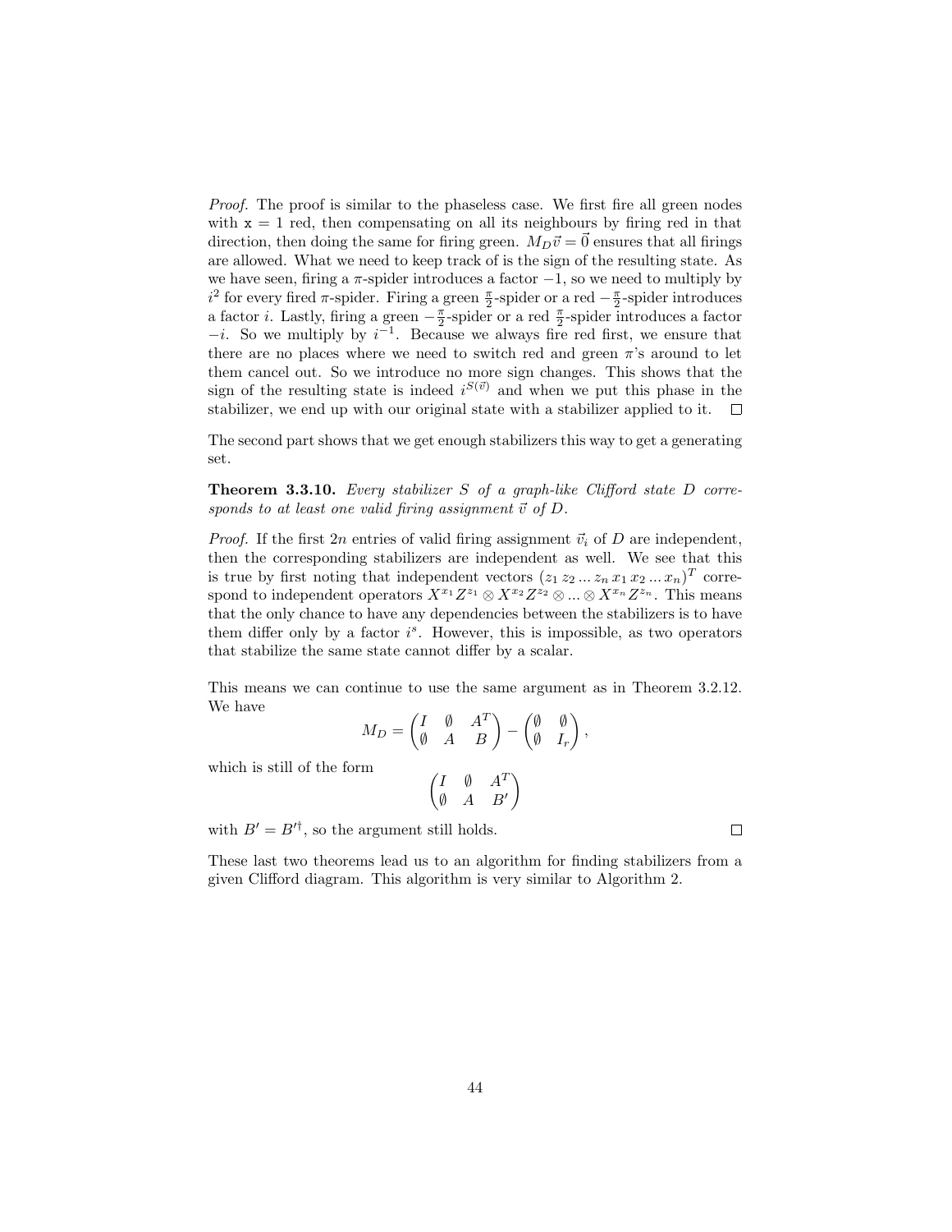*Proof.* The proof is similar to the phaseless case. We first fire all green nodes with $\mathtt{x} = 1$ red, then compensating on all its neighbours by firing red in that direction, then doing the same for firing green. $M_D\vec{v} = \vec{0}$ ensures that all firings are allowed. What we need to keep track of is the sign of the resulting state. As we have seen, firing a $\pi$-spider introduces a factor $-1$, so we need to multiply by $i^2$ for every fired $\pi$-spider. Firing a green $\frac{\pi}{2}$-spider or a red $-\frac{\pi}{2}$-spider introduces a factor $i$. Lastly, firing a green $-\frac{\pi}{2}$-spider or a red $\frac{\pi}{2}$-spider introduces a factor $-i$. So we multiply by $i^{-1}$. Because we always fire red first, we ensure that there are no places where we need to switch red and green $\pi$'s around to let them cancel out. So we introduce no more sign changes. This shows that the sign of the resulting state is indeed $i^{S(\vec{v})}$ and when we put this phase in the stabilizer, we end up with our original state with a stabilizer applied to it. □

The second part shows that we get enough stabilizers this way to get a generating set.

**Theorem 3.3.10.** *Every stabilizer $S$ of a graph-like Clifford state $D$ corresponds to at least one valid firing assignment $\vec{v}$ of $D$.*

*Proof.* If the first $2n$ entries of valid firing assignment $\vec{v}_i$ of $D$ are independent, then the corresponding stabilizers are independent as well. We see that this is true by first noting that independent vectors $(z_1\, z_2 \ldots z_n\, x_1\, x_2 \ldots x_n)^T$ correspond to independent operators $X^{x_1}Z^{z_1} \otimes X^{x_2}Z^{z_2} \otimes \ldots \otimes X^{x_n}Z^{z_n}$. This means that the only chance to have any dependencies between the stabilizers is to have them differ only by a factor $i^s$. However, this is impossible, as two operators that stabilize the same state cannot differ by a scalar.

This means we can continue to use the same argument as in Theorem 3.2.12. We have

$$M_D = \begin{pmatrix} I & \emptyset & A^T \\ \emptyset & A & B \end{pmatrix} - \begin{pmatrix} \emptyset & \emptyset \\ \emptyset & I_r \end{pmatrix},$$

which is still of the form

$$\begin{pmatrix} I & \emptyset & A^T \\ \emptyset & A & B' \end{pmatrix}$$

with $B' = B'^{\dagger}$, so the argument still holds. □

These last two theorems lead us to an algorithm for finding stabilizers from a given Clifford diagram. This algorithm is very similar to Algorithm 2.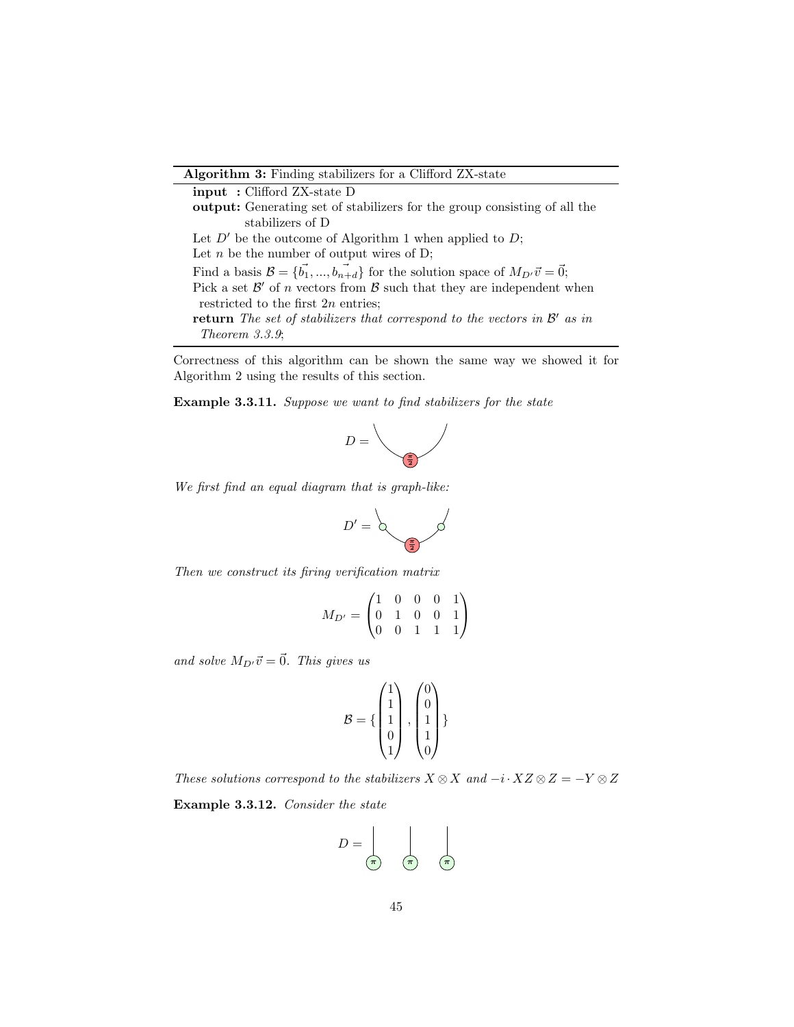---

**Algorithm 3:** Finding stabilizers for a Clifford ZX-state

---

**input :** Clifford ZX-state D

**output:** Generating set of stabilizers for the group consisting of all the stabilizers of D

Let $D'$ be the outcome of Algorithm 1 when applied to $D$;

Let $n$ be the number of output wires of D;

Find a basis $\mathcal{B} = \{\vec{b_1}, ..., \vec{b_{n+d}}\}$ for the solution space of $M_{D'}\vec{v} = \vec{0}$;

Pick a set $\mathcal{B}'$ of $n$ vectors from $\mathcal{B}$ such that they are independent when restricted to the first $2n$ entries;

**return** *The set of stabilizers that correspond to the vectors in* $\mathcal{B}'$ *as in Theorem 3.3.9*;

---

Correctness of this algorithm can be shown the same way we showed it for Algorithm 2 using the results of this section.

**Example 3.3.11.** *Suppose we want to find stabilizers for the state*

$D =$ [diagram: a cup with a red $\frac{\pi}{2}$ spider]

*We first find an equal diagram that is graph-like:*

$D' =$ [diagram: a cup with two green spiders on the wires and a red $\frac{\pi}{2}$ spider in the middle]

*Then we construct its firing verification matrix*

$$M_{D'} = \begin{pmatrix} 1 & 0 & 0 & 0 & 1 \\ 0 & 1 & 0 & 0 & 1 \\ 0 & 0 & 1 & 1 & 1 \end{pmatrix}$$

*and solve* $M_{D'}\vec{v} = \vec{0}$. *This gives us*

$$\mathcal{B} = \{ \begin{pmatrix} 1 \\ 1 \\ 1 \\ 0 \\ 1 \end{pmatrix}, \begin{pmatrix} 0 \\ 0 \\ 1 \\ 1 \\ 0 \end{pmatrix} \}$$

*These solutions correspond to the stabilizers* $X \otimes X$ *and* $-i \cdot XZ \otimes Z = -Y \otimes Z$

**Example 3.3.12.** *Consider the state*

$D =$ [diagram: three wires, each ending in a green $\pi$ spider]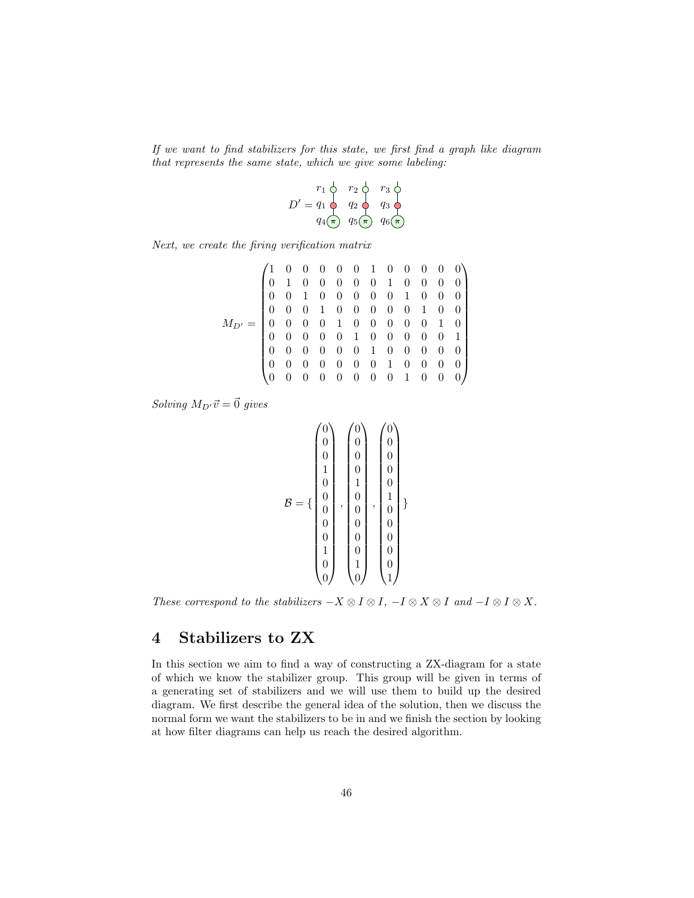*If we want to find stabilizers for this state, we first find a graph like diagram that represents the same state, which we give some labeling:*

$D' =$ [diagram: three columns of spiders, each column consisting of a green spider labeled $r_i$ (with an output wire), connected to a red spider labeled $q_i$, connected to a green $\pi$ spider labeled $q_{i+3}$; labels $r_1, q_1, q_4$; $r_2, q_2, q_5$; $r_3, q_3, q_6$]

*Next, we create the firing verification matrix*

$$M_{D'} = \begin{pmatrix} 1 & 0 & 0 & 0 & 0 & 0 & 1 & 0 & 0 & 0 & 0 & 0 \\ 0 & 1 & 0 & 0 & 0 & 0 & 0 & 1 & 0 & 0 & 0 & 0 \\ 0 & 0 & 1 & 0 & 0 & 0 & 0 & 0 & 1 & 0 & 0 & 0 \\ 0 & 0 & 0 & 1 & 0 & 0 & 0 & 0 & 0 & 1 & 0 & 0 \\ 0 & 0 & 0 & 0 & 1 & 0 & 0 & 0 & 0 & 0 & 1 & 0 \\ 0 & 0 & 0 & 0 & 0 & 1 & 0 & 0 & 0 & 0 & 0 & 1 \\ 0 & 0 & 0 & 0 & 0 & 0 & 1 & 0 & 0 & 0 & 0 & 0 \\ 0 & 0 & 0 & 0 & 0 & 0 & 0 & 1 & 0 & 0 & 0 & 0 \\ 0 & 0 & 0 & 0 & 0 & 0 & 0 & 0 & 1 & 0 & 0 & 0 \end{pmatrix}$$

*Solving $M_{D'}\vec{v} = \vec{0}$ gives*

$$\mathcal{B} = \{ \begin{pmatrix} 0 \\ 0 \\ 0 \\ 1 \\ 0 \\ 0 \\ 0 \\ 0 \\ 0 \\ 1 \\ 0 \\ 0 \end{pmatrix}, \begin{pmatrix} 0 \\ 0 \\ 0 \\ 0 \\ 1 \\ 0 \\ 0 \\ 0 \\ 0 \\ 0 \\ 1 \\ 0 \end{pmatrix}, \begin{pmatrix} 0 \\ 0 \\ 0 \\ 0 \\ 0 \\ 1 \\ 0 \\ 0 \\ 0 \\ 0 \\ 0 \\ 1 \end{pmatrix} \}$$

*These correspond to the stabilizers $-X \otimes I \otimes I$, $-I \otimes X \otimes I$ and $-I \otimes I \otimes X$.*

## 4 Stabilizers to ZX

In this section we aim to find a way of constructing a ZX-diagram for a state of which we know the stabilizer group. This group will be given in terms of a generating set of stabilizers and we will use them to build up the desired diagram. We first describe the general idea of the solution, then we discuss the normal form we want the stabilizers to be in and we finish the section by looking at how filter diagrams can help us reach the desired algorithm.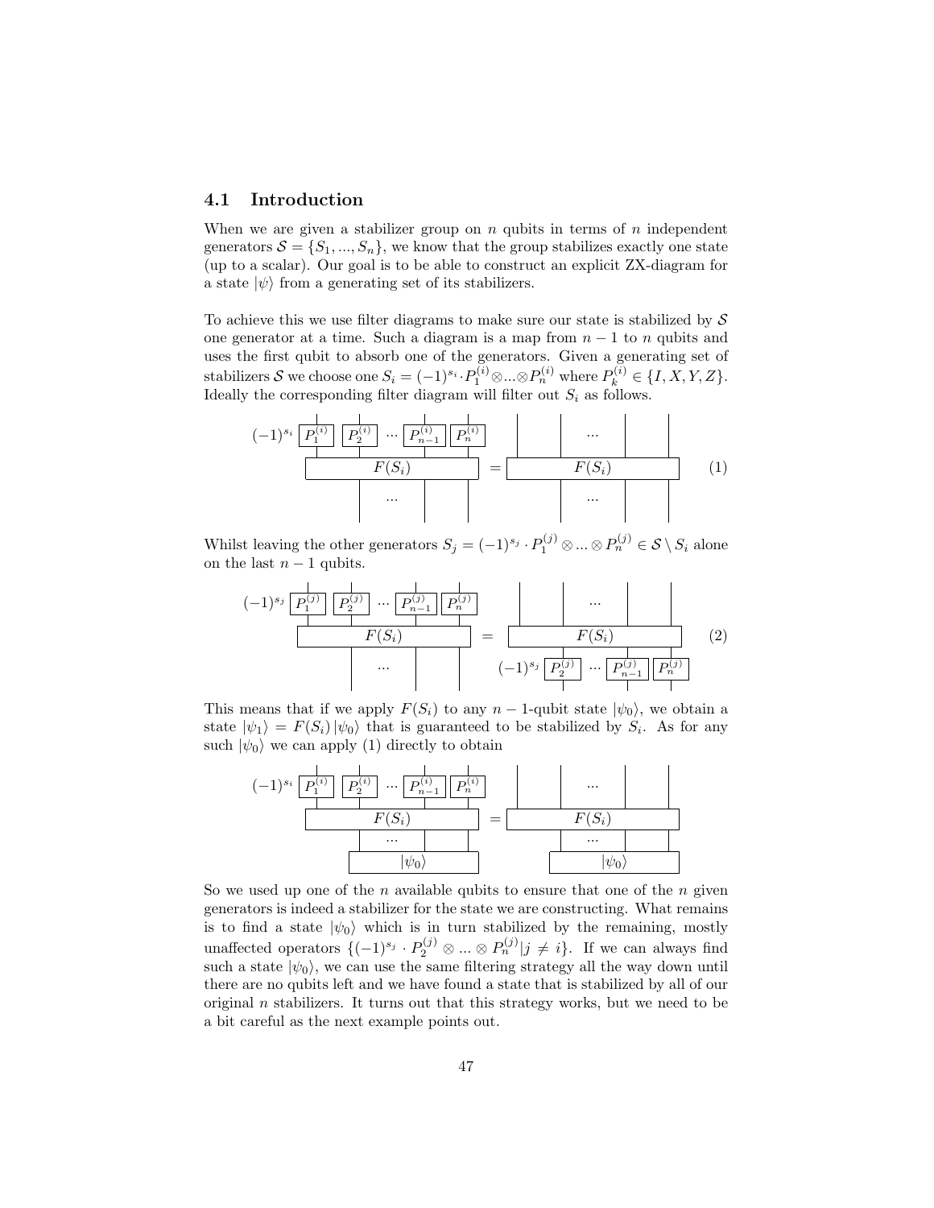### 4.1 Introduction

When we are given a stabilizer group on $n$ qubits in terms of $n$ independent generators $\mathcal{S} = \{S_1, ..., S_n\}$, we know that the group stabilizes exactly one state (up to a scalar). Our goal is to be able to construct an explicit ZX-diagram for a state $|\psi\rangle$ from a generating set of its stabilizers.

To achieve this we use filter diagrams to make sure our state is stabilized by $\mathcal{S}$ one generator at a time. Such a diagram is a map from $n-1$ to $n$ qubits and uses the first qubit to absorb one of the generators. Given a generating set of stabilizers $\mathcal{S}$ we choose one $S_i = (-1)^{s_i} \cdot P_1^{(i)} \otimes ... \otimes P_n^{(i)}$ where $P_k^{(i)} \in \{I, X, Y, Z\}$. Ideally the corresponding filter diagram will filter out $S_i$ as follows.

$$(-1)^{s_i} \left( P_1^{(i)} \otimes P_2^{(i)} \otimes \cdots \otimes P_{n-1}^{(i)} \otimes P_n^{(i)} \right) \circ F(S_i) = F(S_i) \tag{1}$$

Whilst leaving the other generators $S_j = (-1)^{s_j} \cdot P_1^{(j)} \otimes ... \otimes P_n^{(j)} \in \mathcal{S} \setminus S_i$ alone on the last $n-1$ qubits.

$$(-1)^{s_j} \left( P_1^{(j)} \otimes P_2^{(j)} \otimes \cdots \otimes P_{n-1}^{(j)} \otimes P_n^{(j)} \right) \circ F(S_i) = F(S_i) \circ (-1)^{s_j} \left( P_2^{(j)} \otimes \cdots \otimes P_{n-1}^{(j)} \otimes P_n^{(j)} \right) \tag{2}$$

This means that if we apply $F(S_i)$ to any $n-1$-qubit state $|\psi_0\rangle$, we obtain a state $|\psi_1\rangle = F(S_i)\,|\psi_0\rangle$ that is guaranteed to be stabilized by $S_i$. As for any such $|\psi_0\rangle$ we can apply (1) directly to obtain

$$(-1)^{s_i} \left( P_1^{(i)} \otimes P_2^{(i)} \otimes \cdots \otimes P_{n-1}^{(i)} \otimes P_n^{(i)} \right) \circ F(S_i) \circ |\psi_0\rangle = F(S_i) \circ |\psi_0\rangle$$

So we used up one of the $n$ available qubits to ensure that one of the $n$ given generators is indeed a stabilizer for the state we are constructing. What remains is to find a state $|\psi_0\rangle$ which is in turn stabilized by the remaining, mostly unaffected operators $\{(-1)^{s_j} \cdot P_2^{(j)} \otimes ... \otimes P_n^{(j)} | j \neq i\}$. If we can always find such a state $|\psi_0\rangle$, we can use the same filtering strategy all the way down until there are no qubits left and we have found a state that is stabilized by all of our original $n$ stabilizers. It turns out that this strategy works, but we need to be a bit careful as the next example points out.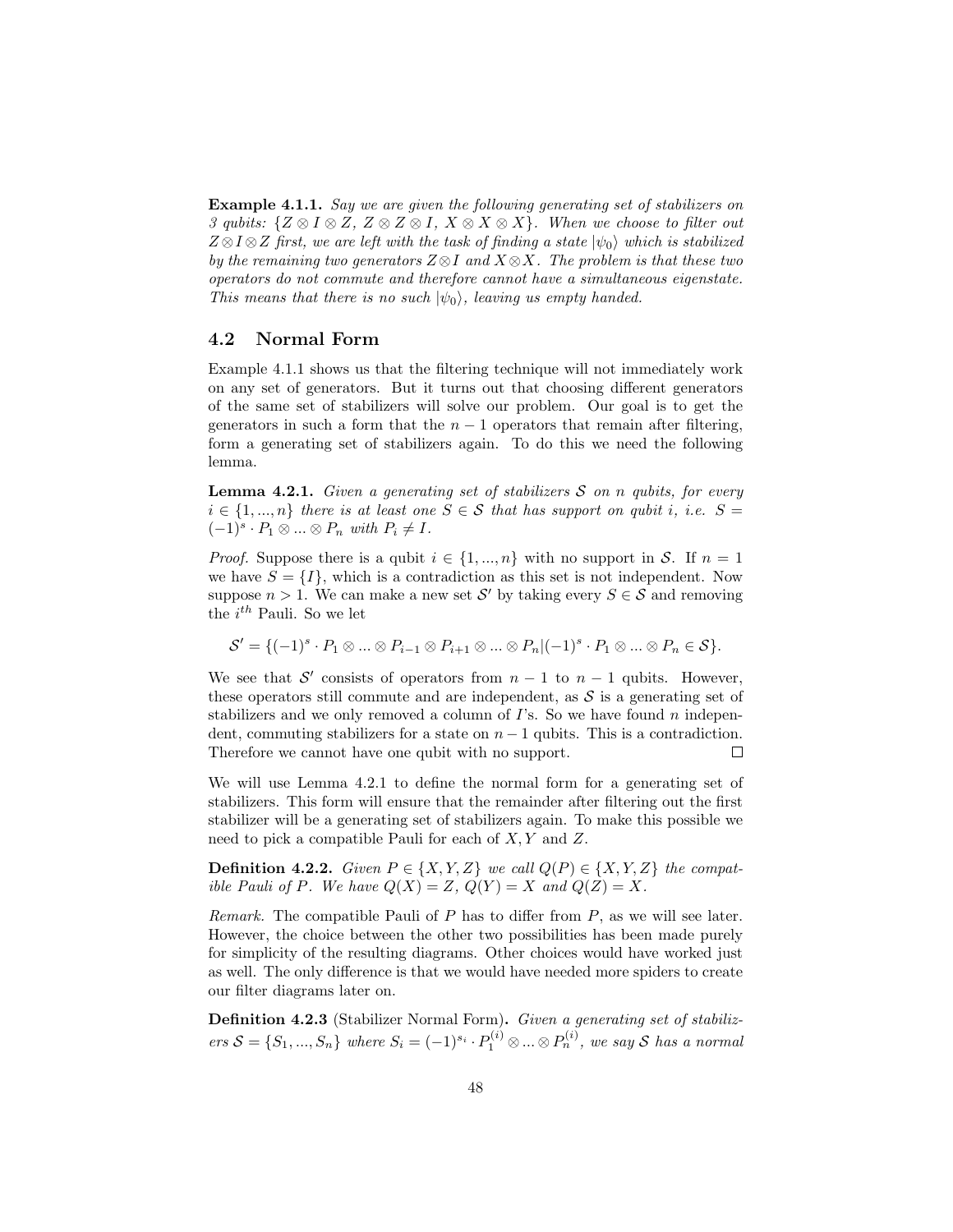**Example 4.1.1.** *Say we are given the following generating set of stabilizers on 3 qubits: $\{Z \otimes I \otimes Z,\ Z \otimes Z \otimes I,\ X \otimes X \otimes X\}$. When we choose to filter out $Z \otimes I \otimes Z$ first, we are left with the task of finding a state $|\psi_0\rangle$ which is stabilized by the remaining two generators $Z \otimes I$ and $X \otimes X$. The problem is that these two operators do not commute and therefore cannot have a simultaneous eigenstate. This means that there is no such $|\psi_0\rangle$, leaving us empty handed.*

## 4.2 Normal Form

Example 4.1.1 shows us that the filtering technique will not immediately work on any set of generators. But it turns out that choosing different generators of the same set of stabilizers will solve our problem. Our goal is to get the generators in such a form that the $n-1$ operators that remain after filtering, form a generating set of stabilizers again. To do this we need the following lemma.

**Lemma 4.2.1.** *Given a generating set of stabilizers $\mathcal{S}$ on $n$ qubits, for every $i \in \{1, ..., n\}$ there is at least one $S \in \mathcal{S}$ that has support on qubit $i$, i.e. $S = (-1)^s \cdot P_1 \otimes ... \otimes P_n$ with $P_i \neq I$.*

*Proof.* Suppose there is a qubit $i \in \{1, ..., n\}$ with no support in $\mathcal{S}$. If $n = 1$ we have $S = \{I\}$, which is a contradiction as this set is not independent. Now suppose $n > 1$. We can make a new set $\mathcal{S}'$ by taking every $S \in \mathcal{S}$ and removing the $i^{th}$ Pauli. So we let

$$\mathcal{S}' = \{(-1)^s \cdot P_1 \otimes ... \otimes P_{i-1} \otimes P_{i+1} \otimes ... \otimes P_n | (-1)^s \cdot P_1 \otimes ... \otimes P_n \in \mathcal{S}\}.$$

We see that $\mathcal{S}'$ consists of operators from $n-1$ to $n-1$ qubits. However, these operators still commute and are independent, as $\mathcal{S}$ is a generating set of stabilizers and we only removed a column of $I$'s. So we have found $n$ independent, commuting stabilizers for a state on $n-1$ qubits. This is a contradiction. Therefore we cannot have one qubit with no support. $\square$

We will use Lemma 4.2.1 to define the normal form for a generating set of stabilizers. This form will ensure that the remainder after filtering out the first stabilizer will be a generating set of stabilizers again. To make this possible we need to pick a compatible Pauli for each of $X, Y$ and $Z$.

**Definition 4.2.2.** *Given $P \in \{X, Y, Z\}$ we call $Q(P) \in \{X, Y, Z\}$ the compatible Pauli of $P$. We have $Q(X) = Z$, $Q(Y) = X$ and $Q(Z) = X$.*

*Remark.* The compatible Pauli of $P$ has to differ from $P$, as we will see later. However, the choice between the other two possibilities has been made purely for simplicity of the resulting diagrams. Other choices would have worked just as well. The only difference is that we would have needed more spiders to create our filter diagrams later on.

**Definition 4.2.3** (Stabilizer Normal Form)**.** *Given a generating set of stabilizers $\mathcal{S} = \{S_1, ..., S_n\}$ where $S_i = (-1)^{s_i} \cdot P_1^{(i)} \otimes ... \otimes P_n^{(i)}$, we say $\mathcal{S}$ has a normal*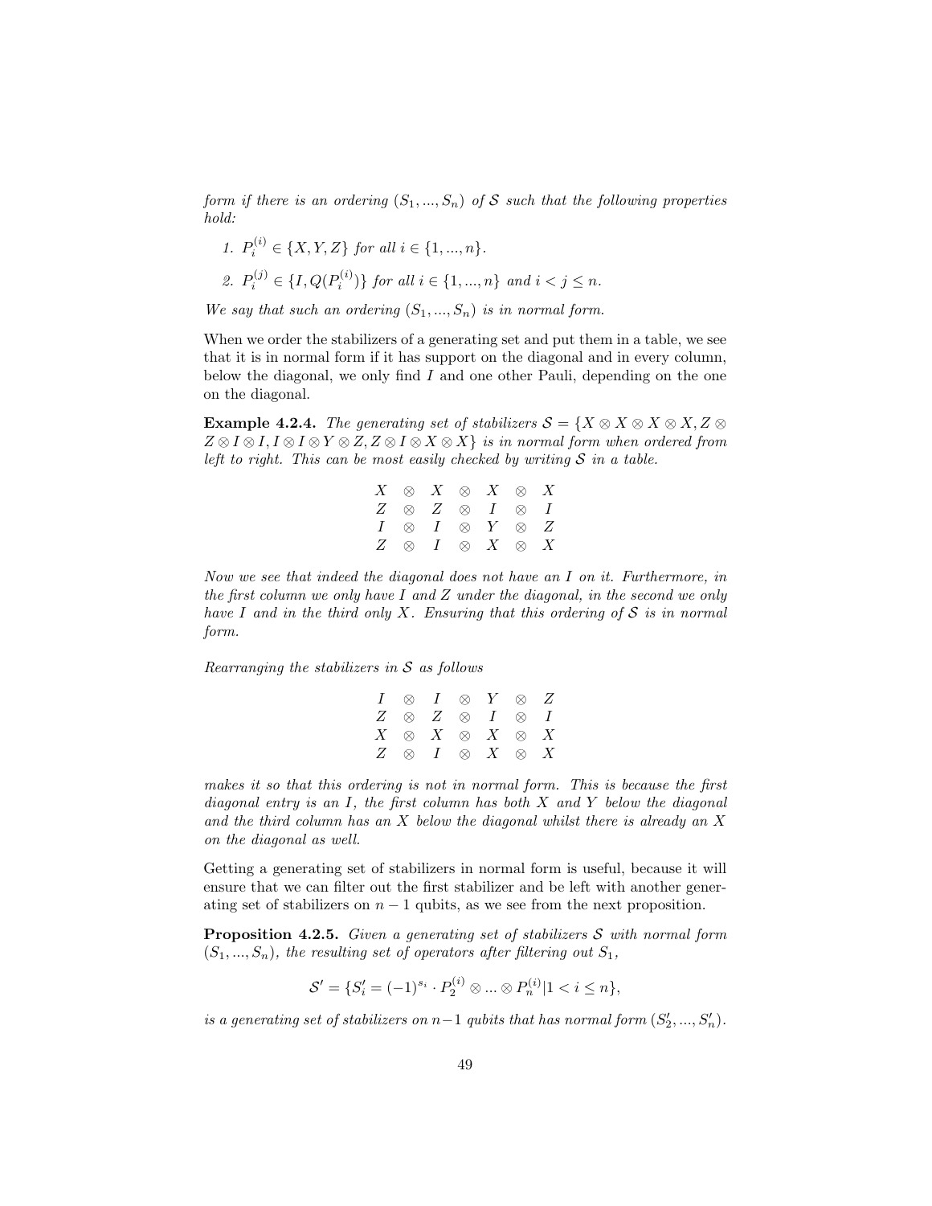*form if there is an ordering $(S_1, ..., S_n)$ of $\mathcal{S}$ such that the following properties hold:*

1. $P_i^{(i)} \in \{X, Y, Z\}$ *for all* $i \in \{1, ..., n\}$.
2. $P_i^{(j)} \in \{I, Q(P_i^{(i)})\}$ *for all* $i \in \{1, ..., n\}$ *and* $i < j \leq n$.

*We say that such an ordering $(S_1, ..., S_n)$ is in normal form.*

When we order the stabilizers of a generating set and put them in a table, we see that it is in normal form if it has support on the diagonal and in every column, below the diagonal, we only find $I$ and one other Pauli, depending on the one on the diagonal.

**Example 4.2.4.** *The generating set of stabilizers $\mathcal{S} = \{X \otimes X \otimes X \otimes X, Z \otimes Z \otimes I \otimes I, I \otimes I \otimes Y \otimes Z, Z \otimes I \otimes X \otimes X\}$ is in normal form when ordered from left to right. This can be most easily checked by writing $\mathcal{S}$ in a table.*

$$
\begin{array}{ccccccc}
X & \otimes & X & \otimes & X & \otimes & X \\
Z & \otimes & Z & \otimes & I & \otimes & I \\
I & \otimes & I & \otimes & Y & \otimes & Z \\
Z & \otimes & I & \otimes & X & \otimes & X
\end{array}
$$

*Now we see that indeed the diagonal does not have an $I$ on it. Furthermore, in the first column we only have $I$ and $Z$ under the diagonal, in the second we only have $I$ and in the third only $X$. Ensuring that this ordering of $\mathcal{S}$ is in normal form.*

*Rearranging the stabilizers in $\mathcal{S}$ as follows*

$$
\begin{array}{ccccccc}
I & \otimes & I & \otimes & Y & \otimes & Z \\
Z & \otimes & Z & \otimes & I & \otimes & I \\
X & \otimes & X & \otimes & X & \otimes & X \\
Z & \otimes & I & \otimes & X & \otimes & X
\end{array}
$$

*makes it so that this ordering is not in normal form. This is because the first diagonal entry is an $I$, the first column has both $X$ and $Y$ below the diagonal and the third column has an $X$ below the diagonal whilst there is already an $X$ on the diagonal as well.*

Getting a generating set of stabilizers in normal form is useful, because it will ensure that we can filter out the first stabilizer and be left with another generating set of stabilizers on $n-1$ qubits, as we see from the next proposition.

**Proposition 4.2.5.** *Given a generating set of stabilizers $\mathcal{S}$ with normal form $(S_1, ..., S_n)$, the resulting set of operators after filtering out $S_1$,*

$$\mathcal{S}' = \{S_i' = (-1)^{s_i} \cdot P_2^{(i)} \otimes ... \otimes P_n^{(i)} | 1 < i \leq n\},$$

*is a generating set of stabilizers on $n-1$ qubits that has normal form $(S_2', ..., S_n')$.*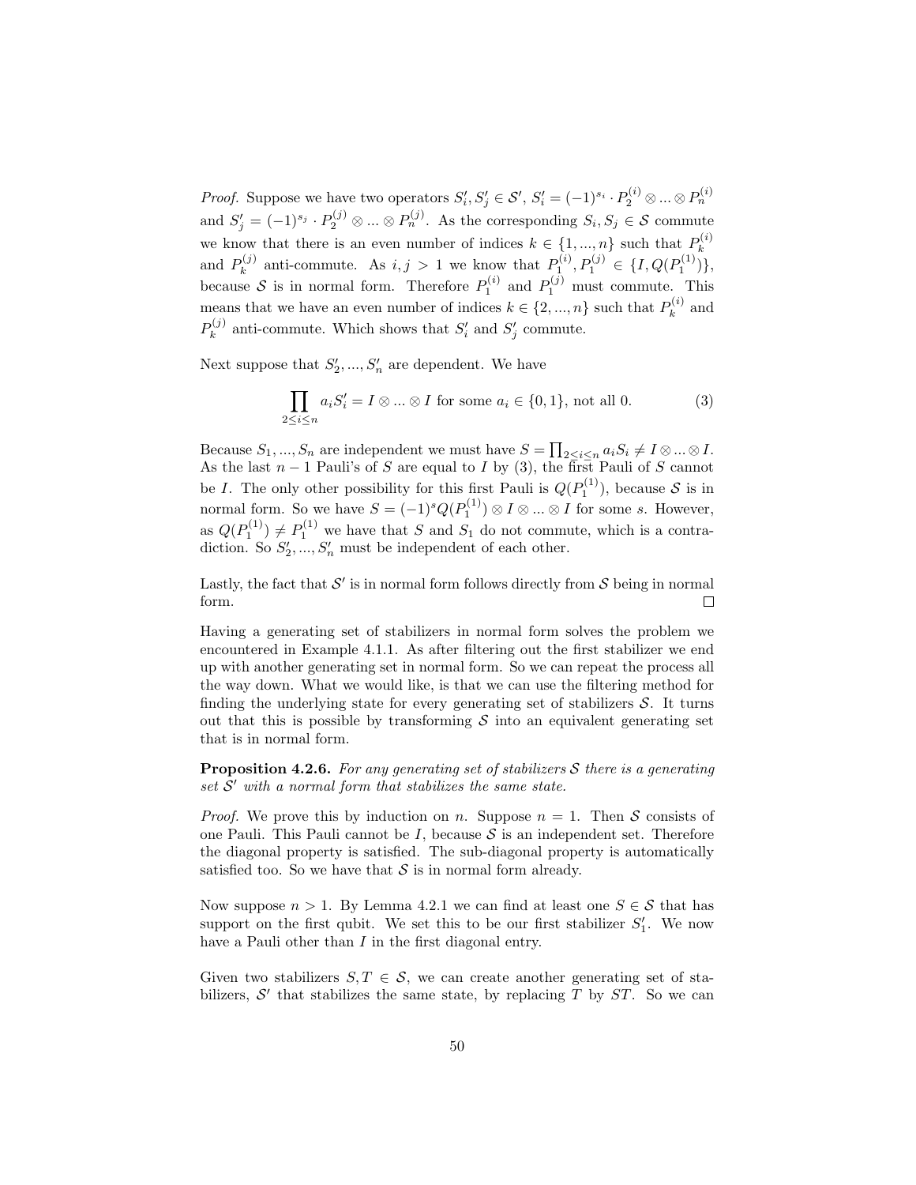*Proof.* Suppose we have two operators $S'_i, S'_j \in \mathcal{S}'$, $S'_i = (-1)^{s_i} \cdot P_2^{(i)} \otimes ... \otimes P_n^{(i)}$ and $S'_j = (-1)^{s_j} \cdot P_2^{(j)} \otimes ... \otimes P_n^{(j)}$. As the corresponding $S_i, S_j \in \mathcal{S}$ commute we know that there is an even number of indices $k \in \{1, ..., n\}$ such that $P_k^{(i)}$ and $P_k^{(j)}$ anti-commute. As $i, j > 1$ we know that $P_1^{(i)}, P_1^{(j)} \in \{I, Q(P_1^{(1)})\}$, because $\mathcal{S}$ is in normal form. Therefore $P_1^{(i)}$ and $P_1^{(j)}$ must commute. This means that we have an even number of indices $k \in \{2, ..., n\}$ such that $P_k^{(i)}$ and $P_k^{(j)}$ anti-commute. Which shows that $S'_i$ and $S'_j$ commute.

Next suppose that $S'_2, ..., S'_n$ are dependent. We have

$$\prod_{2 \leq i \leq n} a_i S'_i = I \otimes ... \otimes I \text{ for some } a_i \in \{0, 1\}, \text{ not all 0.} \tag{3}$$

Because $S_1, ..., S_n$ are independent we must have $S = \prod_{2 \leq i \leq n} a_i S_i \neq I \otimes ... \otimes I$. As the last $n-1$ Pauli's of $S$ are equal to $I$ by (3), the first Pauli of $S$ cannot be $I$. The only other possibility for this first Pauli is $Q(P_1^{(1)})$, because $\mathcal{S}$ is in normal form. So we have $S = (-1)^s Q(P_1^{(1)}) \otimes I \otimes ... \otimes I$ for some $s$. However, as $Q(P_1^{(1)}) \neq P_1^{(1)}$ we have that $S$ and $S_1$ do not commute, which is a contradiction. So $S'_2, ..., S'_n$ must be independent of each other.

Lastly, the fact that $\mathcal{S}'$ is in normal form follows directly from $\mathcal{S}$ being in normal form. $\square$

Having a generating set of stabilizers in normal form solves the problem we encountered in Example 4.1.1. As after filtering out the first stabilizer we end up with another generating set in normal form. So we can repeat the process all the way down. What we would like, is that we can use the filtering method for finding the underlying state for every generating set of stabilizers $\mathcal{S}$. It turns out that this is possible by transforming $\mathcal{S}$ into an equivalent generating set that is in normal form.

**Proposition 4.2.6.** *For any generating set of stabilizers $\mathcal{S}$ there is a generating set $\mathcal{S}'$ with a normal form that stabilizes the same state.*

*Proof.* We prove this by induction on $n$. Suppose $n = 1$. Then $\mathcal{S}$ consists of one Pauli. This Pauli cannot be $I$, because $\mathcal{S}$ is an independent set. Therefore the diagonal property is satisfied. The sub-diagonal property is automatically satisfied too. So we have that $\mathcal{S}$ is in normal form already.

Now suppose $n > 1$. By Lemma 4.2.1 we can find at least one $S \in \mathcal{S}$ that has support on the first qubit. We set this to be our first stabilizer $S'_1$. We now have a Pauli other than $I$ in the first diagonal entry.

Given two stabilizers $S, T \in \mathcal{S}$, we can create another generating set of stabilizers, $\mathcal{S}'$ that stabilizes the same state, by replacing $T$ by $ST$. So we can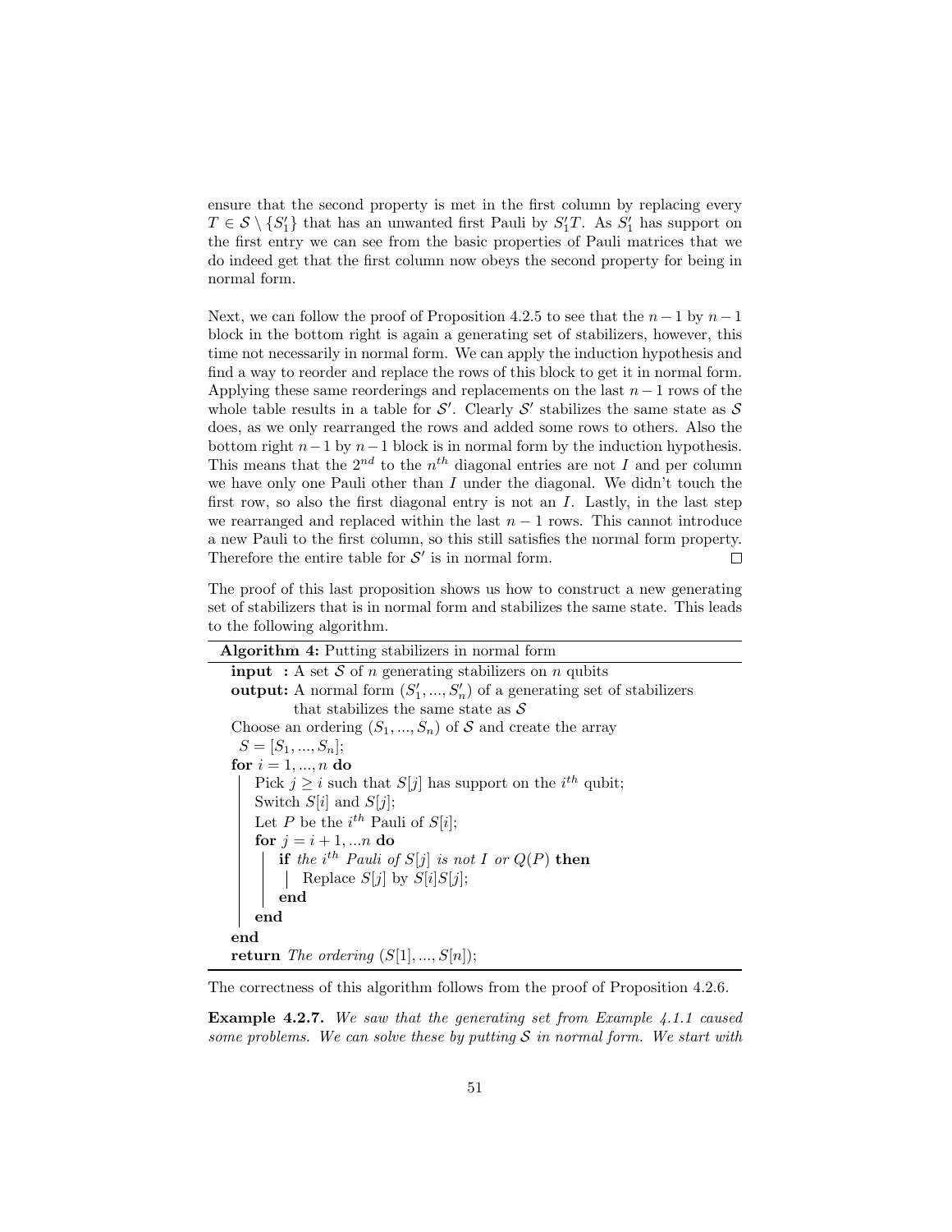ensure that the second property is met in the first column by replacing every $T \in \mathcal{S} \setminus \{S'_1\}$ that has an unwanted first Pauli by $S'_1 T$. As $S'_1$ has support on the first entry we can see from the basic properties of Pauli matrices that we do indeed get that the first column now obeys the second property for being in normal form.

Next, we can follow the proof of Proposition 4.2.5 to see that the $n-1$ by $n-1$ block in the bottom right is again a generating set of stabilizers, however, this time not necessarily in normal form. We can apply the induction hypothesis and find a way to reorder and replace the rows of this block to get it in normal form. Applying these same reorderings and replacements on the last $n-1$ rows of the whole table results in a table for $\mathcal{S}'$. Clearly $\mathcal{S}'$ stabilizes the same state as $\mathcal{S}$ does, as we only rearranged the rows and added some rows to others. Also the bottom right $n-1$ by $n-1$ block is in normal form by the induction hypothesis. This means that the $2^{nd}$ to the $n^{th}$ diagonal entries are not $I$ and per column we have only one Pauli other than $I$ under the diagonal. We didn't touch the first row, so also the first diagonal entry is not an $I$. Lastly, in the last step we rearranged and replaced within the last $n-1$ rows. This cannot introduce a new Pauli to the first column, so this still satisfies the normal form property. Therefore the entire table for $\mathcal{S}'$ is in normal form. □

The proof of this last proposition shows us how to construct a new generating set of stabilizers that is in normal form and stabilizes the same state. This leads to the following algorithm.

**Algorithm 4:** Putting stabilizers in normal form

```
input  : A set S of n generating stabilizers on n qubits
output: A normal form (S'_1, ..., S'_n) of a generating set of stabilizers
        that stabilizes the same state as S
Choose an ordering (S_1, ..., S_n) of S and create the array
  S = [S_1, ..., S_n];
for i = 1, ..., n do
    Pick j ≥ i such that S[j] has support on the i^th qubit;
    Switch S[i] and S[j];
    Let P be the i^th Pauli of S[i];
    for j = i + 1, ...n do
        if the i^th Pauli of S[j] is not I or Q(P) then
            Replace S[j] by S[i]S[j];
        end
    end
end
return The ordering (S[1], ..., S[n]);
```

The correctness of this algorithm follows from the proof of Proposition 4.2.6.

**Example 4.2.7.** *We saw that the generating set from Example 4.1.1 caused some problems. We can solve these by putting $\mathcal{S}$ in normal form. We start with*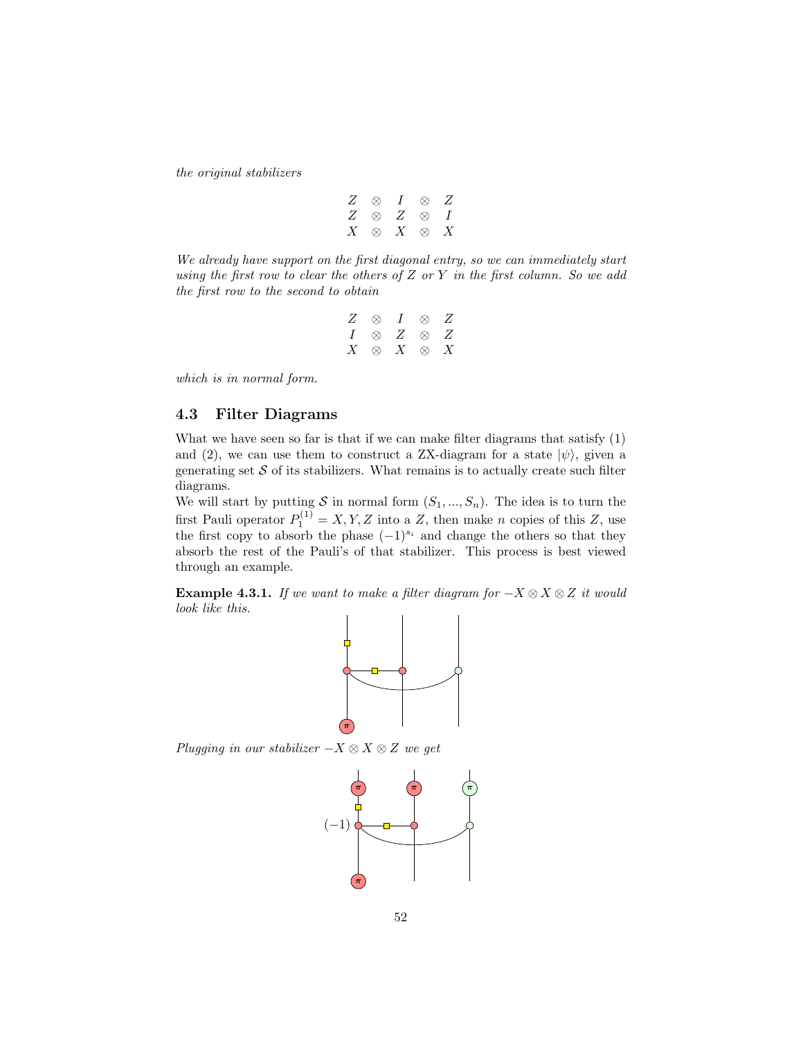*the original stabilizers*

$$\begin{array}{ccccc} Z & \otimes & I & \otimes & Z \\ Z & \otimes & Z & \otimes & I \\ X & \otimes & X & \otimes & X \end{array}$$

*We already have support on the first diagonal entry, so we can immediately start using the first row to clear the others of $Z$ or $Y$ in the first column. So we add the first row to the second to obtain*

$$\begin{array}{ccccc} Z & \otimes & I & \otimes & Z \\ I & \otimes & Z & \otimes & Z \\ X & \otimes & X & \otimes & X \end{array}$$

*which is in normal form.*

## 4.3 Filter Diagrams

What we have seen so far is that if we can make filter diagrams that satisfy (1) and (2), we can use them to construct a ZX-diagram for a state $|\psi\rangle$, given a generating set $\mathcal{S}$ of its stabilizers. What remains is to actually create such filter diagrams.

We will start by putting $\mathcal{S}$ in normal form $(S_1, ..., S_n)$. The idea is to turn the first Pauli operator $P_1^{(1)} = X, Y, Z$ into a $Z$, then make $n$ copies of this $Z$, use the first copy to absorb the phase $(-1)^{s_i}$ and change the others so that they absorb the rest of the Pauli's of that stabilizer. This process is best viewed through an example.

**Example 4.3.1.** *If we want to make a filter diagram for $-X \otimes X \otimes Z$ it would look like this.*

*Plugging in our stabilizer $-X \otimes X \otimes Z$ we get*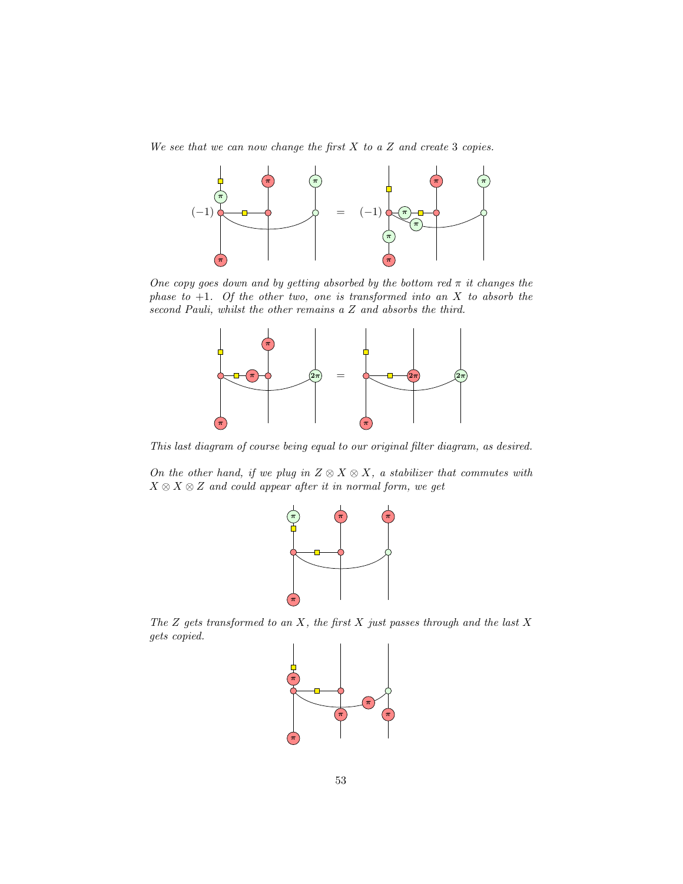*We see that we can now change the first $X$ to a $Z$ and create 3 copies.*

*One copy goes down and by getting absorbed by the bottom red $\pi$ it changes the phase to $+1$. Of the other two, one is transformed into an $X$ to absorb the second Pauli, whilst the other remains a $Z$ and absorbs the third.*

*This last diagram of course being equal to our original filter diagram, as desired.*

*On the other hand, if we plug in $Z \otimes X \otimes X$, a stabilizer that commutes with $X \otimes X \otimes Z$ and could appear after it in normal form, we get*

*The $Z$ gets transformed to an $X$, the first $X$ just passes through and the last $X$ gets copied.*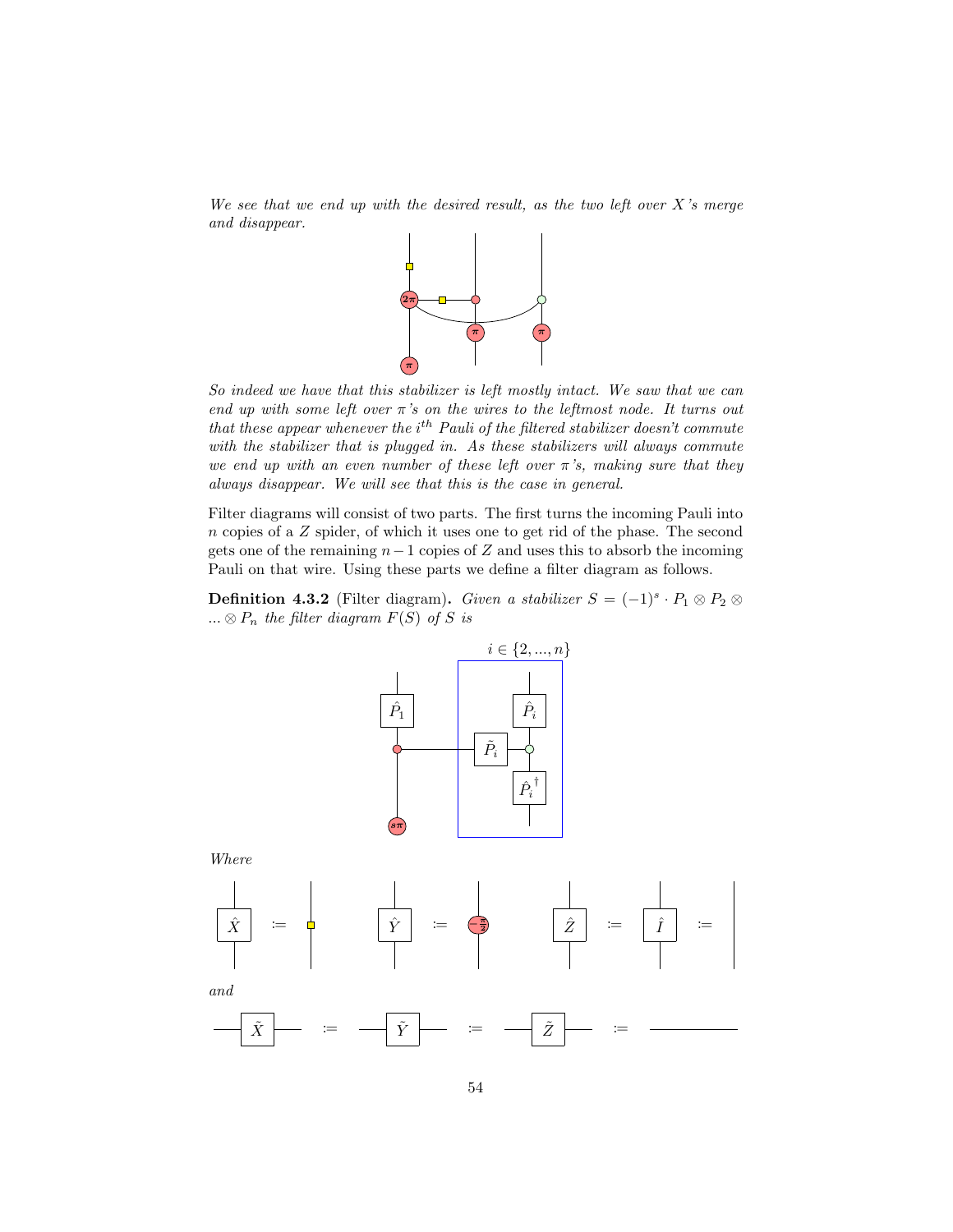*We see that we end up with the desired result, as the two left over X's merge and disappear.*

*So indeed we have that this stabilizer is left mostly intact. We saw that we can end up with some left over $\pi$'s on the wires to the leftmost node. It turns out that these appear whenever the $i^{th}$ Pauli of the filtered stabilizer doesn't commute with the stabilizer that is plugged in. As these stabilizers will always commute we end up with an even number of these left over $\pi$'s, making sure that they always disappear. We will see that this is the case in general.*

Filter diagrams will consist of two parts. The first turns the incoming Pauli into $n$ copies of a $Z$ spider, of which it uses one to get rid of the phase. The second gets one of the remaining $n-1$ copies of $Z$ and uses this to absorb the incoming Pauli on that wire. Using these parts we define a filter diagram as follows.

**Definition 4.3.2** (Filter diagram)**.** *Given a stabilizer $S = (-1)^s \cdot P_1 \otimes P_2 \otimes \ldots \otimes P_n$ the filter diagram $F(S)$ of $S$ is*

$i \in \{2, ..., n\}$

*Where*

$\hat{X}$ := , $\hat{Y}$ := $-\frac{\pi}{2}$, $\hat{Z}$ := $\hat{I}$ :=

*and*

$\tilde{X}$ := $\tilde{Y}$ := $\tilde{Z}$ :=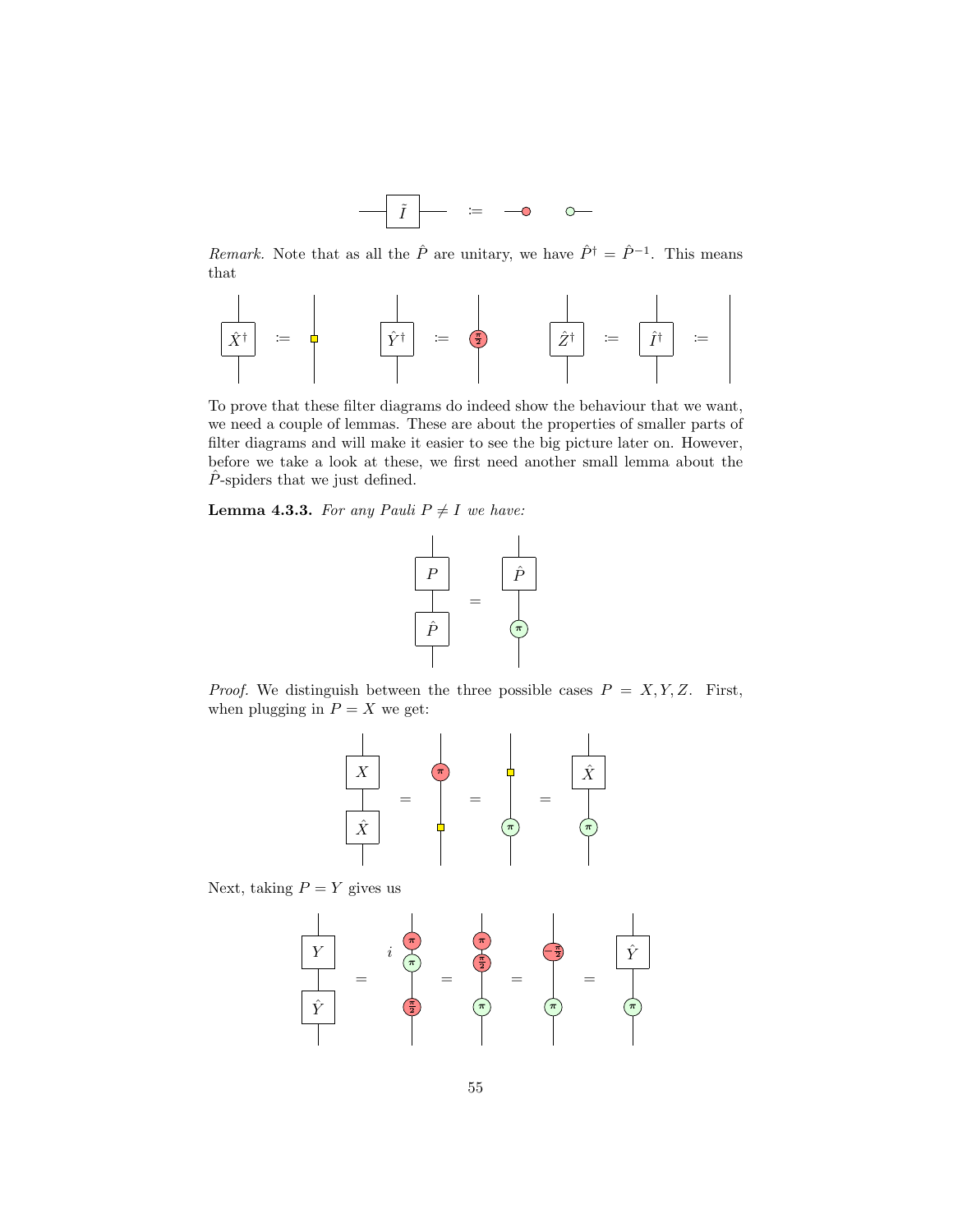$$\tilde{I} := \text{—}\bullet \quad \circ\text{—}$$

*Remark.* Note that as all the $\hat{P}$ are unitary, we have $\hat{P}^\dagger = \hat{P}^{-1}$. This means that

$$\hat{X}^\dagger := \square \qquad \hat{Y}^\dagger := \left(\tfrac{\pi}{2}\right) \qquad \hat{Z}^\dagger := \hat{I}^\dagger := |$$

To prove that these filter diagrams do indeed show the behaviour that we want, we need a couple of lemmas. These are about the properties of smaller parts of filter diagrams and will make it easier to see the big picture later on. However, before we take a look at these, we first need another small lemma about the $\hat{P}$-spiders that we just defined.

**Lemma 4.3.3.** *For any Pauli $P \neq I$ we have:*

$$P \circ \hat{P} = \hat{P} \circ (\pi)$$

*Proof.* We distinguish between the three possible cases $P = X, Y, Z$. First, when plugging in $P = X$ we get:

$$X \circ \hat{X} = (\pi) \circ \square = \square \circ (\pi) = \hat{X} \circ (\pi)$$

Next, taking $P = Y$ gives us

$$Y \circ \hat{Y} = i\, (\pi)(\pi)\left(\tfrac{\pi}{2}\right) = (\pi)\left(\tfrac{\pi}{2}\right)(\pi) = \left(-\tfrac{\pi}{2}\right)(\pi) = \hat{Y} \circ (\pi)$$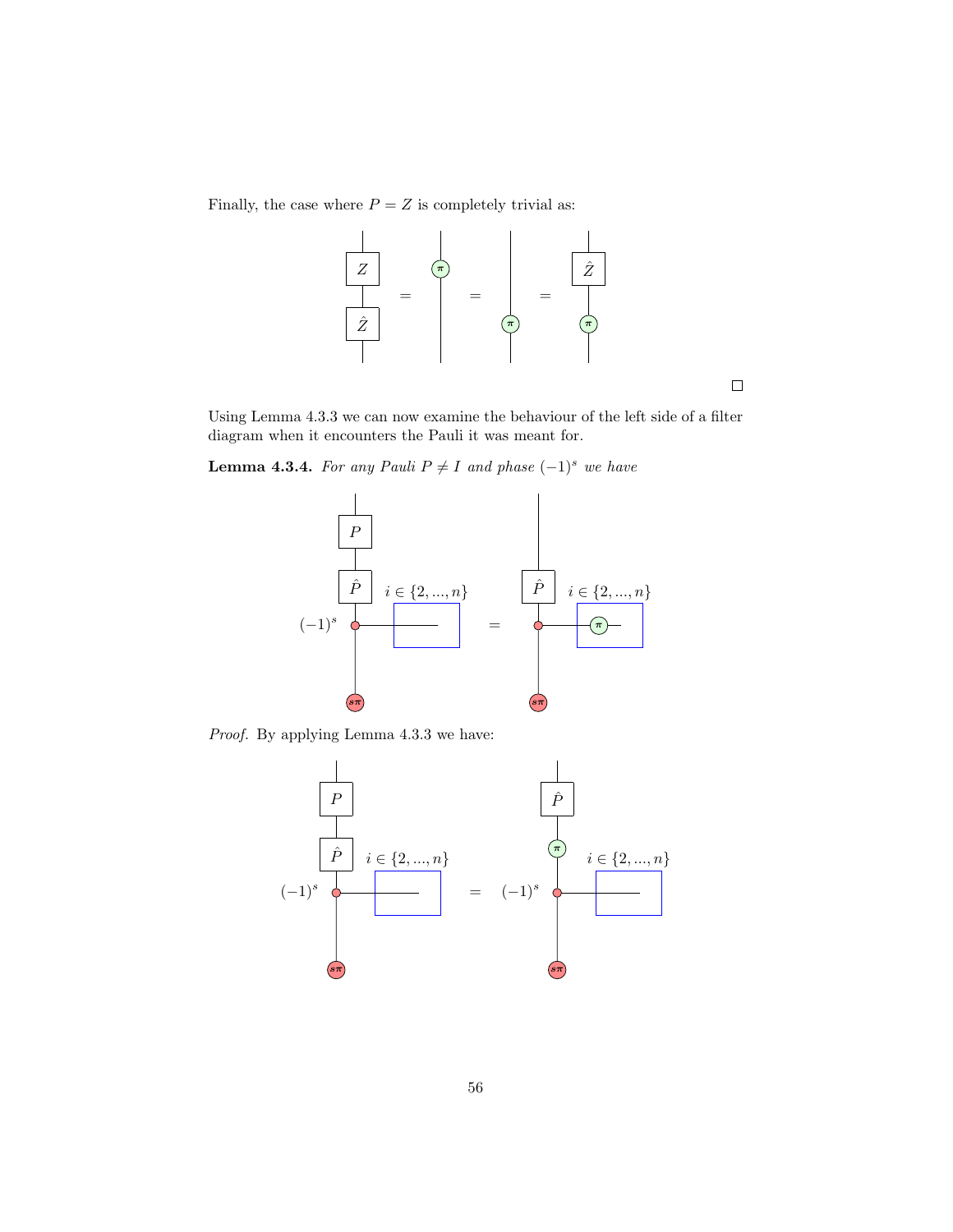Finally, the case where $P = Z$ is completely trivial as:

$$Z \cdot \hat{Z} = (\pi) = (\pi) = \hat{Z} \cdot (\pi)$$

□

Using Lemma 4.3.3 we can now examine the behaviour of the left side of a filter diagram when it encounters the Pauli it was meant for.

**Lemma 4.3.4.** *For any Pauli $P \neq I$ and phase $(-1)^s$ we have*

$P$, $\hat{P}$, $i \in \{2, ..., n\}$, $(-1)^s$, $s\pi$ $=$ $\hat{P}$, $i \in \{2, ..., n\}$, $\pi$, $s\pi$

*Proof.* By applying Lemma 4.3.3 we have:

$P$, $\hat{P}$, $i \in \{2, ..., n\}$, $(-1)^s$, $s\pi$ $=$ $\hat{P}$, $\pi$, $i \in \{2, ..., n\}$, $(-1)^s$, $s\pi$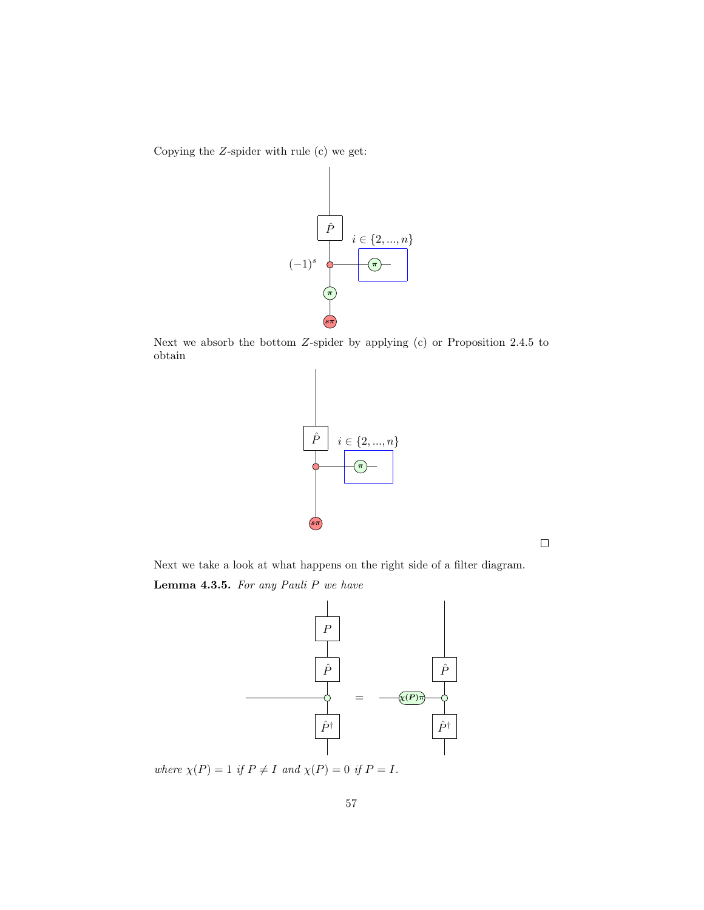Copying the $Z$-spider with rule (c) we get:

Next we absorb the bottom $Z$-spider by applying (c) or Proposition 2.4.5 to obtain

□

Next we take a look at what happens on the right side of a filter diagram.

**Lemma 4.3.5.** *For any Pauli $P$ we have*

*where $\chi(P) = 1$ if $P \neq I$ and $\chi(P) = 0$ if $P = I$.*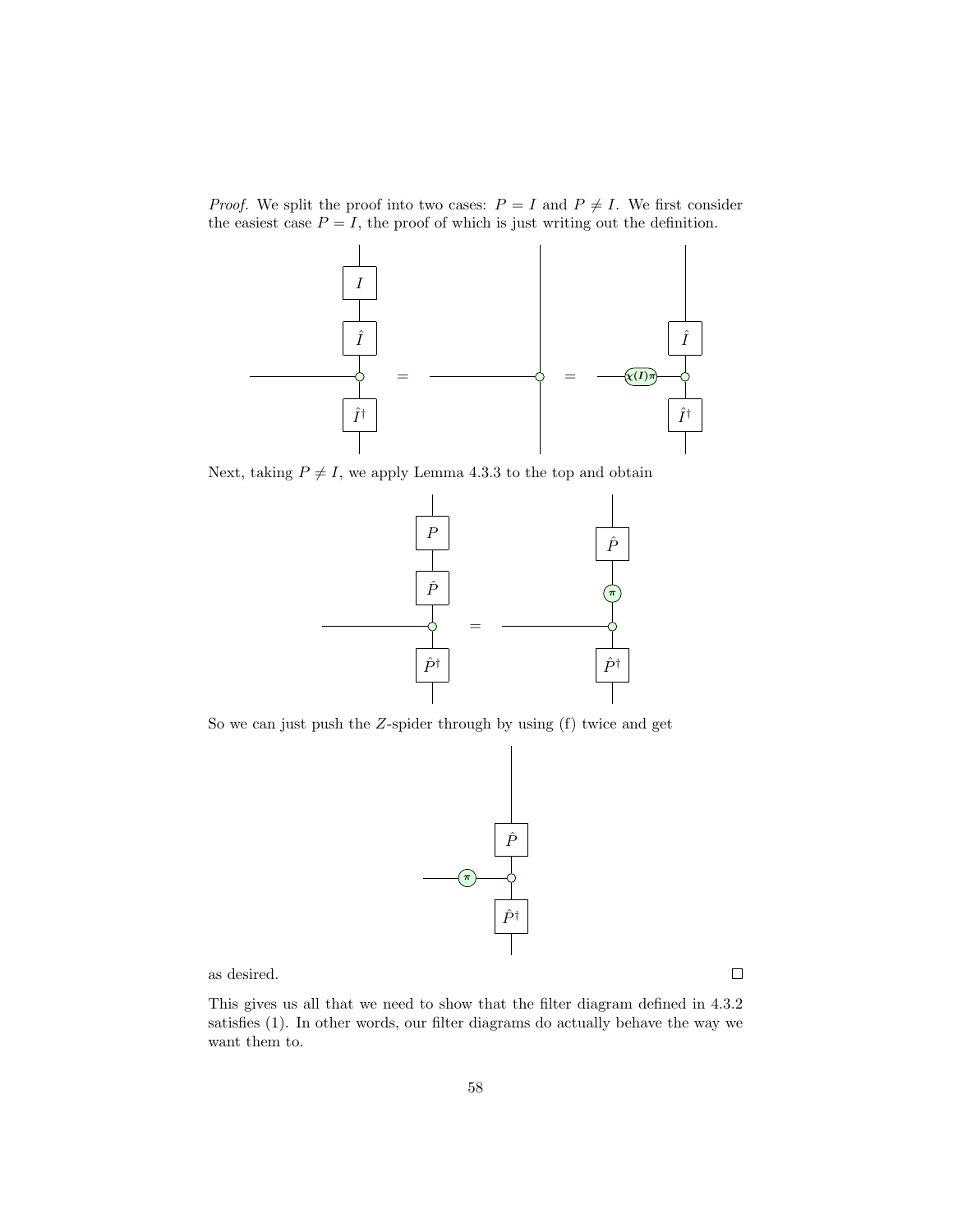*Proof.* We split the proof into two cases: $P = I$ and $P \neq I$. We first consider the easiest case $P = I$, the proof of which is just writing out the definition.

Next, taking $P \neq I$, we apply Lemma 4.3.3 to the top and obtain

So we can just push the $Z$-spider through by using (f) twice and get

as desired. ☐

This gives us all that we need to show that the filter diagram defined in 4.3.2 satisfies (1). In other words, our filter diagrams do actually behave the way we want them to.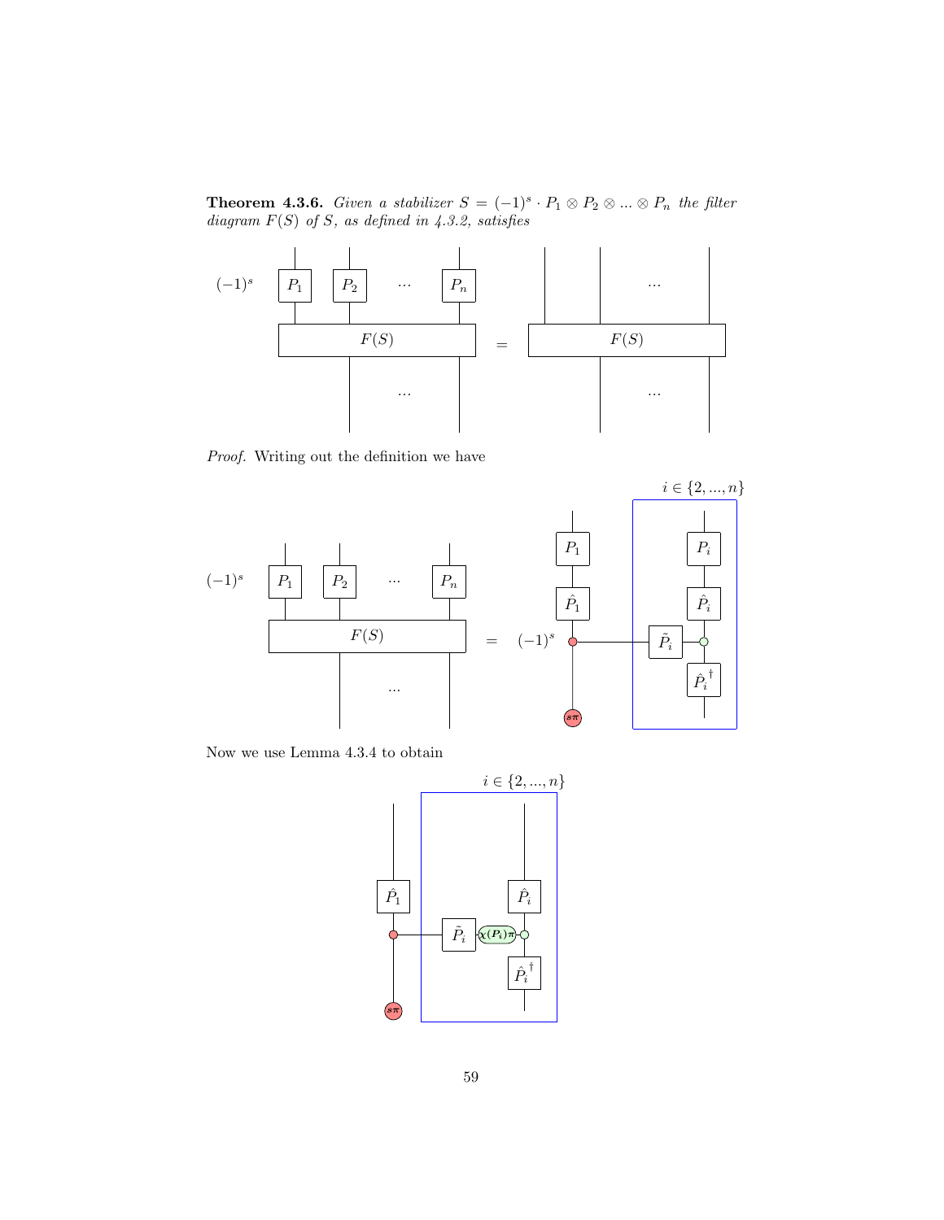**Theorem 4.3.6.** *Given a stabilizer $S = (-1)^s \cdot P_1 \otimes P_2 \otimes ... \otimes P_n$ the filter diagram $F(S)$ of $S$, as defined in 4.3.2, satisfies*

*Proof.* Writing out the definition we have

Now we use Lemma 4.3.4 to obtain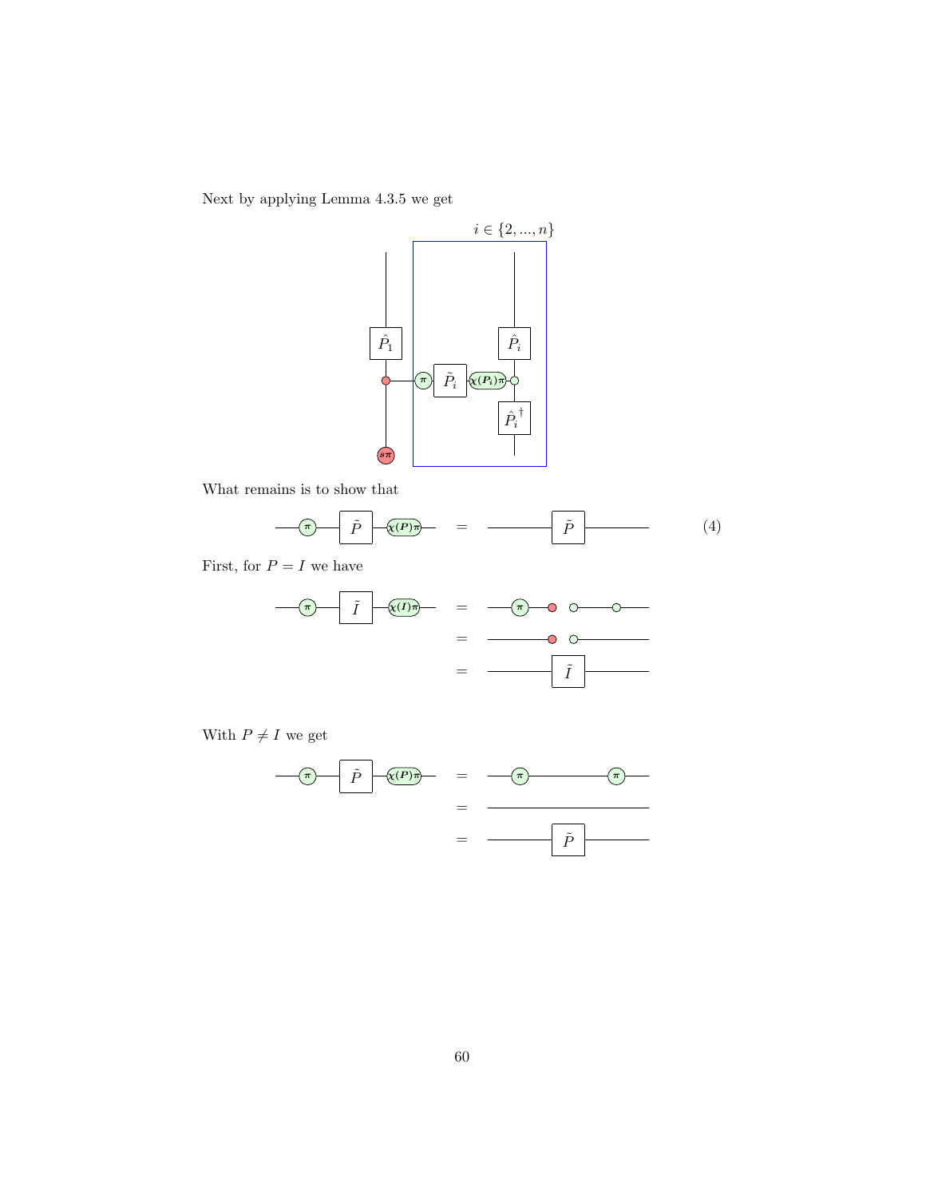Next by applying Lemma 4.3.5 we get

What remains is to show that

$$(4)$$

First, for $P = I$ we have

With $P \neq I$ we get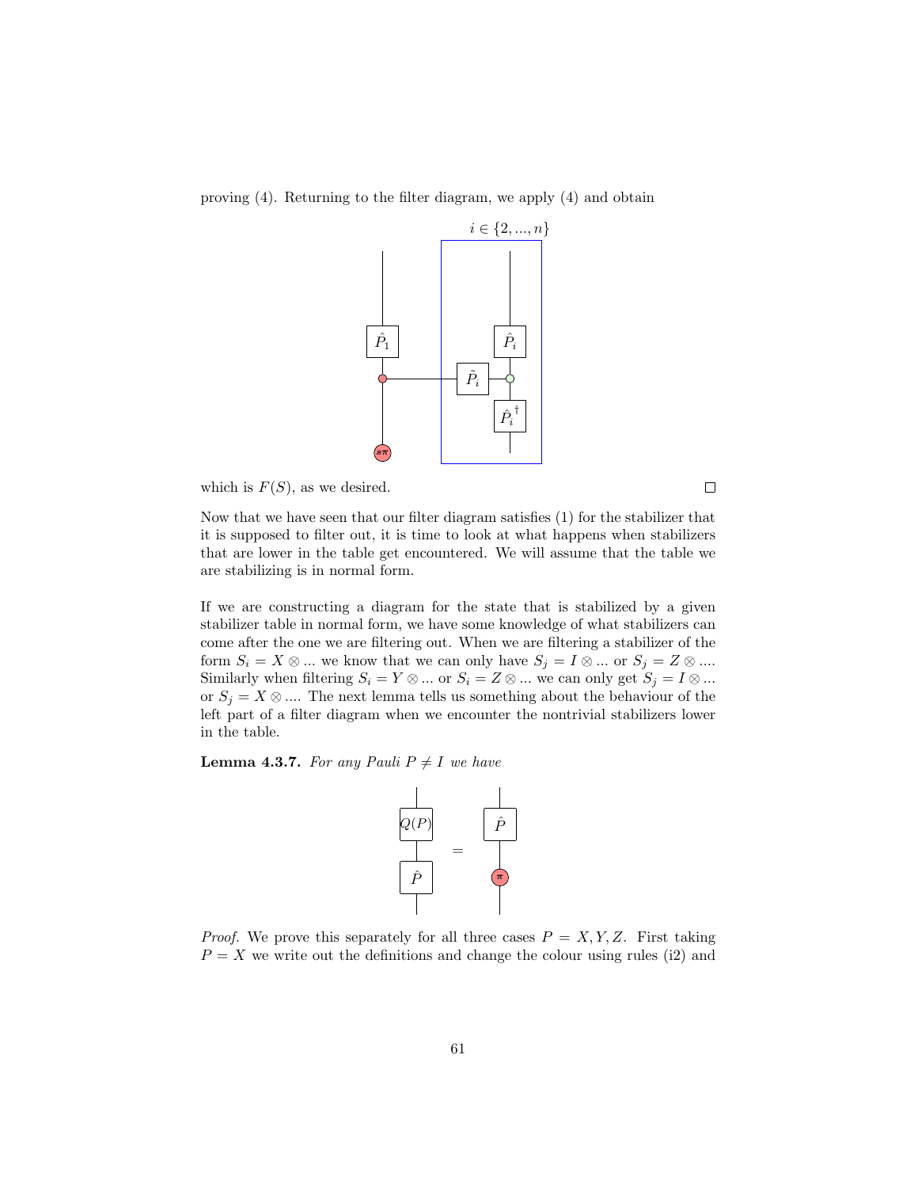proving (4). Returning to the filter diagram, we apply (4) and obtain

which is $F(S)$, as we desired. ☐

Now that we have seen that our filter diagram satisfies (1) for the stabilizer that it is supposed to filter out, it is time to look at what happens when stabilizers that are lower in the table get encountered. We will assume that the table we are stabilizing is in normal form.

If we are constructing a diagram for the state that is stabilized by a given stabilizer table in normal form, we have some knowledge of what stabilizers can come after the one we are filtering out. When we are filtering a stabilizer of the form $S_i = X \otimes ...$ we know that we can only have $S_j = I \otimes ...$ or $S_j = Z \otimes ....$ Similarly when filtering $S_i = Y \otimes ...$ or $S_i = Z \otimes ...$ we can only get $S_j = I \otimes ...$ or $S_j = X \otimes ....$ The next lemma tells us something about the behaviour of the left part of a filter diagram when we encounter the nontrivial stabilizers lower in the table.

**Lemma 4.3.7.** *For any Pauli $P \neq I$ we have*

*Proof.* We prove this separately for all three cases $P = X, Y, Z$. First taking $P = X$ we write out the definitions and change the colour using rules (i2) and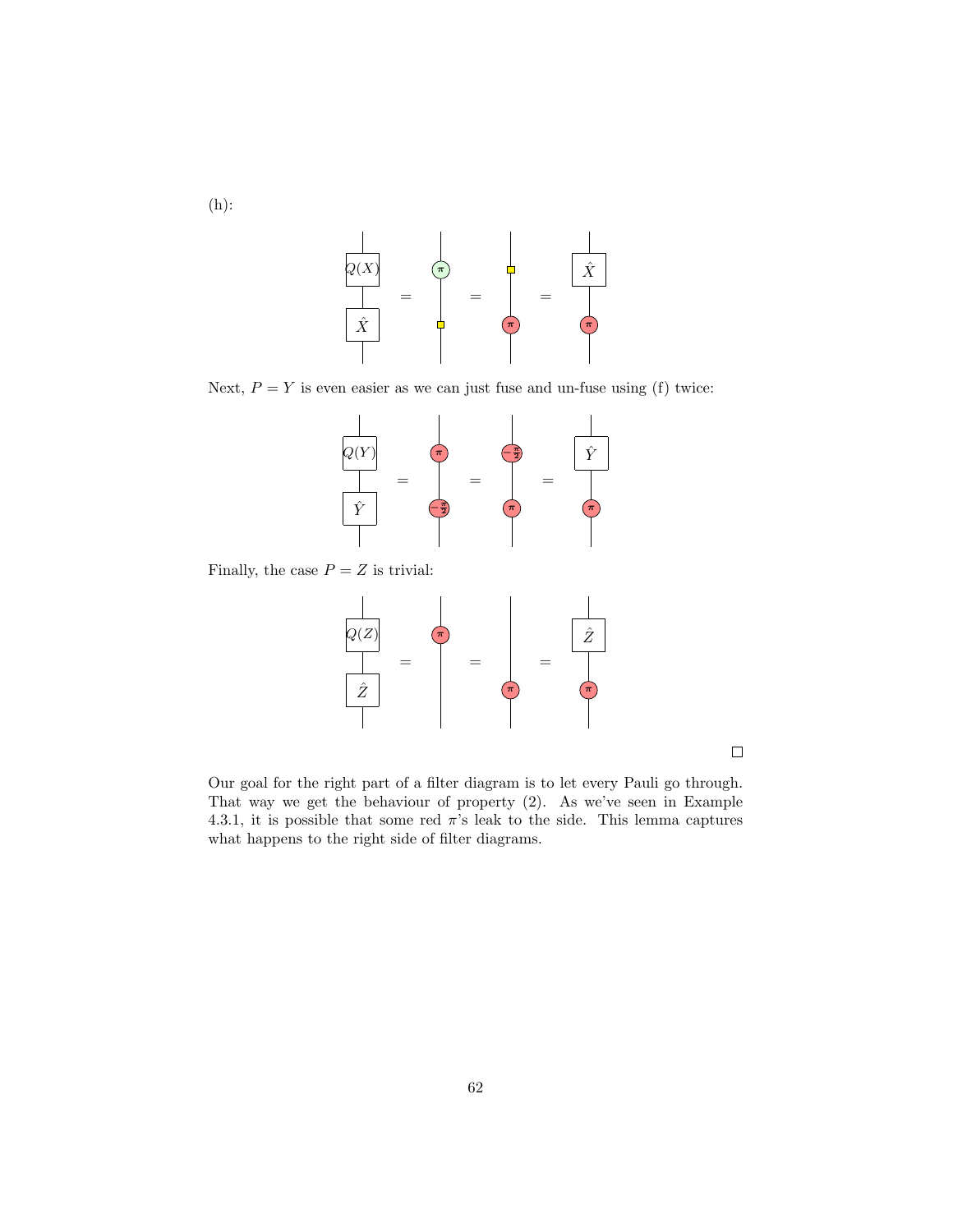(h):

Next, $P = Y$ is even easier as we can just fuse and un-fuse using (f) twice:

Finally, the case $P = Z$ is trivial:

□

Our goal for the right part of a filter diagram is to let every Pauli go through. That way we get the behaviour of property (2). As we've seen in Example 4.3.1, it is possible that some red $\pi$'s leak to the side. This lemma captures what happens to the right side of filter diagrams.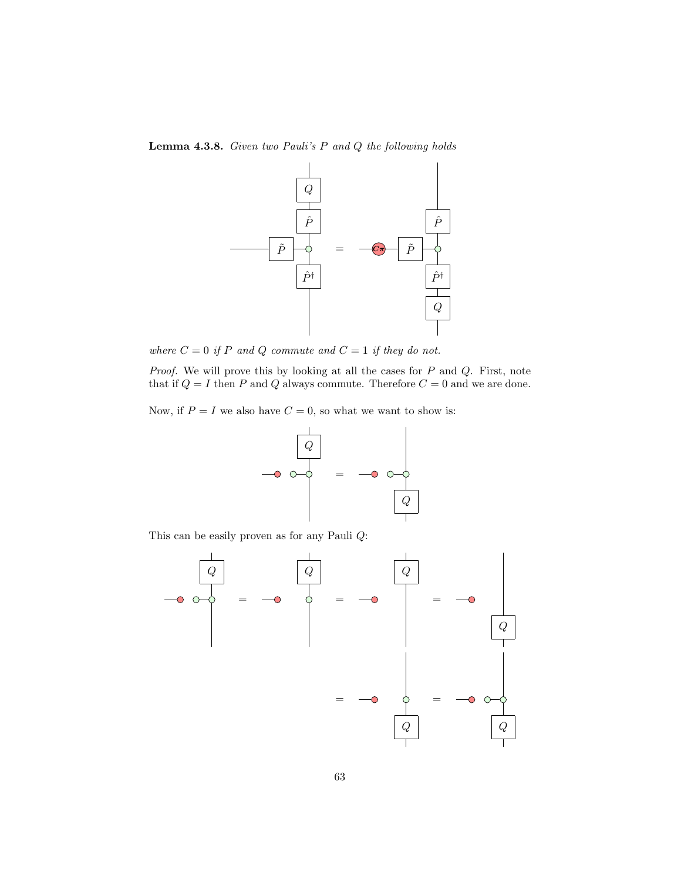**Lemma 4.3.8.** *Given two Pauli's $P$ and $Q$ the following holds*

*where $C = 0$ if $P$ and $Q$ commute and $C = 1$ if they do not.*

*Proof.* We will prove this by looking at all the cases for $P$ and $Q$. First, note that if $Q = I$ then $P$ and $Q$ always commute. Therefore $C = 0$ and we are done.

Now, if $P = I$ we also have $C = 0$, so what we want to show is:

This can be easily proven as for any Pauli $Q$: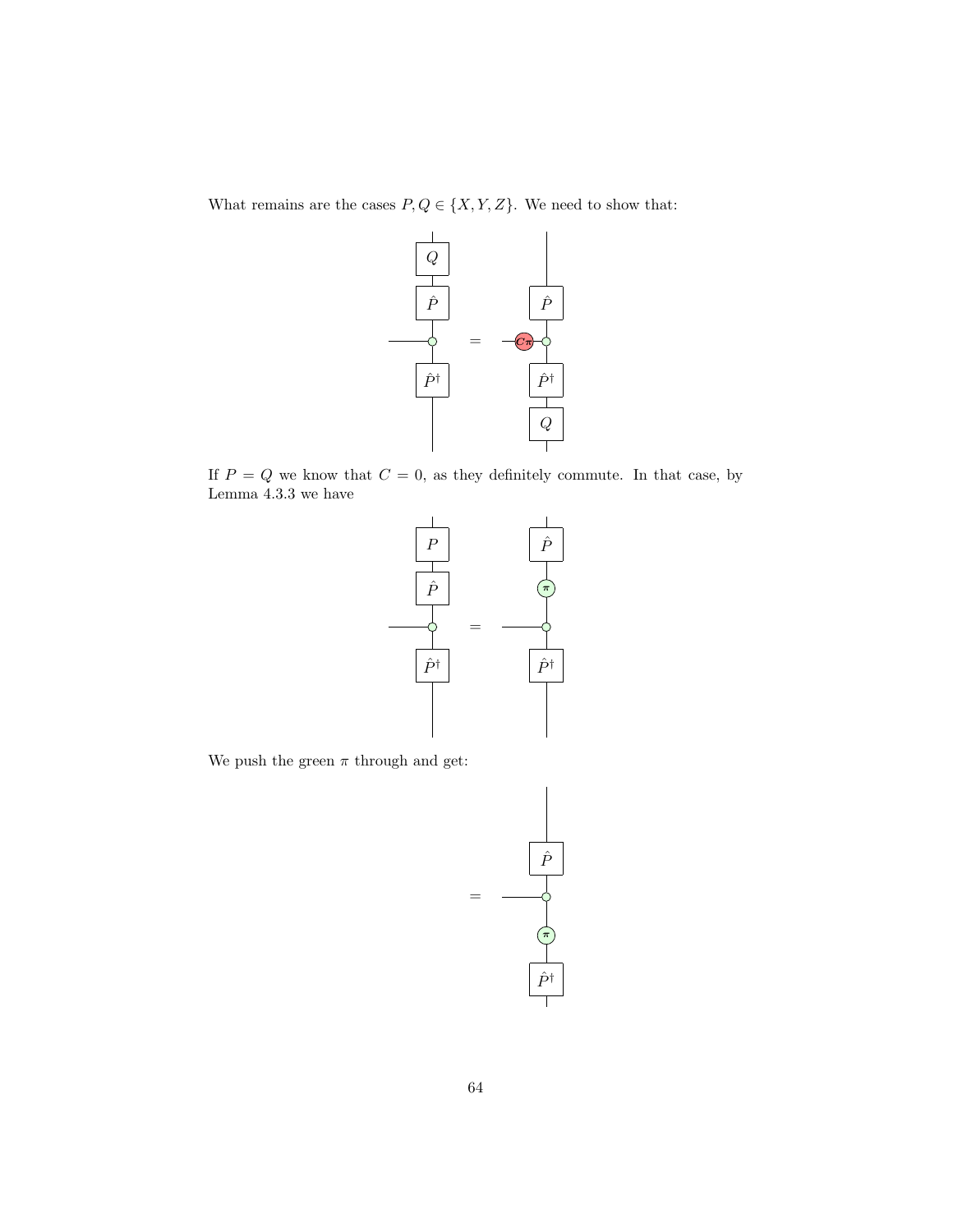What remains are the cases $P, Q \in \{X, Y, Z\}$. We need to show that:

If $P = Q$ we know that $C = 0$, as they definitely commute. In that case, by Lemma 4.3.3 we have

We push the green $\pi$ through and get: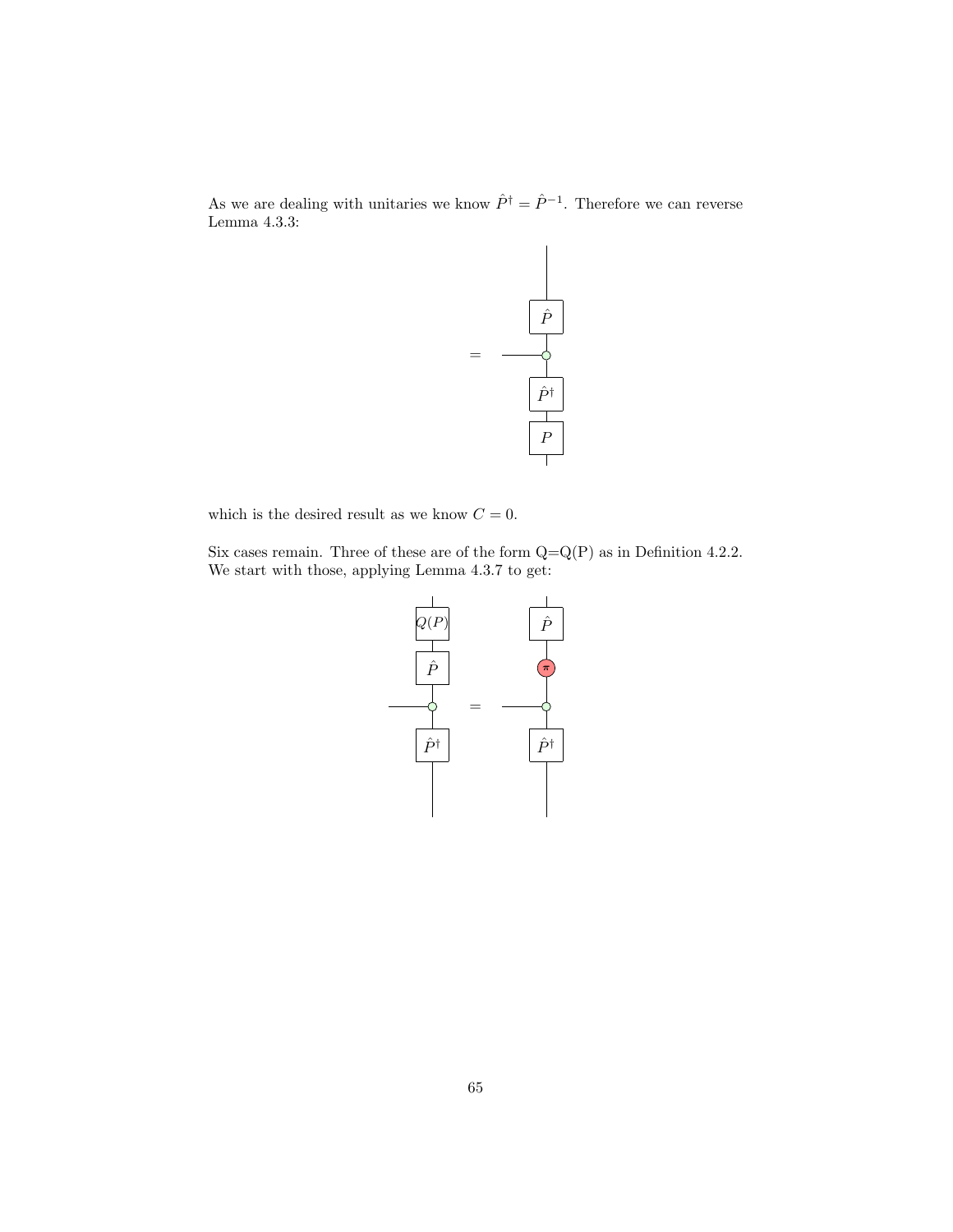As we are dealing with unitaries we know $\hat{P}^\dagger = \hat{P}^{-1}$. Therefore we can reverse Lemma 4.3.3:

which is the desired result as we know $C = 0$.

Six cases remain. Three of these are of the form Q=Q(P) as in Definition 4.2.2. We start with those, applying Lemma 4.3.7 to get: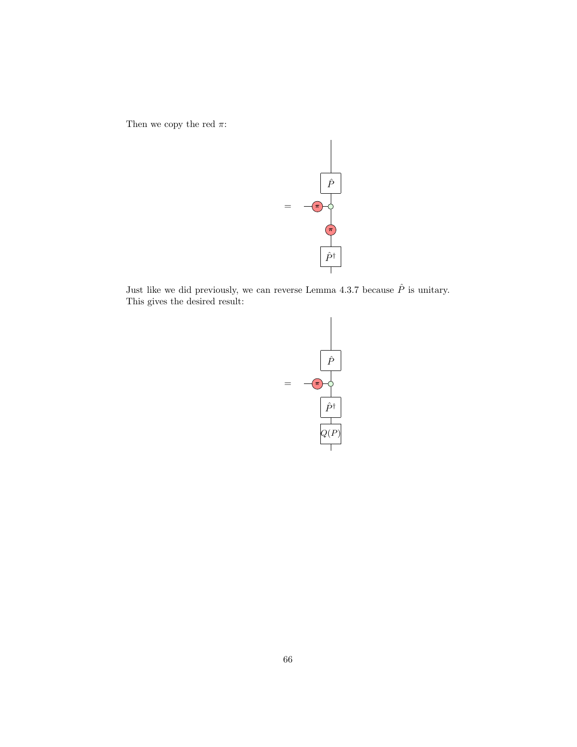Then we copy the red $\pi$:

Just like we did previously, we can reverse Lemma 4.3.7 because $\hat{P}$ is unitary. This gives the desired result: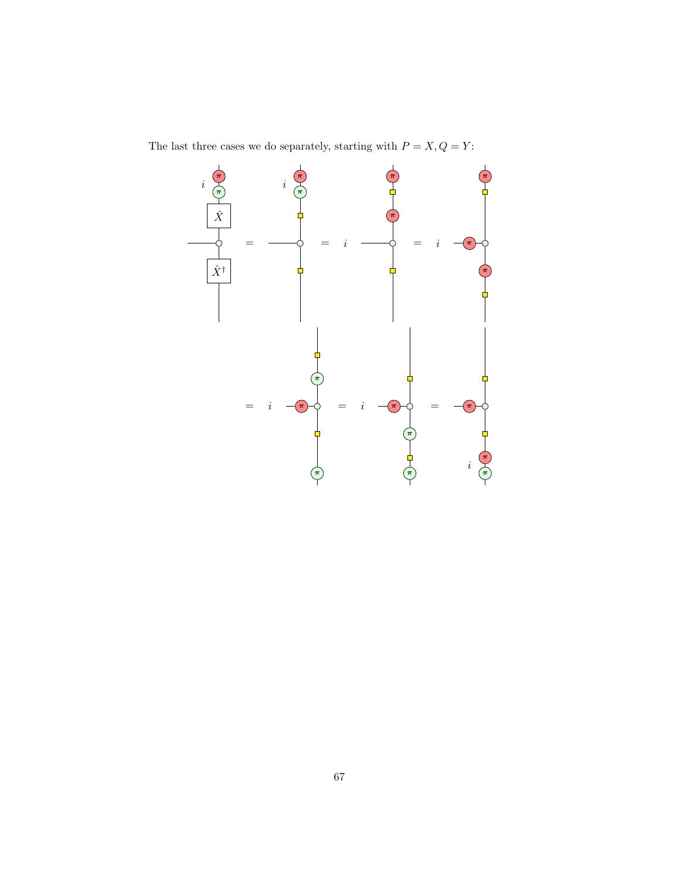The last three cases we do separately, starting with $P = X, Q = Y$: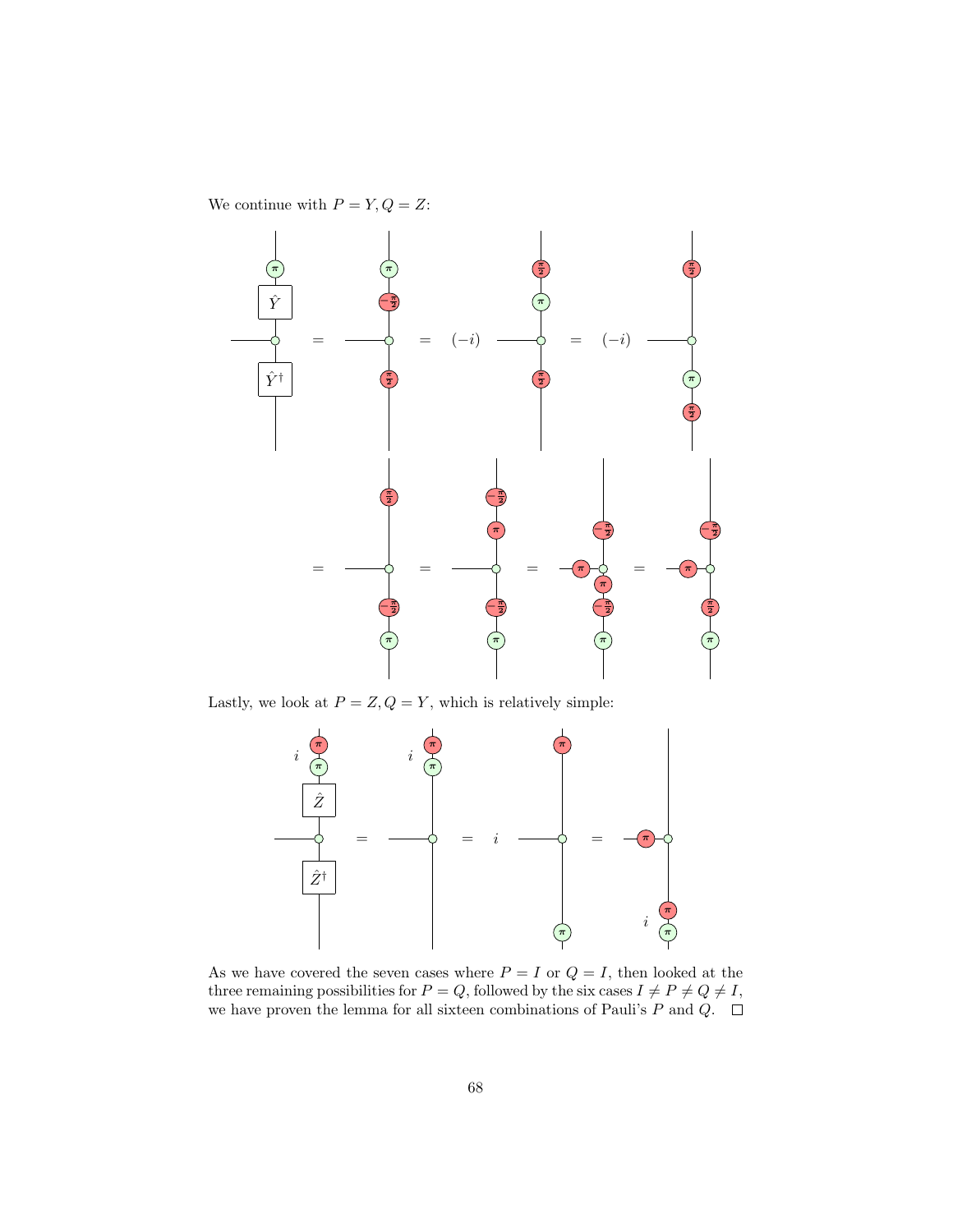We continue with $P = Y, Q = Z$:

Lastly, we look at $P = Z, Q = Y$, which is relatively simple:

As we have covered the seven cases where $P = I$ or $Q = I$, then looked at the three remaining possibilities for $P = Q$, followed by the six cases $I \neq P \neq Q \neq I$, we have proven the lemma for all sixteen combinations of Pauli's $P$ and $Q$. $\square$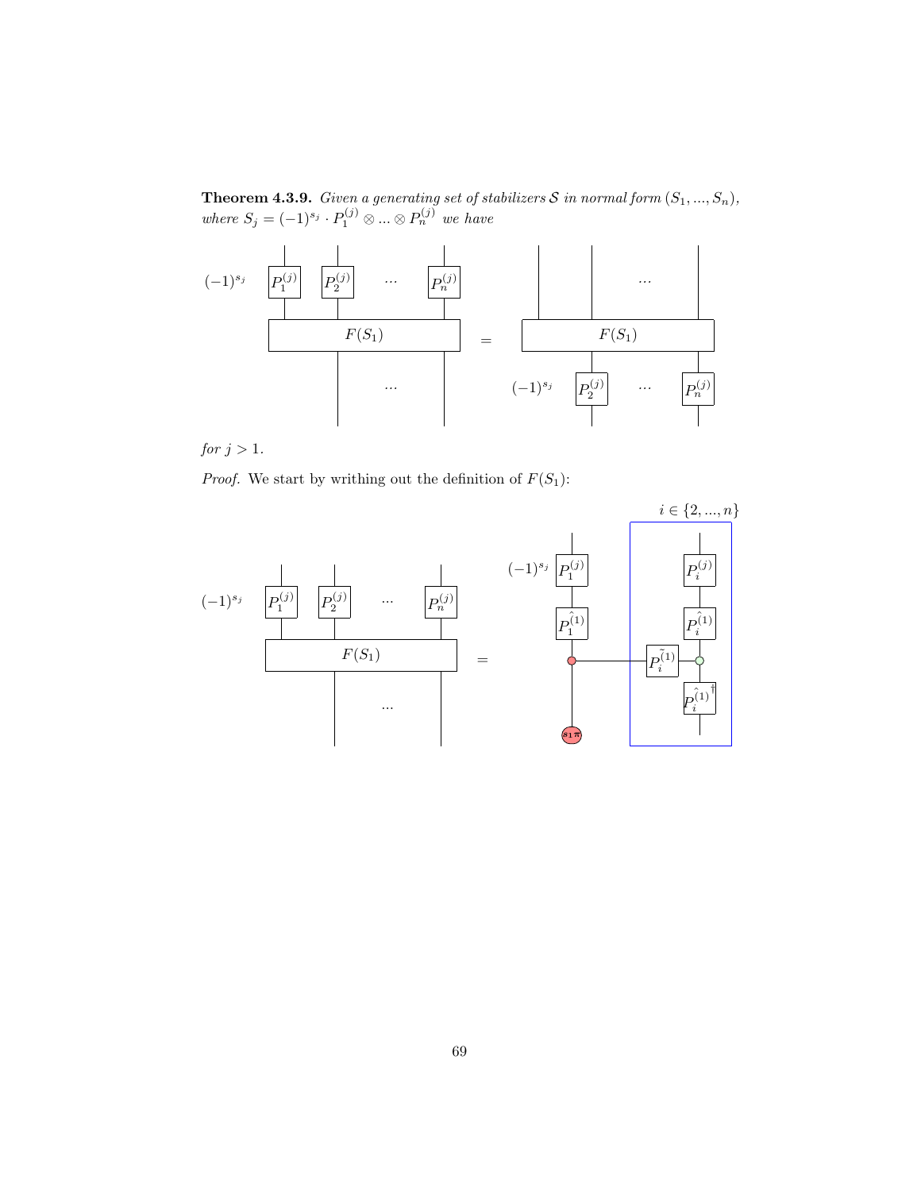**Theorem 4.3.9.** *Given a generating set of stabilizers $\mathcal{S}$ in normal form $(S_1, ..., S_n)$, where $S_j = (-1)^{s_j} \cdot P_1^{(j)} \otimes ... \otimes P_n^{(j)}$ we have*

*for $j > 1$.*

*Proof.* We start by writhing out the definition of $F(S_1)$: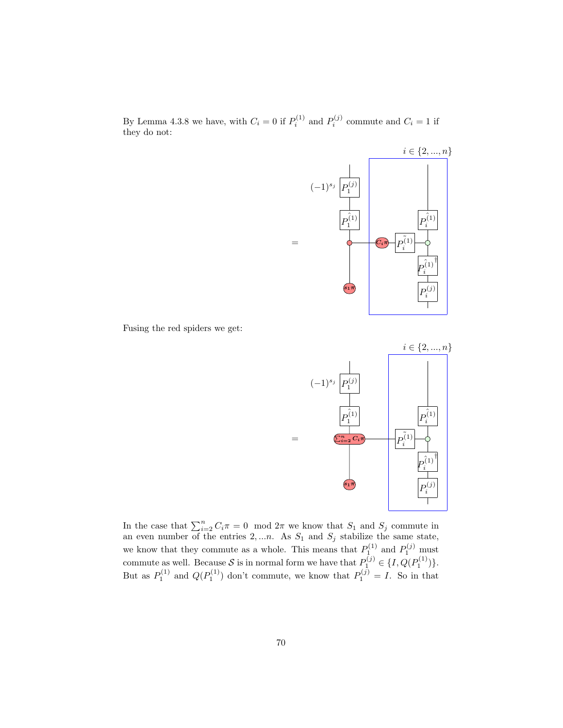By Lemma 4.3.8 we have, with $C_i = 0$ if $P_i^{(1)}$ and $P_i^{(j)}$ commute and $C_i = 1$ if they do not:

Fusing the red spiders we get:

In the case that $\sum_{i=2}^{n} C_i \pi = 0 \mod 2\pi$ we know that $S_1$ and $S_j$ commute in an even number of the entries $2, ...n$. As $S_1$ and $S_j$ stabilize the same state, we know that they commute as a whole. This means that $P_1^{(1)}$ and $P_1^{(j)}$ must commute as well. Because $\mathcal{S}$ is in normal form we have that $P_1^{(j)} \in \{I, Q(P_1^{(1)})\}$. But as $P_1^{(1)}$ and $Q(P_1^{(1)})$ don't commute, we know that $P_1^{(j)} = I$. So in that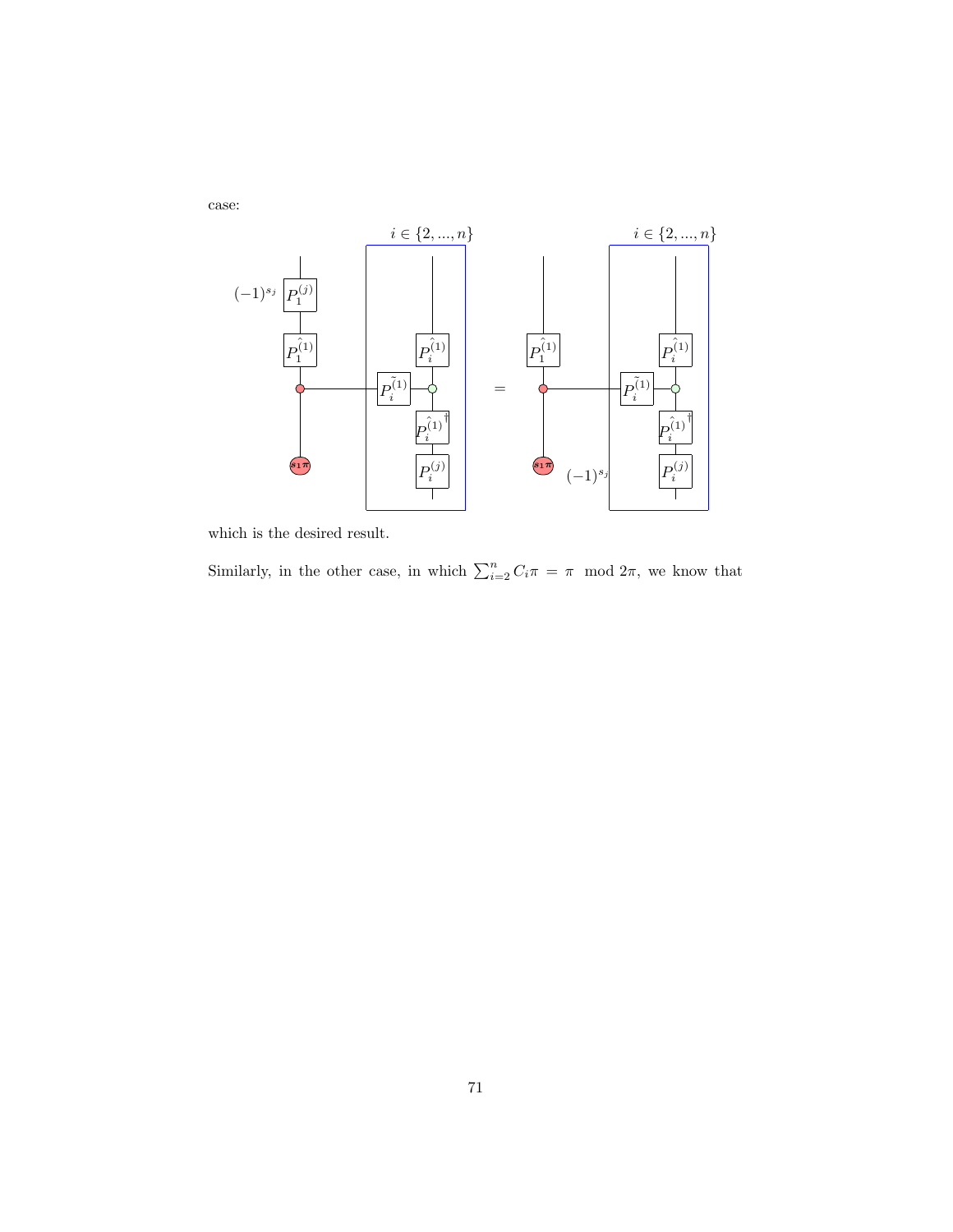case:

which is the desired result.

Similarly, in the other case, in which $\sum_{i=2}^{n} C_i \pi = \pi \mod 2\pi$, we know that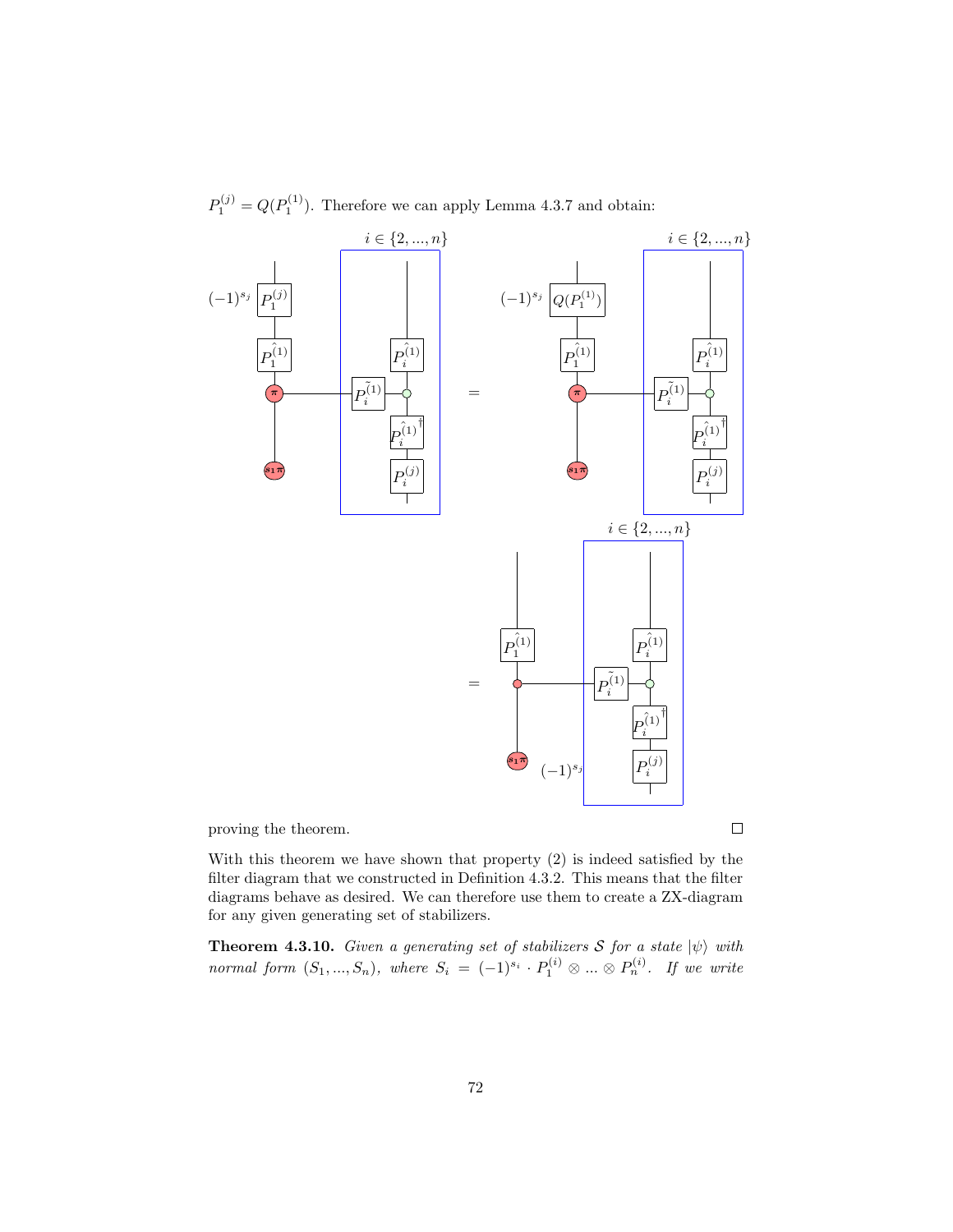$P_1^{(j)} = Q(P_1^{(1)})$. Therefore we can apply Lemma 4.3.7 and obtain:

proving the theorem. □

With this theorem we have shown that property (2) is indeed satisfied by the filter diagram that we constructed in Definition 4.3.2. This means that the filter diagrams behave as desired. We can therefore use them to create a ZX-diagram for any given generating set of stabilizers.

**Theorem 4.3.10.** *Given a generating set of stabilizers $\mathcal{S}$ for a state $|\psi\rangle$ with normal form $(S_1, ..., S_n)$, where $S_i = (-1)^{s_i} \cdot P_1^{(i)} \otimes ... \otimes P_n^{(i)}$. If we write*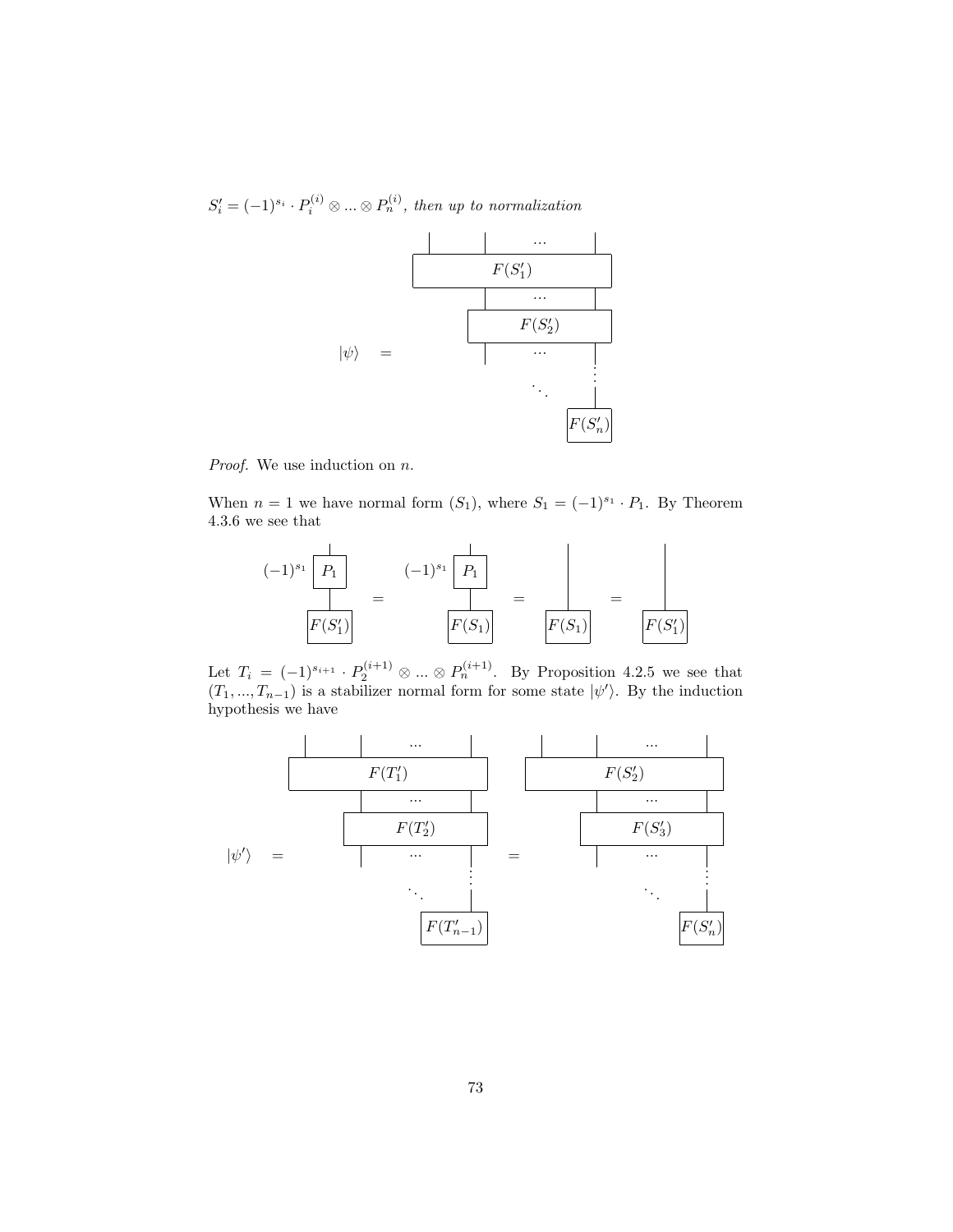$S_i' = (-1)^{s_i} \cdot P_i^{(i)} \otimes ... \otimes P_n^{(i)}$, *then up to normalization*

$$|\psi\rangle \quad = \quad \text{[diagram: } F(S_1'), F(S_2'), \ldots, F(S_n') \text{]}$$

*Proof.* We use induction on $n$.

When $n = 1$ we have normal form $(S_1)$, where $S_1 = (-1)^{s_1} \cdot P_1$. By Theorem 4.3.6 we see that

$$(-1)^{s_1} \, P_1 \circ F(S_1') \quad = \quad (-1)^{s_1} \, P_1 \circ F(S_1) \quad = \quad F(S_1) \quad = \quad F(S_1')$$

Let $T_i = (-1)^{s_{i+1}} \cdot P_2^{(i+1)} \otimes ... \otimes P_n^{(i+1)}$. By Proposition 4.2.5 we see that $(T_1, ..., T_{n-1})$ is a stabilizer normal form for some state $|\psi'\rangle$. By the induction hypothesis we have

$$|\psi'\rangle \quad = \quad \text{[diagram: } F(T_1'), F(T_2'), \ldots, F(T_{n-1}') \text{]} \quad = \quad \text{[diagram: } F(S_2'), F(S_3'), \ldots, F(S_n') \text{]}$$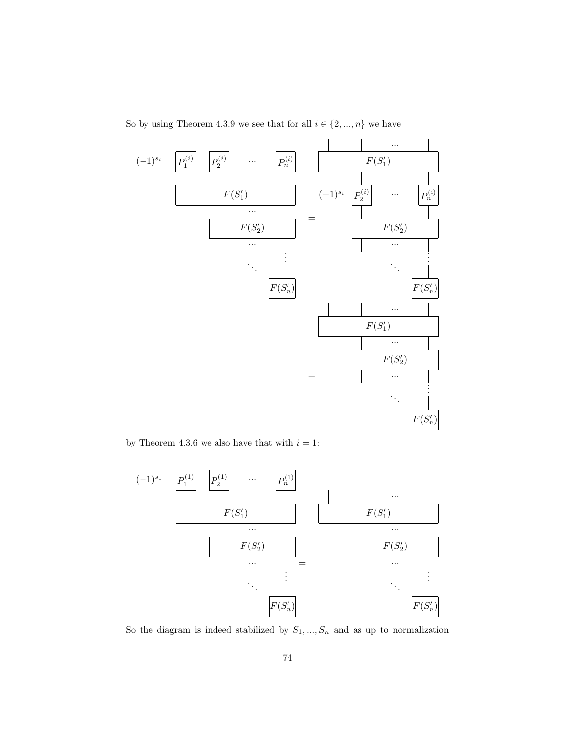So by using Theorem 4.3.9 we see that for all $i \in \{2, ..., n\}$ we have

$(-1)^{s_i}$ $P_1^{(i)}$ $P_2^{(i)}$ ... $P_n^{(i)}$ $F(S_1')$ ... $F(S_2')$ ... $F(S_n')$ $=$ $F(S_1')$ $(-1)^{s_i}$ $P_2^{(i)}$ ... $P_n^{(i)}$ $F(S_2')$ ... $F(S_n')$

$=$ $F(S_1')$ ... $F(S_2')$ ... $F(S_n')$

by Theorem 4.3.6 we also have that with $i = 1$:

$(-1)^{s_1}$ $P_1^{(1)}$ $P_2^{(1)}$ ... $P_n^{(1)}$ $F(S_1')$ ... $F(S_2')$ ... $F(S_n')$ $=$ $F(S_1')$ ... $F(S_2')$ ... $F(S_n')$

So the diagram is indeed stabilized by $S_1, ..., S_n$ and as up to normalization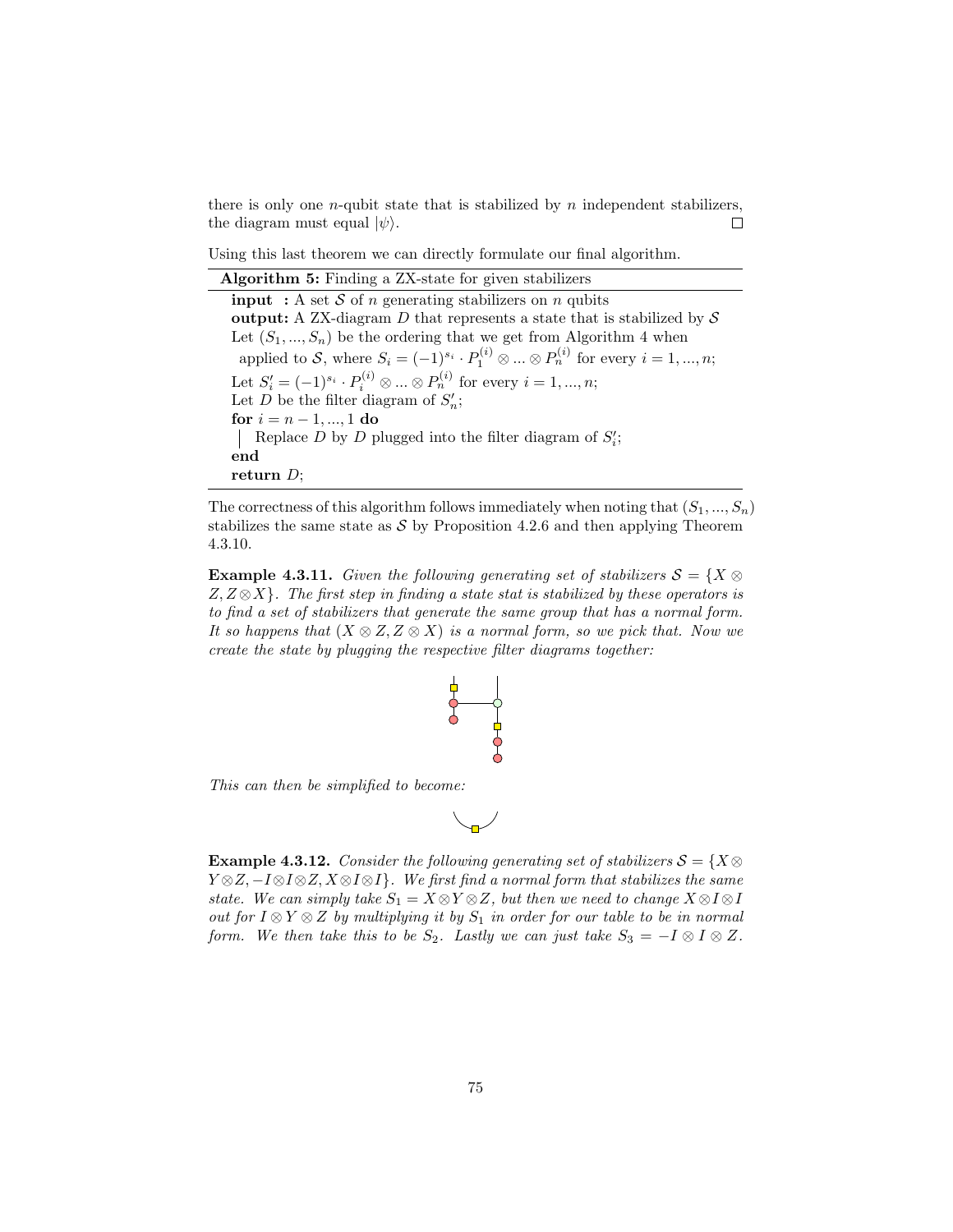there is only one $n$-qubit state that is stabilized by $n$ independent stabilizers, the diagram must equal $|\psi\rangle$. □

Using this last theorem we can directly formulate our final algorithm.

**Algorithm 5:** Finding a ZX-state for given stabilizers

**input :** A set $\mathcal{S}$ of $n$ generating stabilizers on $n$ qubits
**output:** A ZX-diagram $D$ that represents a state that is stabilized by $\mathcal{S}$
Let $(S_1, ..., S_n)$ be the ordering that we get from Algorithm 4 when applied to $\mathcal{S}$, where $S_i = (-1)^{s_i} \cdot P_1^{(i)} \otimes ... \otimes P_n^{(i)}$ for every $i = 1, ..., n$;
Let $S'_i = (-1)^{s_i} \cdot P_i^{(i)} \otimes ... \otimes P_n^{(i)}$ for every $i = 1, ..., n$;
Let $D$ be the filter diagram of $S'_n$;
**for** $i = n-1, ..., 1$ **do**
  Replace $D$ by $D$ plugged into the filter diagram of $S'_i$;
**end**
**return** $D$;

The correctness of this algorithm follows immediately when noting that $(S_1, ..., S_n)$ stabilizes the same state as $\mathcal{S}$ by Proposition 4.2.6 and then applying Theorem 4.3.10.

**Example 4.3.11.** *Given the following generating set of stabilizers $\mathcal{S} = \{X \otimes Z, Z \otimes X\}$. The first step in finding a state stat is stabilized by these operators is to find a set of stabilizers that generate the same group that has a normal form. It so happens that $(X \otimes Z, Z \otimes X)$ is a normal form, so we pick that. Now we create the state by plugging the respective filter diagrams together:*

*This can then be simplified to become:*

**Example 4.3.12.** *Consider the following generating set of stabilizers $\mathcal{S} = \{X \otimes Y \otimes Z, -I \otimes I \otimes Z, X \otimes I \otimes I\}$. We first find a normal form that stabilizes the same state. We can simply take $S_1 = X \otimes Y \otimes Z$, but then we need to change $X \otimes I \otimes I$ out for $I \otimes Y \otimes Z$ by multiplying it by $S_1$ in order for our table to be in normal form. We then take this to be $S_2$. Lastly we can just take $S_3 = -I \otimes I \otimes Z$.*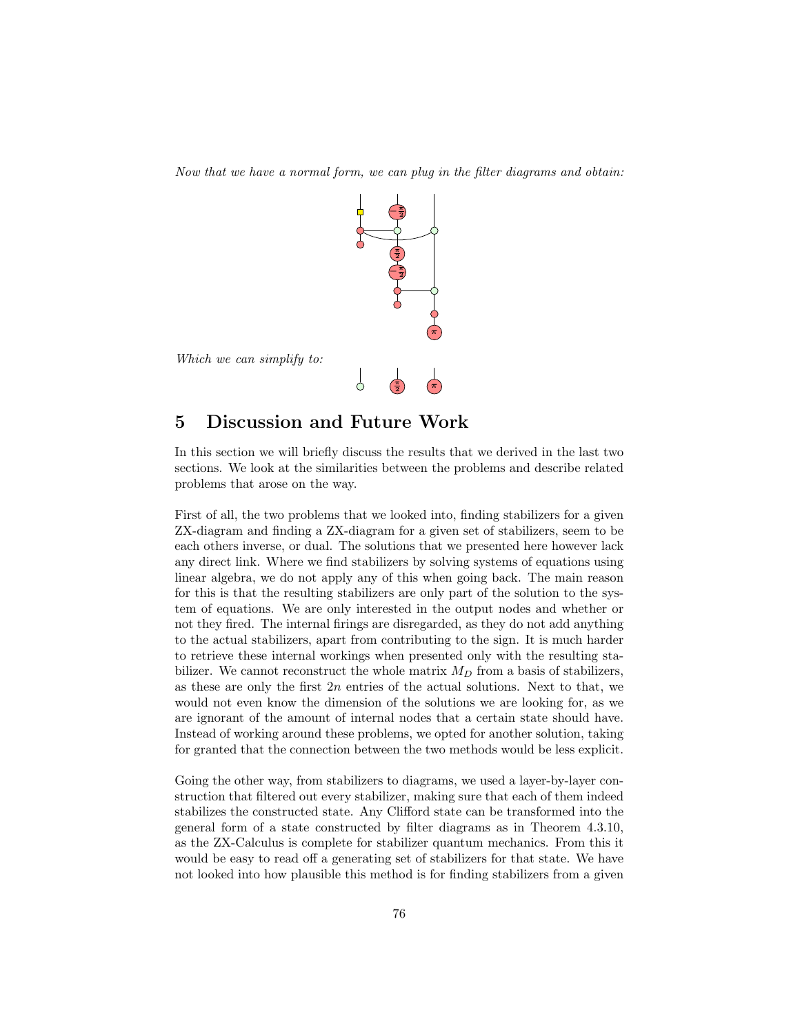*Now that we have a normal form, we can plug in the filter diagrams and obtain:*

*Which we can simplify to:*

# 5 Discussion and Future Work

In this section we will briefly discuss the results that we derived in the last two sections. We look at the similarities between the problems and describe related problems that arose on the way.

First of all, the two problems that we looked into, finding stabilizers for a given ZX-diagram and finding a ZX-diagram for a given set of stabilizers, seem to be each others inverse, or dual. The solutions that we presented here however lack any direct link. Where we find stabilizers by solving systems of equations using linear algebra, we do not apply any of this when going back. The main reason for this is that the resulting stabilizers are only part of the solution to the system of equations. We are only interested in the output nodes and whether or not they fired. The internal firings are disregarded, as they do not add anything to the actual stabilizers, apart from contributing to the sign. It is much harder to retrieve these internal workings when presented only with the resulting stabilizer. We cannot reconstruct the whole matrix $M_D$ from a basis of stabilizers, as these are only the first $2n$ entries of the actual solutions. Next to that, we would not even know the dimension of the solutions we are looking for, as we are ignorant of the amount of internal nodes that a certain state should have. Instead of working around these problems, we opted for another solution, taking for granted that the connection between the two methods would be less explicit.

Going the other way, from stabilizers to diagrams, we used a layer-by-layer construction that filtered out every stabilizer, making sure that each of them indeed stabilizes the constructed state. Any Clifford state can be transformed into the general form of a state constructed by filter diagrams as in Theorem 4.3.10, as the ZX-Calculus is complete for stabilizer quantum mechanics. From this it would be easy to read off a generating set of stabilizers for that state. We have not looked into how plausible this method is for finding stabilizers from a given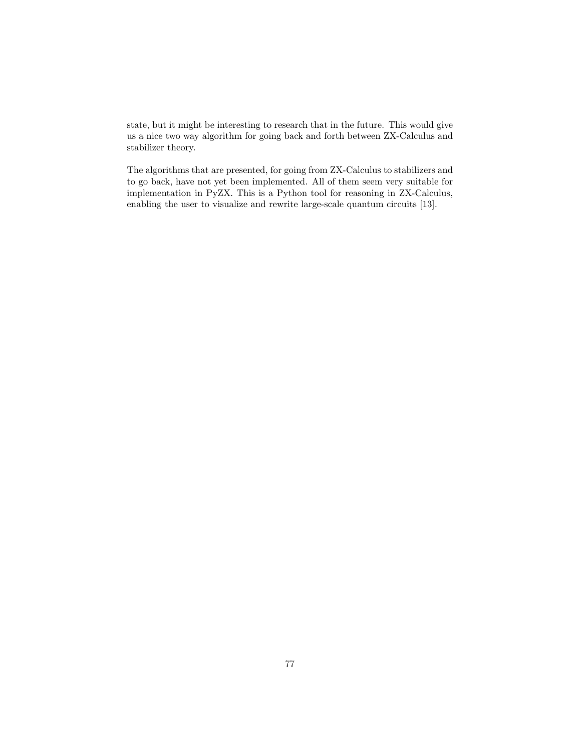state, but it might be interesting to research that in the future. This would give us a nice two way algorithm for going back and forth between ZX-Calculus and stabilizer theory.

The algorithms that are presented, for going from ZX-Calculus to stabilizers and to go back, have not yet been implemented. All of them seem very suitable for implementation in PyZX. This is a Python tool for reasoning in ZX-Calculus, enabling the user to visualize and rewrite large-scale quantum circuits [13].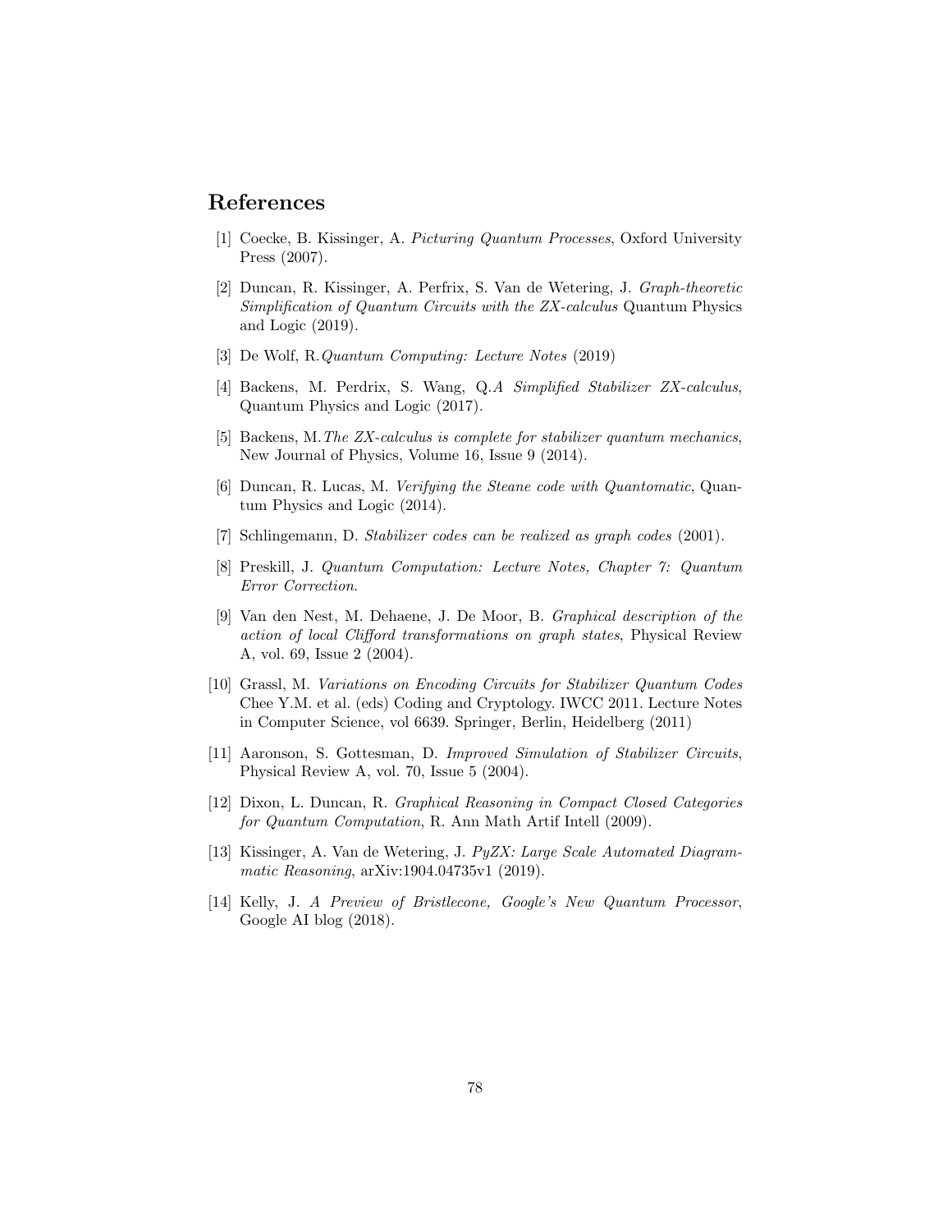## References

[1] Coecke, B. Kissinger, A. *Picturing Quantum Processes*, Oxford University Press (2007).

[2] Duncan, R. Kissinger, A. Perfrix, S. Van de Wetering, J. *Graph-theoretic Simplification of Quantum Circuits with the ZX-calculus* Quantum Physics and Logic (2019).

[3] De Wolf, R.*Quantum Computing: Lecture Notes* (2019)

[4] Backens, M. Perdrix, S. Wang, Q.*A Simplified Stabilizer ZX-calculus*, Quantum Physics and Logic (2017).

[5] Backens, M.*The ZX-calculus is complete for stabilizer quantum mechanics*, New Journal of Physics, Volume 16, Issue 9 (2014).

[6] Duncan, R. Lucas, M. *Verifying the Steane code with Quantomatic*, Quantum Physics and Logic (2014).

[7] Schlingemann, D. *Stabilizer codes can be realized as graph codes* (2001).

[8] Preskill, J. *Quantum Computation: Lecture Notes, Chapter 7: Quantum Error Correction*.

[9] Van den Nest, M. Dehaene, J. De Moor, B. *Graphical description of the action of local Clifford transformations on graph states*, Physical Review A, vol. 69, Issue 2 (2004).

[10] Grassl, M. *Variations on Encoding Circuits for Stabilizer Quantum Codes* Chee Y.M. et al. (eds) Coding and Cryptology. IWCC 2011. Lecture Notes in Computer Science, vol 6639. Springer, Berlin, Heidelberg (2011)

[11] Aaronson, S. Gottesman, D. *Improved Simulation of Stabilizer Circuits*, Physical Review A, vol. 70, Issue 5 (2004).

[12] Dixon, L. Duncan, R. *Graphical Reasoning in Compact Closed Categories for Quantum Computation*, R. Ann Math Artif Intell (2009).

[13] Kissinger, A. Van de Wetering, J. *PyZX: Large Scale Automated Diagrammatic Reasoning*, arXiv:1904.04735v1 (2019).

[14] Kelly, J. *A Preview of Bristlecone, Google's New Quantum Processor*, Google AI blog (2018).